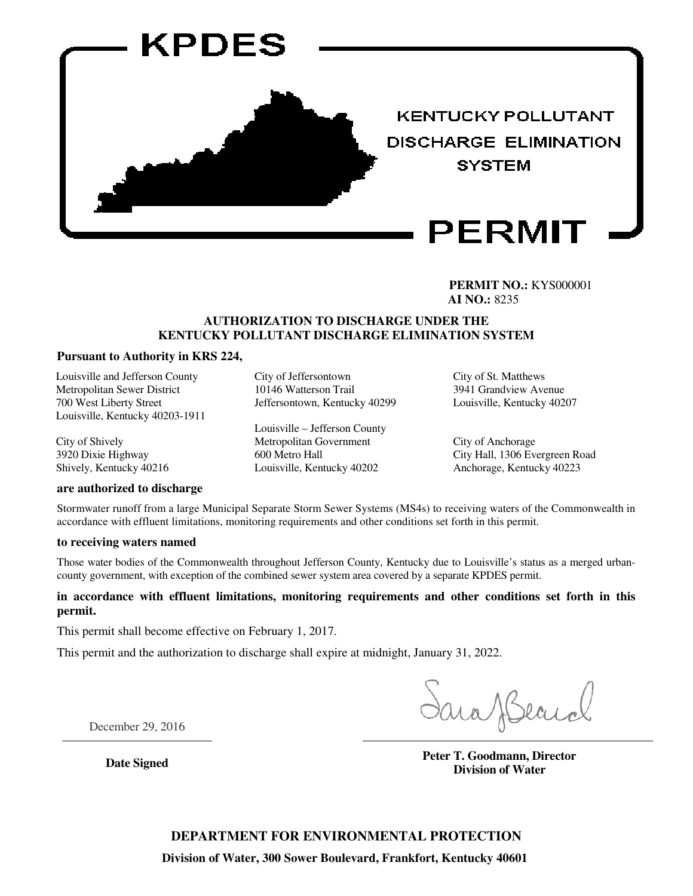# KPDES

KENTUCKY POLLUTANT DISCHARGE ELIMINATION SYSTEM

# PERMIT

**PERMIT NO.:** KYS000001
**AI NO.:** 8235

**AUTHORIZATION TO DISCHARGE UNDER THE KENTUCKY POLLUTANT DISCHARGE ELIMINATION SYSTEM**

**Pursuant to Authority in KRS 224,**

Louisville and Jefferson County Metropolitan Sewer District
700 West Liberty Street
Louisville, Kentucky 40203-1911

City of Jeffersontown
10146 Watterson Trail
Jeffersontown, Kentucky 40299

City of St. Matthews
3941 Grandview Avenue
Louisville, Kentucky 40207

City of Shively
3920 Dixie Highway
Shively, Kentucky 40216

Louisville – Jefferson County Metropolitan Government
600 Metro Hall
Louisville, Kentucky 40202

City of Anchorage
City Hall, 1306 Evergreen Road
Anchorage, Kentucky 40223

**are authorized to discharge**

Stormwater runoff from a large Municipal Separate Storm Sewer Systems (MS4s) to receiving waters of the Commonwealth in accordance with effluent limitations, monitoring requirements and other conditions set forth in this permit.

**to receiving waters named**

Those water bodies of the Commonwealth throughout Jefferson County, Kentucky due to Louisville's status as a merged urban-county government, with exception of the combined sewer system area covered by a separate KPDES permit.

**in accordance with effluent limitations, monitoring requirements and other conditions set forth in this permit.**

This permit shall become effective on February 1, 2017.

This permit and the authorization to discharge shall expire at midnight, January 31, 2022.

December 29, 2016
**Date Signed**

**Peter T. Goodmann, Director**
**Division of Water**

**DEPARTMENT FOR ENVIRONMENTAL PROTECTION**

**Division of Water, 300 Sower Boulevard, Frankfort, Kentucky 40601**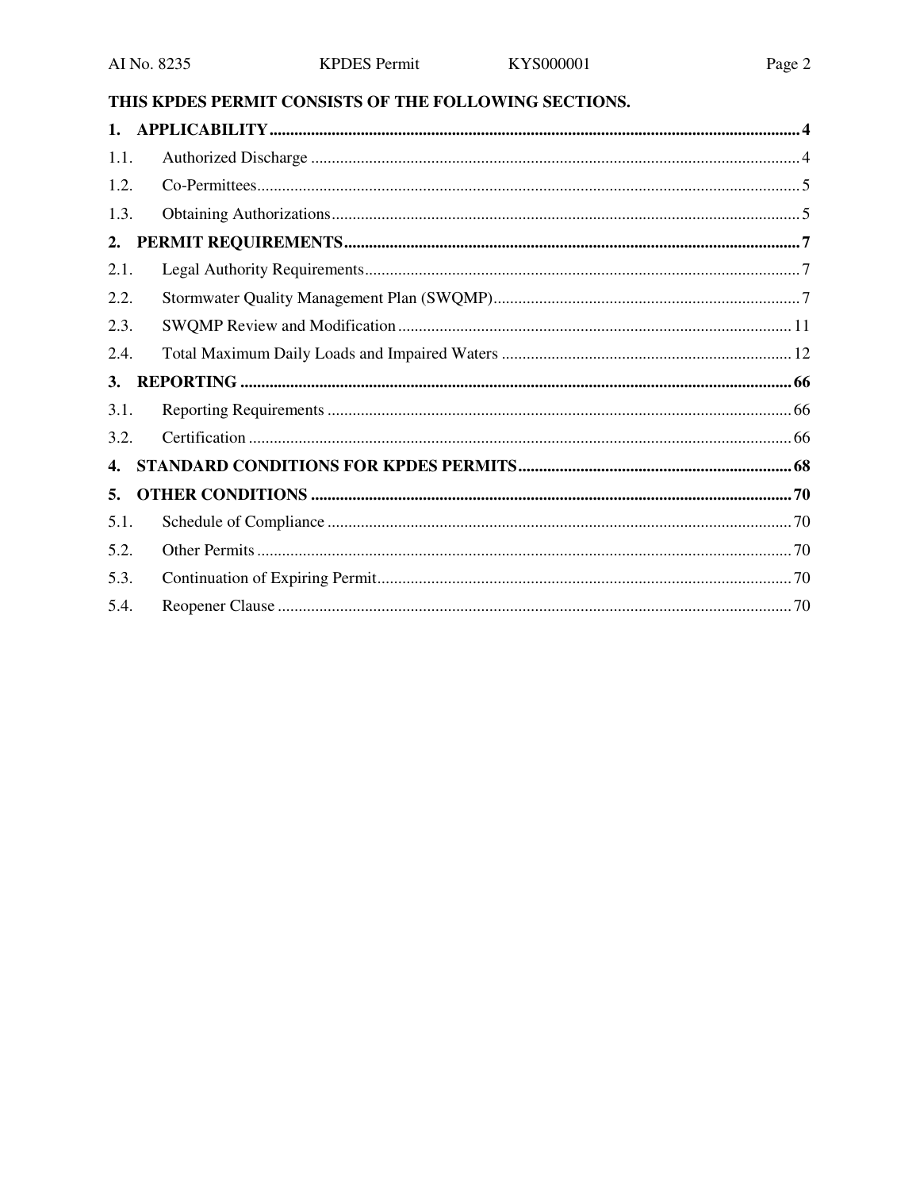**THIS KPDES PERMIT CONSISTS OF THE FOLLOWING SECTIONS.**

| | | |
|---|---|---|
| **1.** | **APPLICABILITY** | **4** |
| 1.1. | Authorized Discharge | 4 |
| 1.2. | Co-Permittees | 5 |
| 1.3. | Obtaining Authorizations | 5 |
| **2.** | **PERMIT REQUIREMENTS** | **7** |
| 2.1. | Legal Authority Requirements | 7 |
| 2.2. | Stormwater Quality Management Plan (SWQMP) | 7 |
| 2.3. | SWQMP Review and Modification | 11 |
| 2.4. | Total Maximum Daily Loads and Impaired Waters | 12 |
| **3.** | **REPORTING** | **66** |
| 3.1. | Reporting Requirements | 66 |
| 3.2. | Certification | 66 |
| **4.** | **STANDARD CONDITIONS FOR KPDES PERMITS** | **68** |
| **5.** | **OTHER CONDITIONS** | **70** |
| 5.1. | Schedule of Compliance | 70 |
| 5.2. | Other Permits | 70 |
| 5.3. | Continuation of Expiring Permit | 70 |
| 5.4. | Reopener Clause | 70 |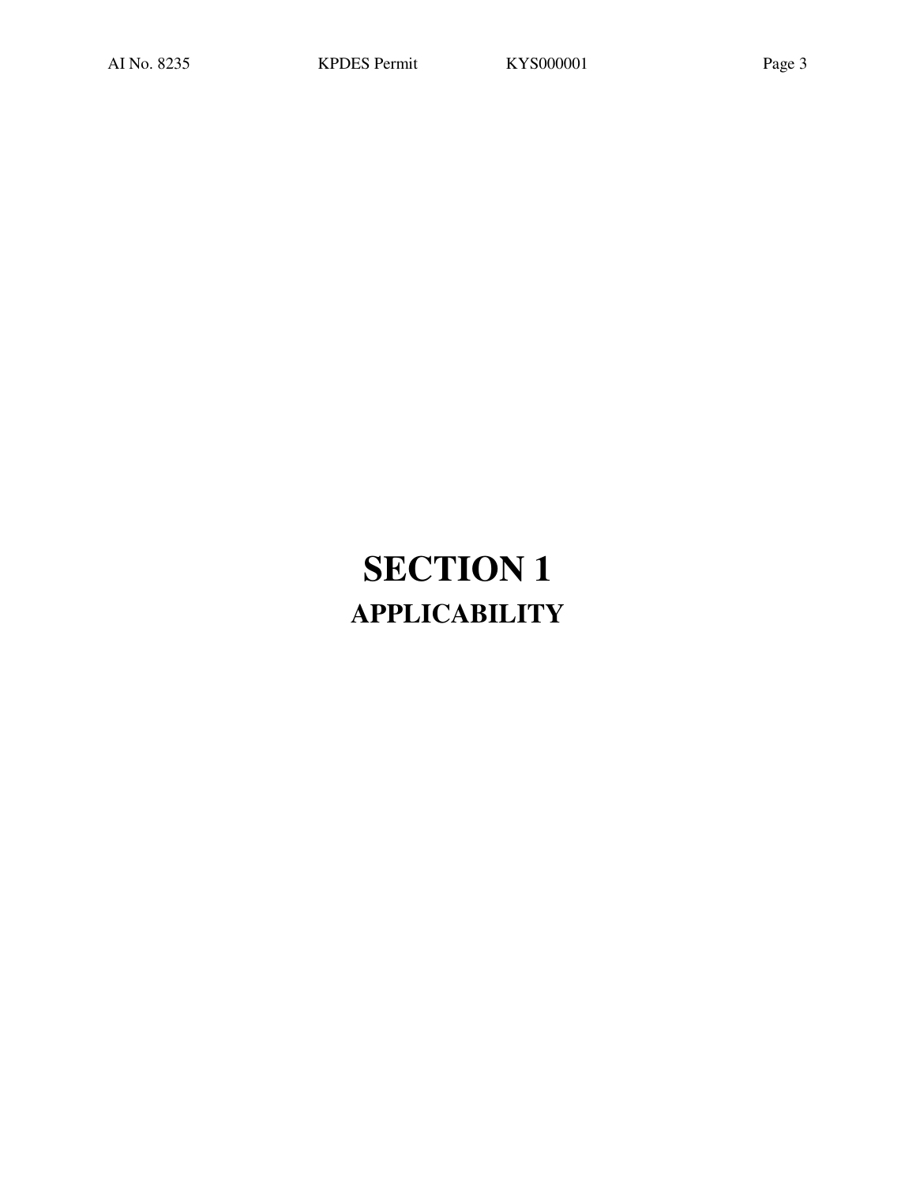# SECTION 1

## APPLICABILITY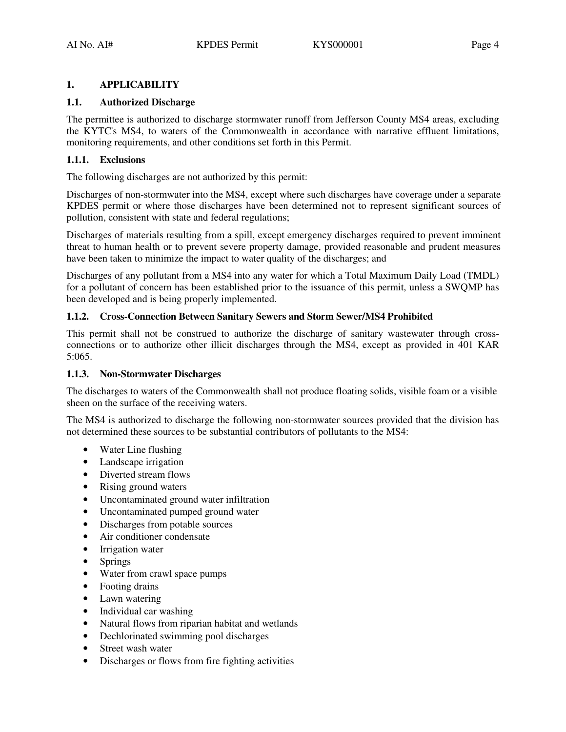## 1. APPLICABILITY

### 1.1. Authorized Discharge

The permittee is authorized to discharge stormwater runoff from Jefferson County MS4 areas, excluding the KYTC's MS4, to waters of the Commonwealth in accordance with narrative effluent limitations, monitoring requirements, and other conditions set forth in this Permit.

#### 1.1.1. Exclusions

The following discharges are not authorized by this permit:

Discharges of non-stormwater into the MS4, except where such discharges have coverage under a separate KPDES permit or where those discharges have been determined not to represent significant sources of pollution, consistent with state and federal regulations;

Discharges of materials resulting from a spill, except emergency discharges required to prevent imminent threat to human health or to prevent severe property damage, provided reasonable and prudent measures have been taken to minimize the impact to water quality of the discharges; and

Discharges of any pollutant from a MS4 into any water for which a Total Maximum Daily Load (TMDL) for a pollutant of concern has been established prior to the issuance of this permit, unless a SWQMP has been developed and is being properly implemented.

#### 1.1.2. Cross-Connection Between Sanitary Sewers and Storm Sewer/MS4 Prohibited

This permit shall not be construed to authorize the discharge of sanitary wastewater through cross-connections or to authorize other illicit discharges through the MS4, except as provided in 401 KAR 5:065.

#### 1.1.3. Non-Stormwater Discharges

The discharges to waters of the Commonwealth shall not produce floating solids, visible foam or a visible sheen on the surface of the receiving waters.

The MS4 is authorized to discharge the following non-stormwater sources provided that the division has not determined these sources to be substantial contributors of pollutants to the MS4:

- Water Line flushing
- Landscape irrigation
- Diverted stream flows
- Rising ground waters
- Uncontaminated ground water infiltration
- Uncontaminated pumped ground water
- Discharges from potable sources
- Air conditioner condensate
- Irrigation water
- Springs
- Water from crawl space pumps
- Footing drains
- Lawn watering
- Individual car washing
- Natural flows from riparian habitat and wetlands
- Dechlorinated swimming pool discharges
- Street wash water
- Discharges or flows from fire fighting activities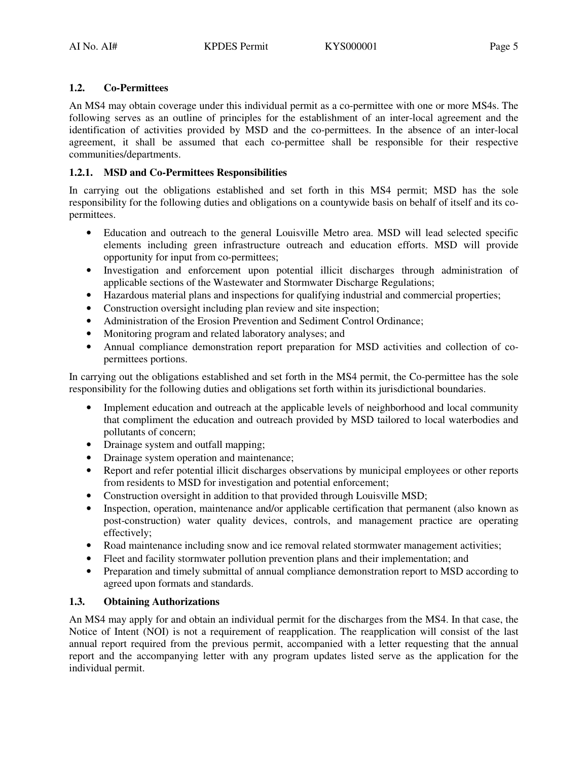### 1.2. Co-Permittees

An MS4 may obtain coverage under this individual permit as a co-permittee with one or more MS4s. The following serves as an outline of principles for the establishment of an inter-local agreement and the identification of activities provided by MSD and the co-permittees. In the absence of an inter-local agreement, it shall be assumed that each co-permittee shall be responsible for their respective communities/departments.

#### 1.2.1. MSD and Co-Permittees Responsibilities

In carrying out the obligations established and set forth in this MS4 permit; MSD has the sole responsibility for the following duties and obligations on a countywide basis on behalf of itself and its co-permittees.

- Education and outreach to the general Louisville Metro area. MSD will lead selected specific elements including green infrastructure outreach and education efforts. MSD will provide opportunity for input from co-permittees;
- Investigation and enforcement upon potential illicit discharges through administration of applicable sections of the Wastewater and Stormwater Discharge Regulations;
- Hazardous material plans and inspections for qualifying industrial and commercial properties;
- Construction oversight including plan review and site inspection;
- Administration of the Erosion Prevention and Sediment Control Ordinance;
- Monitoring program and related laboratory analyses; and
- Annual compliance demonstration report preparation for MSD activities and collection of co-permittees portions.

In carrying out the obligations established and set forth in the MS4 permit, the Co-permittee has the sole responsibility for the following duties and obligations set forth within its jurisdictional boundaries.

- Implement education and outreach at the applicable levels of neighborhood and local community that compliment the education and outreach provided by MSD tailored to local waterbodies and pollutants of concern;
- Drainage system and outfall mapping;
- Drainage system operation and maintenance;
- Report and refer potential illicit discharges observations by municipal employees or other reports from residents to MSD for investigation and potential enforcement;
- Construction oversight in addition to that provided through Louisville MSD;
- Inspection, operation, maintenance and/or applicable certification that permanent (also known as post-construction) water quality devices, controls, and management practice are operating effectively;
- Road maintenance including snow and ice removal related stormwater management activities;
- Fleet and facility stormwater pollution prevention plans and their implementation; and
- Preparation and timely submittal of annual compliance demonstration report to MSD according to agreed upon formats and standards.

### 1.3. Obtaining Authorizations

An MS4 may apply for and obtain an individual permit for the discharges from the MS4. In that case, the Notice of Intent (NOI) is not a requirement of reapplication. The reapplication will consist of the last annual report required from the previous permit, accompanied with a letter requesting that the annual report and the accompanying letter with any program updates listed serve as the application for the individual permit.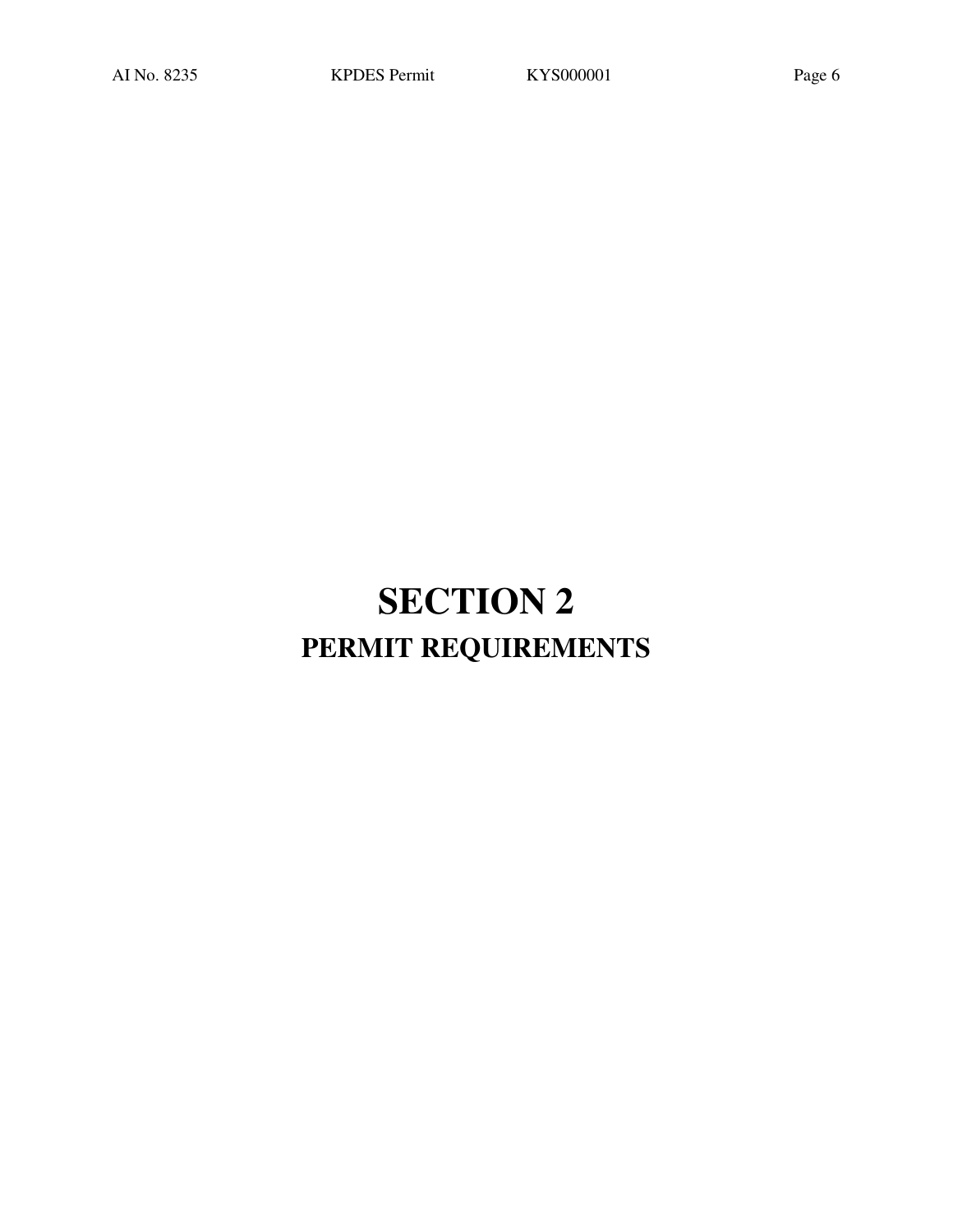# SECTION 2

## PERMIT REQUIREMENTS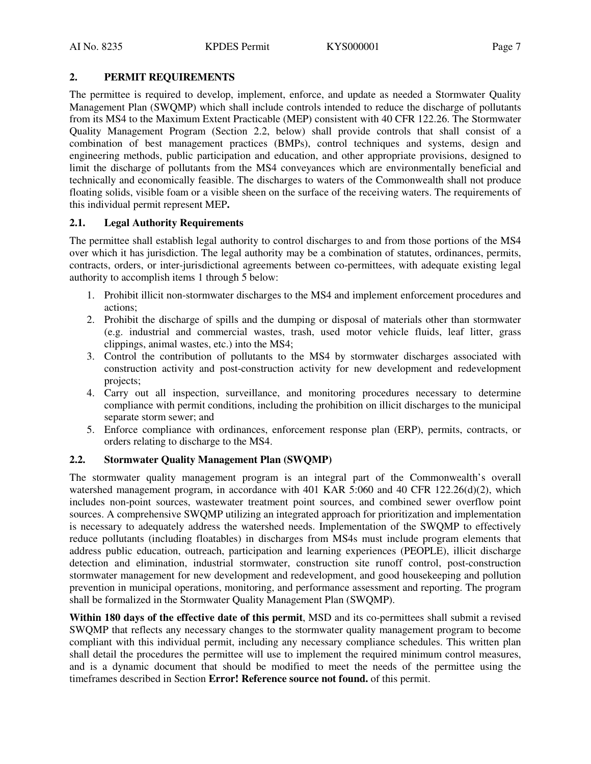## 2. PERMIT REQUIREMENTS

The permittee is required to develop, implement, enforce, and update as needed a Stormwater Quality Management Plan (SWQMP) which shall include controls intended to reduce the discharge of pollutants from its MS4 to the Maximum Extent Practicable (MEP) consistent with 40 CFR 122.26. The Stormwater Quality Management Program (Section 2.2, below) shall provide controls that shall consist of a combination of best management practices (BMPs), control techniques and systems, design and engineering methods, public participation and education, and other appropriate provisions, designed to limit the discharge of pollutants from the MS4 conveyances which are environmentally beneficial and technically and economically feasible. The discharges to waters of the Commonwealth shall not produce floating solids, visible foam or a visible sheen on the surface of the receiving waters. The requirements of this individual permit represent MEP**.**

### 2.1. Legal Authority Requirements

The permittee shall establish legal authority to control discharges to and from those portions of the MS4 over which it has jurisdiction. The legal authority may be a combination of statutes, ordinances, permits, contracts, orders, or inter-jurisdictional agreements between co-permittees, with adequate existing legal authority to accomplish items 1 through 5 below:

1. Prohibit illicit non-stormwater discharges to the MS4 and implement enforcement procedures and actions;
2. Prohibit the discharge of spills and the dumping or disposal of materials other than stormwater (e.g. industrial and commercial wastes, trash, used motor vehicle fluids, leaf litter, grass clippings, animal wastes, etc.) into the MS4;
3. Control the contribution of pollutants to the MS4 by stormwater discharges associated with construction activity and post-construction activity for new development and redevelopment projects;
4. Carry out all inspection, surveillance, and monitoring procedures necessary to determine compliance with permit conditions, including the prohibition on illicit discharges to the municipal separate storm sewer; and
5. Enforce compliance with ordinances, enforcement response plan (ERP), permits, contracts, or orders relating to discharge to the MS4.

### 2.2. Stormwater Quality Management Plan (SWQMP)

The stormwater quality management program is an integral part of the Commonwealth's overall watershed management program, in accordance with 401 KAR 5:060 and 40 CFR 122.26(d)(2), which includes non-point sources, wastewater treatment point sources, and combined sewer overflow point sources. A comprehensive SWQMP utilizing an integrated approach for prioritization and implementation is necessary to adequately address the watershed needs. Implementation of the SWQMP to effectively reduce pollutants (including floatables) in discharges from MS4s must include program elements that address public education, outreach, participation and learning experiences (PEOPLE), illicit discharge detection and elimination, industrial stormwater, construction site runoff control, post-construction stormwater management for new development and redevelopment, and good housekeeping and pollution prevention in municipal operations, monitoring, and performance assessment and reporting. The program shall be formalized in the Stormwater Quality Management Plan (SWQMP).

**Within 180 days of the effective date of this permit**, MSD and its co-permittees shall submit a revised SWQMP that reflects any necessary changes to the stormwater quality management program to become compliant with this individual permit, including any necessary compliance schedules. This written plan shall detail the procedures the permittee will use to implement the required minimum control measures, and is a dynamic document that should be modified to meet the needs of the permittee using the timeframes described in Section **Error! Reference source not found.** of this permit.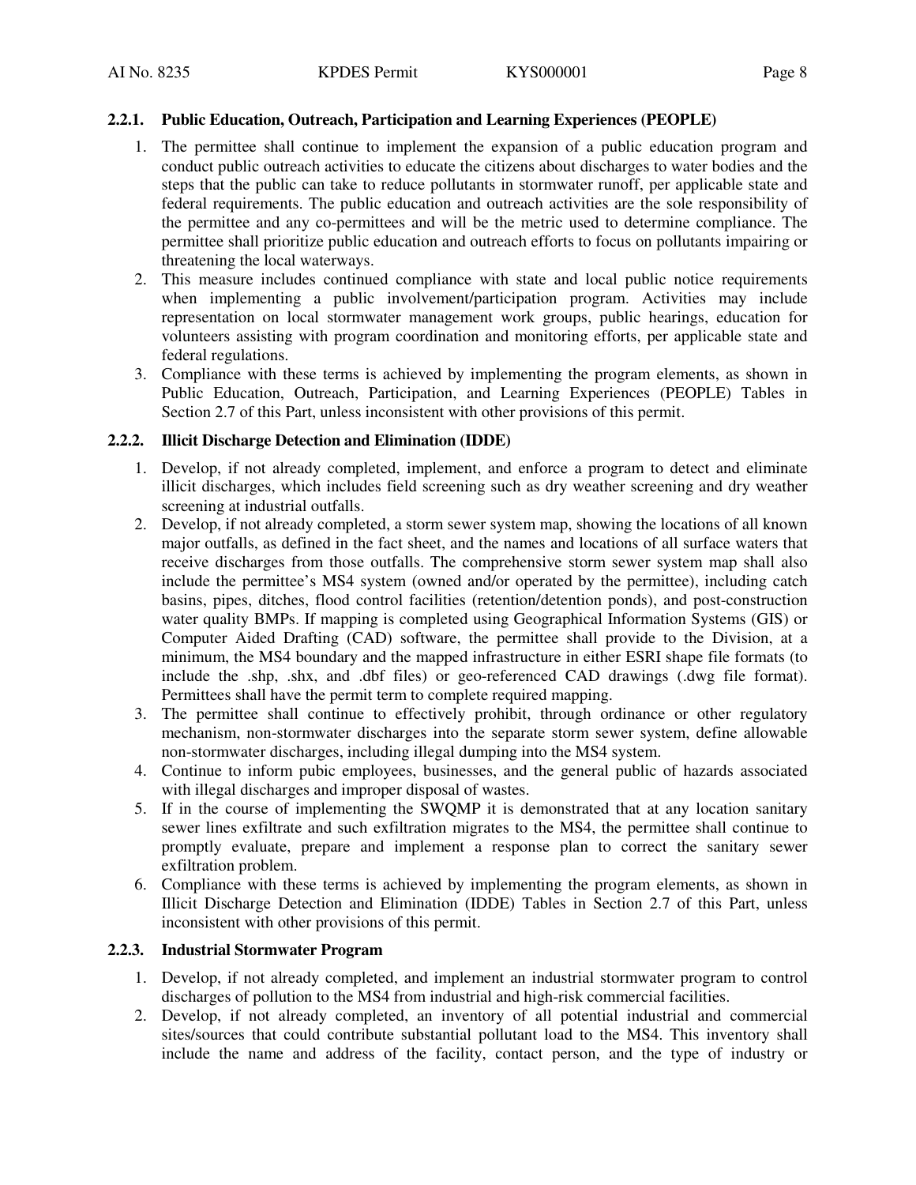### 2.2.1. Public Education, Outreach, Participation and Learning Experiences (PEOPLE)

1. The permittee shall continue to implement the expansion of a public education program and conduct public outreach activities to educate the citizens about discharges to water bodies and the steps that the public can take to reduce pollutants in stormwater runoff, per applicable state and federal requirements. The public education and outreach activities are the sole responsibility of the permittee and any co-permittees and will be the metric used to determine compliance. The permittee shall prioritize public education and outreach efforts to focus on pollutants impairing or threatening the local waterways.
2. This measure includes continued compliance with state and local public notice requirements when implementing a public involvement/participation program. Activities may include representation on local stormwater management work groups, public hearings, education for volunteers assisting with program coordination and monitoring efforts, per applicable state and federal regulations.
3. Compliance with these terms is achieved by implementing the program elements, as shown in Public Education, Outreach, Participation, and Learning Experiences (PEOPLE) Tables in Section 2.7 of this Part, unless inconsistent with other provisions of this permit.

### 2.2.2. Illicit Discharge Detection and Elimination (IDDE)

1. Develop, if not already completed, implement, and enforce a program to detect and eliminate illicit discharges, which includes field screening such as dry weather screening and dry weather screening at industrial outfalls.
2. Develop, if not already completed, a storm sewer system map, showing the locations of all known major outfalls, as defined in the fact sheet, and the names and locations of all surface waters that receive discharges from those outfalls. The comprehensive storm sewer system map shall also include the permittee's MS4 system (owned and/or operated by the permittee), including catch basins, pipes, ditches, flood control facilities (retention/detention ponds), and post-construction water quality BMPs. If mapping is completed using Geographical Information Systems (GIS) or Computer Aided Drafting (CAD) software, the permittee shall provide to the Division, at a minimum, the MS4 boundary and the mapped infrastructure in either ESRI shape file formats (to include the .shp, .shx, and .dbf files) or geo-referenced CAD drawings (.dwg file format). Permittees shall have the permit term to complete required mapping.
3. The permittee shall continue to effectively prohibit, through ordinance or other regulatory mechanism, non-stormwater discharges into the separate storm sewer system, define allowable non-stormwater discharges, including illegal dumping into the MS4 system.
4. Continue to inform pubic employees, businesses, and the general public of hazards associated with illegal discharges and improper disposal of wastes.
5. If in the course of implementing the SWQMP it is demonstrated that at any location sanitary sewer lines exfiltrate and such exfiltration migrates to the MS4, the permittee shall continue to promptly evaluate, prepare and implement a response plan to correct the sanitary sewer exfiltration problem.
6. Compliance with these terms is achieved by implementing the program elements, as shown in Illicit Discharge Detection and Elimination (IDDE) Tables in Section 2.7 of this Part, unless inconsistent with other provisions of this permit.

### 2.2.3. Industrial Stormwater Program

1. Develop, if not already completed, and implement an industrial stormwater program to control discharges of pollution to the MS4 from industrial and high-risk commercial facilities.
2. Develop, if not already completed, an inventory of all potential industrial and commercial sites/sources that could contribute substantial pollutant load to the MS4. This inventory shall include the name and address of the facility, contact person, and the type of industry or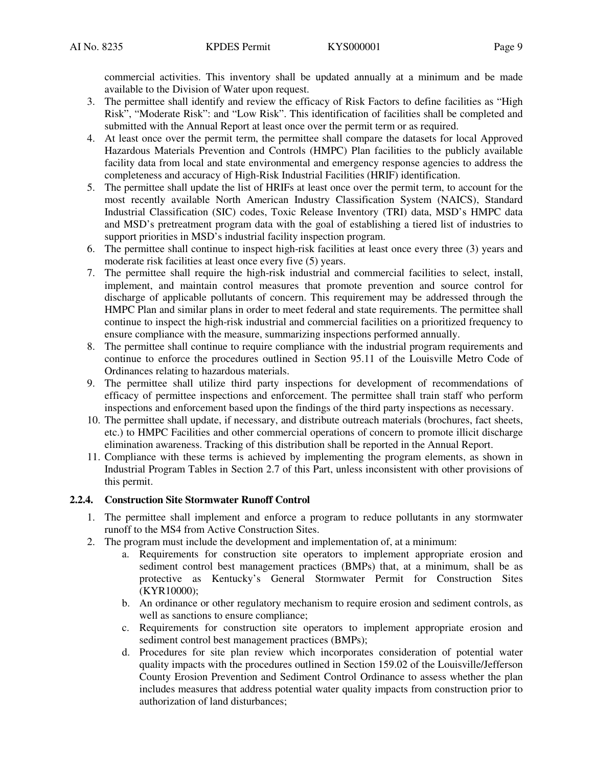commercial activities. This inventory shall be updated annually at a minimum and be made available to the Division of Water upon request.

3. The permittee shall identify and review the efficacy of Risk Factors to define facilities as "High Risk", "Moderate Risk": and "Low Risk". This identification of facilities shall be completed and submitted with the Annual Report at least once over the permit term or as required.
4. At least once over the permit term, the permittee shall compare the datasets for local Approved Hazardous Materials Prevention and Controls (HMPC) Plan facilities to the publicly available facility data from local and state environmental and emergency response agencies to address the completeness and accuracy of High-Risk Industrial Facilities (HRIF) identification.
5. The permittee shall update the list of HRIFs at least once over the permit term, to account for the most recently available North American Industry Classification System (NAICS), Standard Industrial Classification (SIC) codes, Toxic Release Inventory (TRI) data, MSD's HMPC data and MSD's pretreatment program data with the goal of establishing a tiered list of industries to support priorities in MSD's industrial facility inspection program.
6. The permittee shall continue to inspect high-risk facilities at least once every three (3) years and moderate risk facilities at least once every five (5) years.
7. The permittee shall require the high-risk industrial and commercial facilities to select, install, implement, and maintain control measures that promote prevention and source control for discharge of applicable pollutants of concern. This requirement may be addressed through the HMPC Plan and similar plans in order to meet federal and state requirements. The permittee shall continue to inspect the high-risk industrial and commercial facilities on a prioritized frequency to ensure compliance with the measure, summarizing inspections performed annually.
8. The permittee shall continue to require compliance with the industrial program requirements and continue to enforce the procedures outlined in Section 95.11 of the Louisville Metro Code of Ordinances relating to hazardous materials.
9. The permittee shall utilize third party inspections for development of recommendations of efficacy of permittee inspections and enforcement. The permittee shall train staff who perform inspections and enforcement based upon the findings of the third party inspections as necessary.
10. The permittee shall update, if necessary, and distribute outreach materials (brochures, fact sheets, etc.) to HMPC Facilities and other commercial operations of concern to promote illicit discharge elimination awareness. Tracking of this distribution shall be reported in the Annual Report.
11. Compliance with these terms is achieved by implementing the program elements, as shown in Industrial Program Tables in Section 2.7 of this Part, unless inconsistent with other provisions of this permit.

### 2.2.4. Construction Site Stormwater Runoff Control

1. The permittee shall implement and enforce a program to reduce pollutants in any stormwater runoff to the MS4 from Active Construction Sites.
2. The program must include the development and implementation of, at a minimum:
   a. Requirements for construction site operators to implement appropriate erosion and sediment control best management practices (BMPs) that, at a minimum, shall be as protective as Kentucky's General Stormwater Permit for Construction Sites (KYR10000);
   b. An ordinance or other regulatory mechanism to require erosion and sediment controls, as well as sanctions to ensure compliance;
   c. Requirements for construction site operators to implement appropriate erosion and sediment control best management practices (BMPs);
   d. Procedures for site plan review which incorporates consideration of potential water quality impacts with the procedures outlined in Section 159.02 of the Louisville/Jefferson County Erosion Prevention and Sediment Control Ordinance to assess whether the plan includes measures that address potential water quality impacts from construction prior to authorization of land disturbances;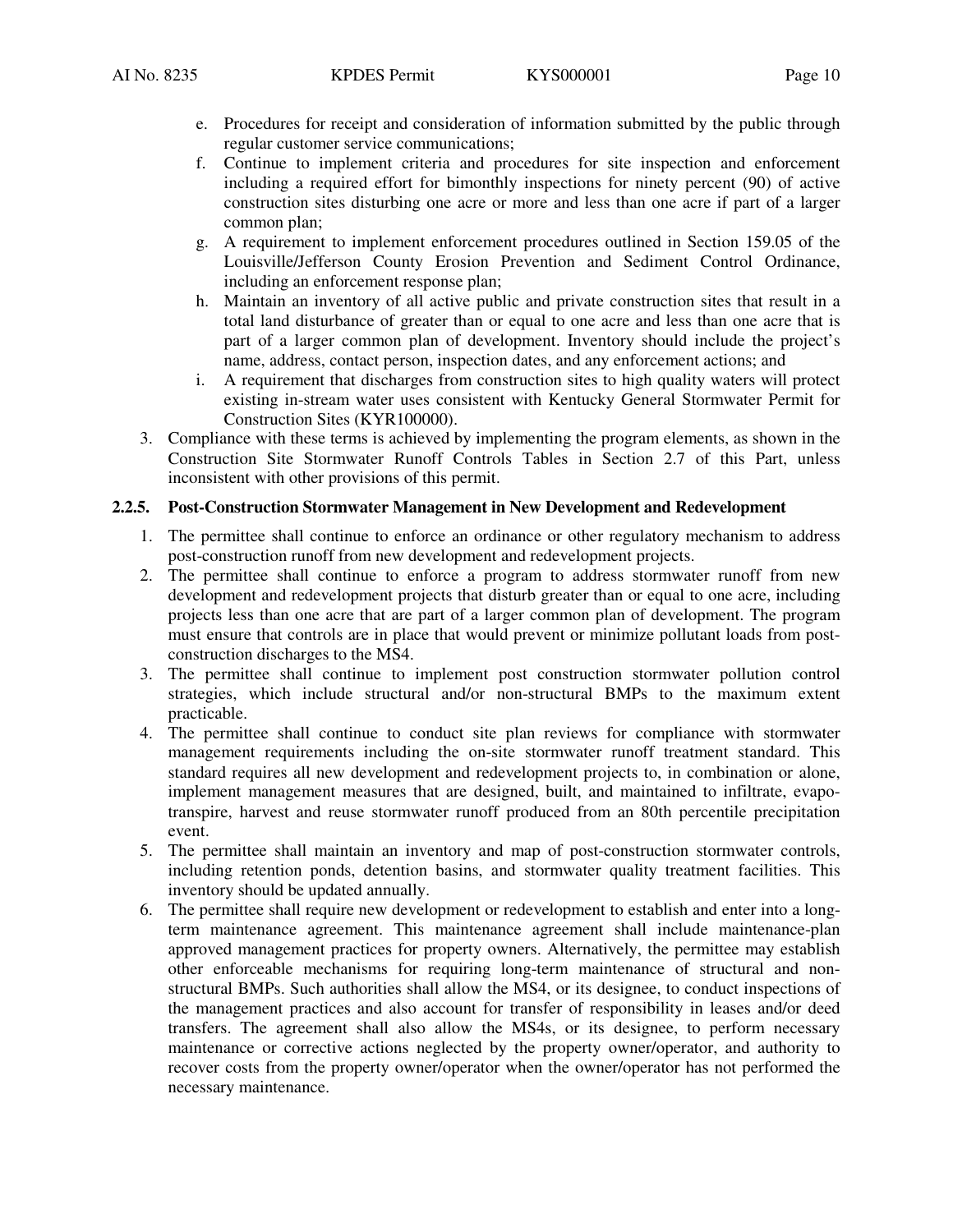e. Procedures for receipt and consideration of information submitted by the public through regular customer service communications;
f. Continue to implement criteria and procedures for site inspection and enforcement including a required effort for bimonthly inspections for ninety percent (90) of active construction sites disturbing one acre or more and less than one acre if part of a larger common plan;
g. A requirement to implement enforcement procedures outlined in Section 159.05 of the Louisville/Jefferson County Erosion Prevention and Sediment Control Ordinance, including an enforcement response plan;
h. Maintain an inventory of all active public and private construction sites that result in a total land disturbance of greater than or equal to one acre and less than one acre that is part of a larger common plan of development. Inventory should include the project's name, address, contact person, inspection dates, and any enforcement actions; and
i. A requirement that discharges from construction sites to high quality waters will protect existing in-stream water uses consistent with Kentucky General Stormwater Permit for Construction Sites (KYR100000).

3. Compliance with these terms is achieved by implementing the program elements, as shown in the Construction Site Stormwater Runoff Controls Tables in Section 2.7 of this Part, unless inconsistent with other provisions of this permit.

### 2.2.5. Post-Construction Stormwater Management in New Development and Redevelopment

1. The permittee shall continue to enforce an ordinance or other regulatory mechanism to address post-construction runoff from new development and redevelopment projects.
2. The permittee shall continue to enforce a program to address stormwater runoff from new development and redevelopment projects that disturb greater than or equal to one acre, including projects less than one acre that are part of a larger common plan of development. The program must ensure that controls are in place that would prevent or minimize pollutant loads from post-construction discharges to the MS4.
3. The permittee shall continue to implement post construction stormwater pollution control strategies, which include structural and/or non-structural BMPs to the maximum extent practicable.
4. The permittee shall continue to conduct site plan reviews for compliance with stormwater management requirements including the on-site stormwater runoff treatment standard. This standard requires all new development and redevelopment projects to, in combination or alone, implement management measures that are designed, built, and maintained to infiltrate, evapo-transpire, harvest and reuse stormwater runoff produced from an 80th percentile precipitation event.
5. The permittee shall maintain an inventory and map of post-construction stormwater controls, including retention ponds, detention basins, and stormwater quality treatment facilities. This inventory should be updated annually.
6. The permittee shall require new development or redevelopment to establish and enter into a long-term maintenance agreement. This maintenance agreement shall include maintenance-plan approved management practices for property owners. Alternatively, the permittee may establish other enforceable mechanisms for requiring long-term maintenance of structural and non-structural BMPs. Such authorities shall allow the MS4, or its designee, to conduct inspections of the management practices and also account for transfer of responsibility in leases and/or deed transfers. The agreement shall also allow the MS4s, or its designee, to perform necessary maintenance or corrective actions neglected by the property owner/operator, and authority to recover costs from the property owner/operator when the owner/operator has not performed the necessary maintenance.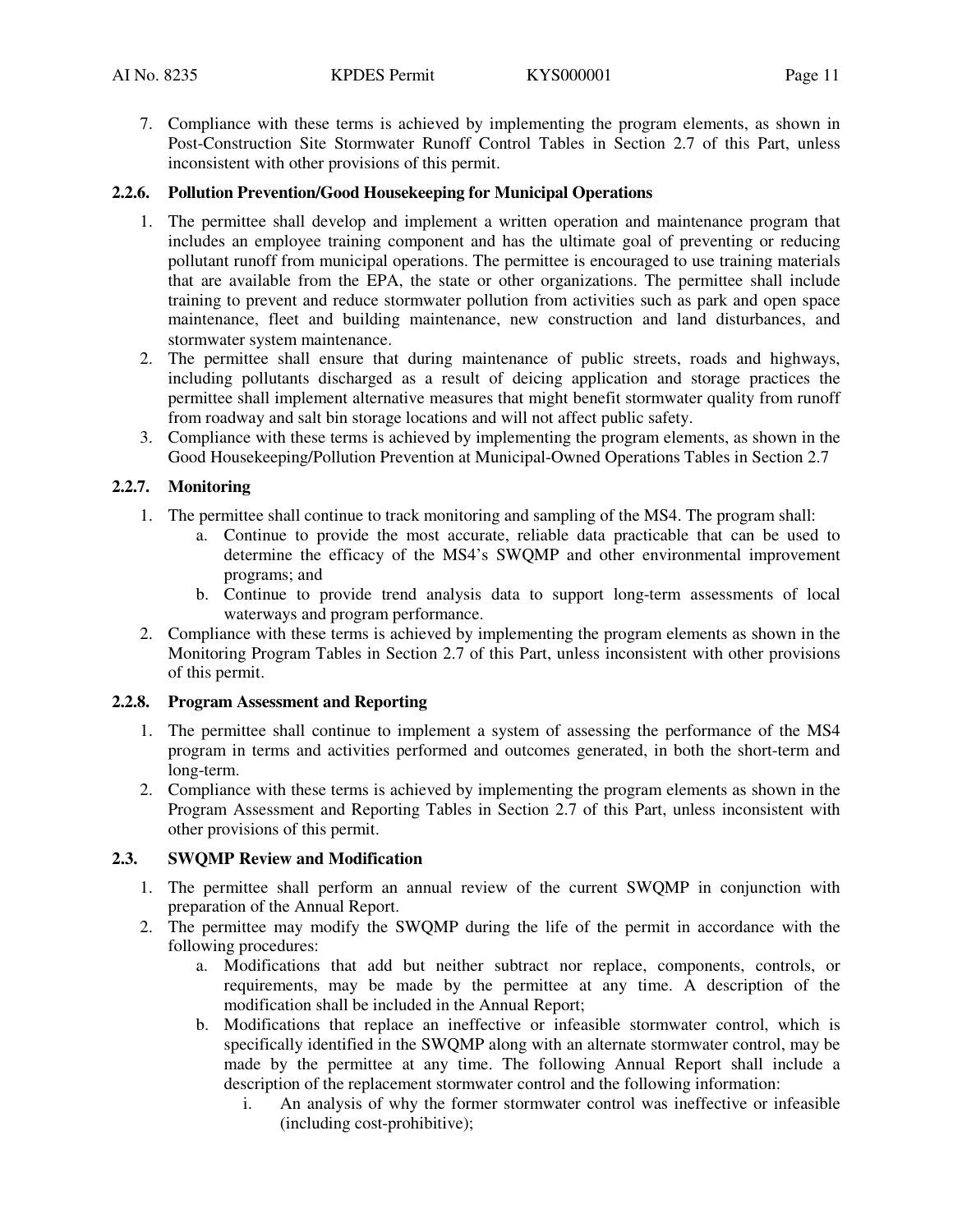7. Compliance with these terms is achieved by implementing the program elements, as shown in Post-Construction Site Stormwater Runoff Control Tables in Section 2.7 of this Part, unless inconsistent with other provisions of this permit.

### 2.2.6. Pollution Prevention/Good Housekeeping for Municipal Operations

1. The permittee shall develop and implement a written operation and maintenance program that includes an employee training component and has the ultimate goal of preventing or reducing pollutant runoff from municipal operations. The permittee is encouraged to use training materials that are available from the EPA, the state or other organizations. The permittee shall include training to prevent and reduce stormwater pollution from activities such as park and open space maintenance, fleet and building maintenance, new construction and land disturbances, and stormwater system maintenance.
2. The permittee shall ensure that during maintenance of public streets, roads and highways, including pollutants discharged as a result of deicing application and storage practices the permittee shall implement alternative measures that might benefit stormwater quality from runoff from roadway and salt bin storage locations and will not affect public safety.
3. Compliance with these terms is achieved by implementing the program elements, as shown in the Good Housekeeping/Pollution Prevention at Municipal-Owned Operations Tables in Section 2.7

### 2.2.7. Monitoring

1. The permittee shall continue to track monitoring and sampling of the MS4. The program shall:
   a. Continue to provide the most accurate, reliable data practicable that can be used to determine the efficacy of the MS4's SWQMP and other environmental improvement programs; and
   b. Continue to provide trend analysis data to support long-term assessments of local waterways and program performance.
2. Compliance with these terms is achieved by implementing the program elements as shown in the Monitoring Program Tables in Section 2.7 of this Part, unless inconsistent with other provisions of this permit.

### 2.2.8. Program Assessment and Reporting

1. The permittee shall continue to implement a system of assessing the performance of the MS4 program in terms and activities performed and outcomes generated, in both the short-term and long-term.
2. Compliance with these terms is achieved by implementing the program elements as shown in the Program Assessment and Reporting Tables in Section 2.7 of this Part, unless inconsistent with other provisions of this permit.

## 2.3. SWQMP Review and Modification

1. The permittee shall perform an annual review of the current SWQMP in conjunction with preparation of the Annual Report.
2. The permittee may modify the SWQMP during the life of the permit in accordance with the following procedures:
   a. Modifications that add but neither subtract nor replace, components, controls, or requirements, may be made by the permittee at any time. A description of the modification shall be included in the Annual Report;
   b. Modifications that replace an ineffective or infeasible stormwater control, which is specifically identified in the SWQMP along with an alternate stormwater control, may be made by the permittee at any time. The following Annual Report shall include a description of the replacement stormwater control and the following information:
      i. An analysis of why the former stormwater control was ineffective or infeasible (including cost-prohibitive);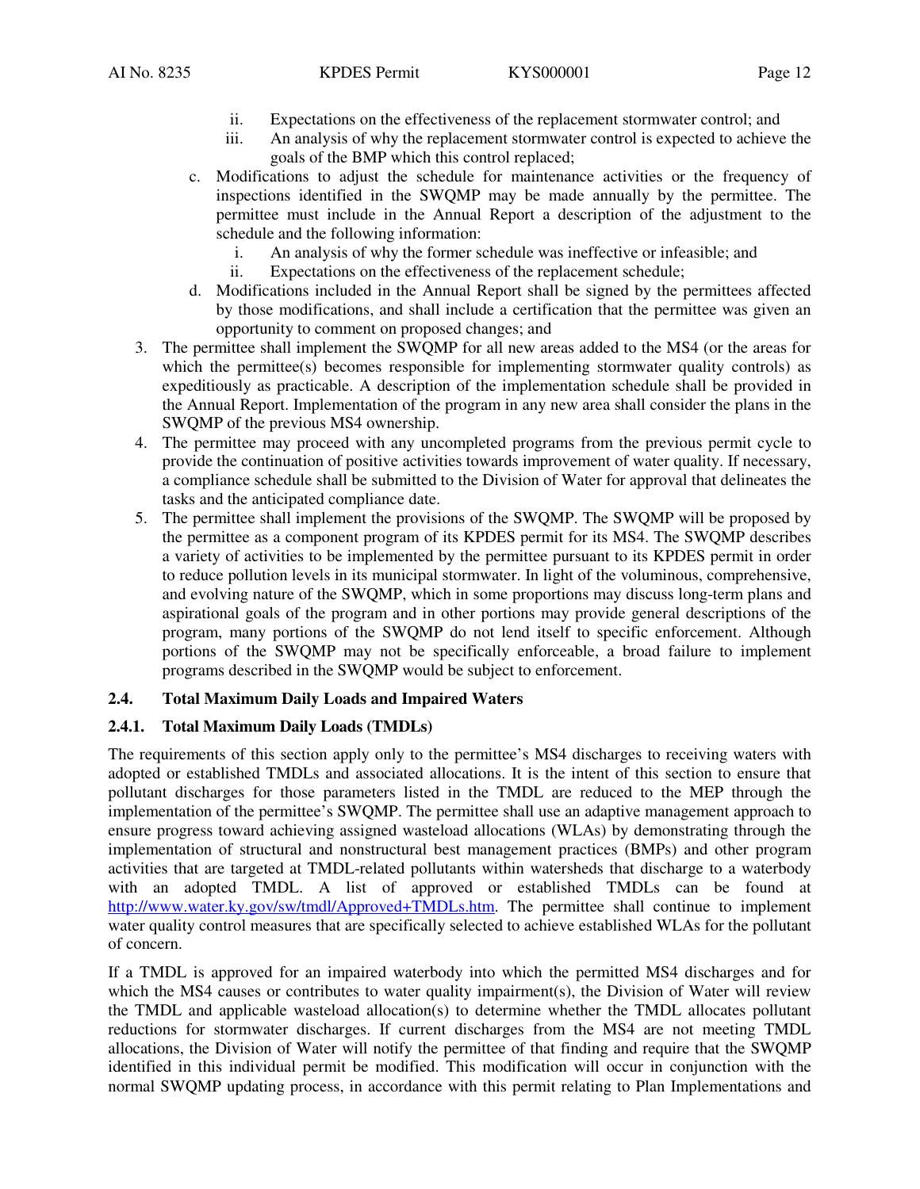ii. Expectations on the effectiveness of the replacement stormwater control; and
   iii. An analysis of why the replacement stormwater control is expected to achieve the goals of the BMP which this control replaced;

c. Modifications to adjust the schedule for maintenance activities or the frequency of inspections identified in the SWQMP may be made annually by the permittee. The permittee must include in the Annual Report a description of the adjustment to the schedule and the following information:
   i. An analysis of why the former schedule was ineffective or infeasible; and
   ii. Expectations on the effectiveness of the replacement schedule;

d. Modifications included in the Annual Report shall be signed by the permittees affected by those modifications, and shall include a certification that the permittee was given an opportunity to comment on proposed changes; and

3. The permittee shall implement the SWQMP for all new areas added to the MS4 (or the areas for which the permittee(s) becomes responsible for implementing stormwater quality controls) as expeditiously as practicable. A description of the implementation schedule shall be provided in the Annual Report. Implementation of the program in any new area shall consider the plans in the SWQMP of the previous MS4 ownership.
4. The permittee may proceed with any uncompleted programs from the previous permit cycle to provide the continuation of positive activities towards improvement of water quality. If necessary, a compliance schedule shall be submitted to the Division of Water for approval that delineates the tasks and the anticipated compliance date.
5. The permittee shall implement the provisions of the SWQMP. The SWQMP will be proposed by the permittee as a component program of its KPDES permit for its MS4. The SWQMP describes a variety of activities to be implemented by the permittee pursuant to its KPDES permit in order to reduce pollution levels in its municipal stormwater. In light of the voluminous, comprehensive, and evolving nature of the SWQMP, which in some proportions may discuss long-term plans and aspirational goals of the program and in other portions may provide general descriptions of the program, many portions of the SWQMP do not lend itself to specific enforcement. Although portions of the SWQMP may not be specifically enforceable, a broad failure to implement programs described in the SWQMP would be subject to enforcement.

## 2.4. Total Maximum Daily Loads and Impaired Waters

### 2.4.1. Total Maximum Daily Loads (TMDLs)

The requirements of this section apply only to the permittee's MS4 discharges to receiving waters with adopted or established TMDLs and associated allocations. It is the intent of this section to ensure that pollutant discharges for those parameters listed in the TMDL are reduced to the MEP through the implementation of the permittee's SWQMP. The permittee shall use an adaptive management approach to ensure progress toward achieving assigned wasteload allocations (WLAs) by demonstrating through the implementation of structural and nonstructural best management practices (BMPs) and other program activities that are targeted at TMDL-related pollutants within watersheds that discharge to a waterbody with an adopted TMDL. A list of approved or established TMDLs can be found at [http://www.water.ky.gov/sw/tmdl/Approved+TMDLs.htm](http://www.water.ky.gov/sw/tmdl/Approved+TMDLs.htm). The permittee shall continue to implement water quality control measures that are specifically selected to achieve established WLAs for the pollutant of concern.

If a TMDL is approved for an impaired waterbody into which the permitted MS4 discharges and for which the MS4 causes or contributes to water quality impairment(s), the Division of Water will review the TMDL and applicable wasteload allocation(s) to determine whether the TMDL allocates pollutant reductions for stormwater discharges. If current discharges from the MS4 are not meeting TMDL allocations, the Division of Water will notify the permittee of that finding and require that the SWQMP identified in this individual permit be modified. This modification will occur in conjunction with the normal SWQMP updating process, in accordance with this permit relating to Plan Implementations and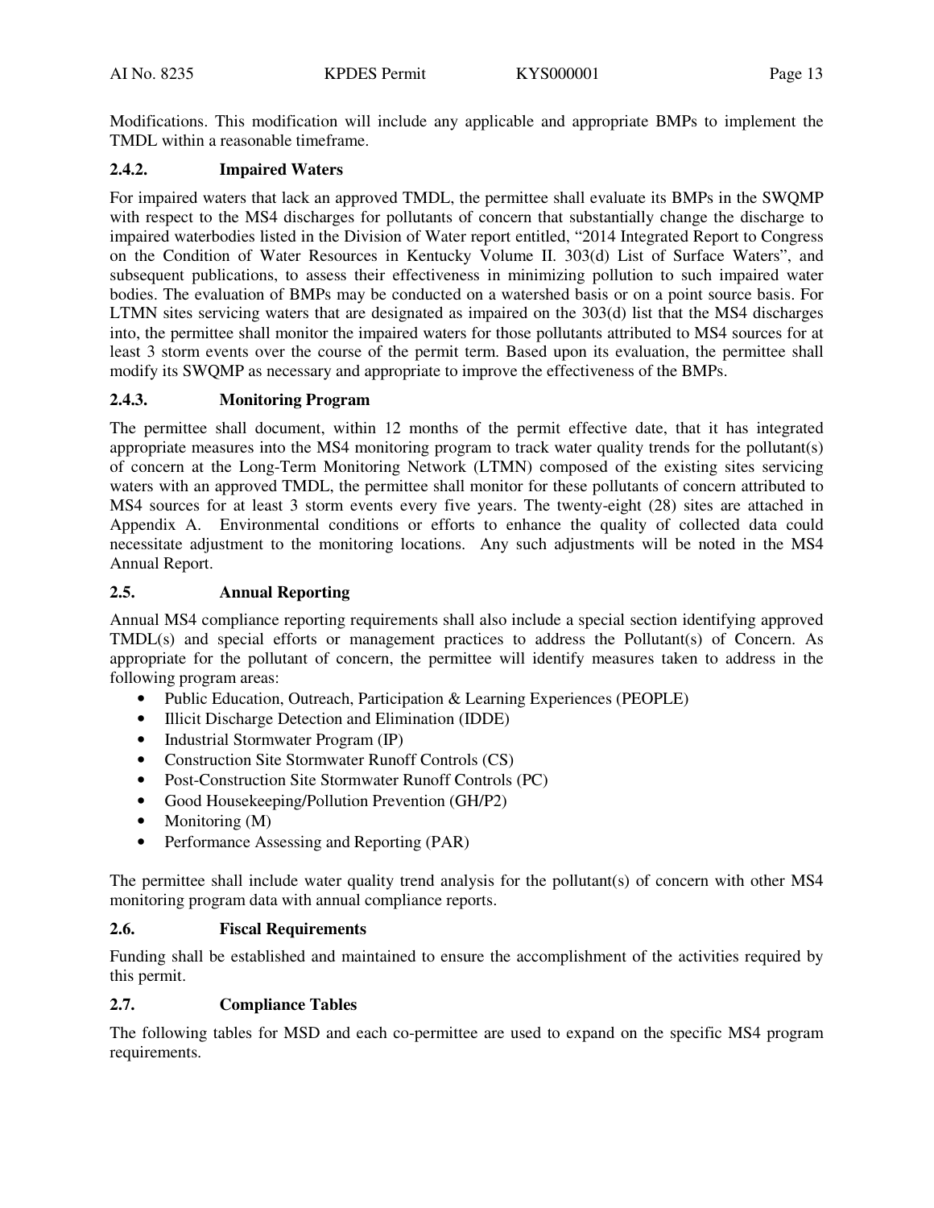Modifications. This modification will include any applicable and appropriate BMPs to implement the TMDL within a reasonable timeframe.

### 2.4.2. Impaired Waters

For impaired waters that lack an approved TMDL, the permittee shall evaluate its BMPs in the SWQMP with respect to the MS4 discharges for pollutants of concern that substantially change the discharge to impaired waterbodies listed in the Division of Water report entitled, "2014 Integrated Report to Congress on the Condition of Water Resources in Kentucky Volume II. 303(d) List of Surface Waters", and subsequent publications, to assess their effectiveness in minimizing pollution to such impaired water bodies. The evaluation of BMPs may be conducted on a watershed basis or on a point source basis. For LTMN sites servicing waters that are designated as impaired on the 303(d) list that the MS4 discharges into, the permittee shall monitor the impaired waters for those pollutants attributed to MS4 sources for at least 3 storm events over the course of the permit term. Based upon its evaluation, the permittee shall modify its SWQMP as necessary and appropriate to improve the effectiveness of the BMPs.

### 2.4.3. Monitoring Program

The permittee shall document, within 12 months of the permit effective date, that it has integrated appropriate measures into the MS4 monitoring program to track water quality trends for the pollutant(s) of concern at the Long-Term Monitoring Network (LTMN) composed of the existing sites servicing waters with an approved TMDL, the permittee shall monitor for these pollutants of concern attributed to MS4 sources for at least 3 storm events every five years. The twenty-eight (28) sites are attached in Appendix A. Environmental conditions or efforts to enhance the quality of collected data could necessitate adjustment to the monitoring locations. Any such adjustments will be noted in the MS4 Annual Report.

## 2.5. Annual Reporting

Annual MS4 compliance reporting requirements shall also include a special section identifying approved TMDL(s) and special efforts or management practices to address the Pollutant(s) of Concern. As appropriate for the pollutant of concern, the permittee will identify measures taken to address in the following program areas:

- Public Education, Outreach, Participation & Learning Experiences (PEOPLE)
- Illicit Discharge Detection and Elimination (IDDE)
- Industrial Stormwater Program (IP)
- Construction Site Stormwater Runoff Controls (CS)
- Post-Construction Site Stormwater Runoff Controls (PC)
- Good Housekeeping/Pollution Prevention (GH/P2)
- Monitoring (M)
- Performance Assessing and Reporting (PAR)

The permittee shall include water quality trend analysis for the pollutant(s) of concern with other MS4 monitoring program data with annual compliance reports.

## 2.6. Fiscal Requirements

Funding shall be established and maintained to ensure the accomplishment of the activities required by this permit.

## 2.7. Compliance Tables

The following tables for MSD and each co-permittee are used to expand on the specific MS4 program requirements.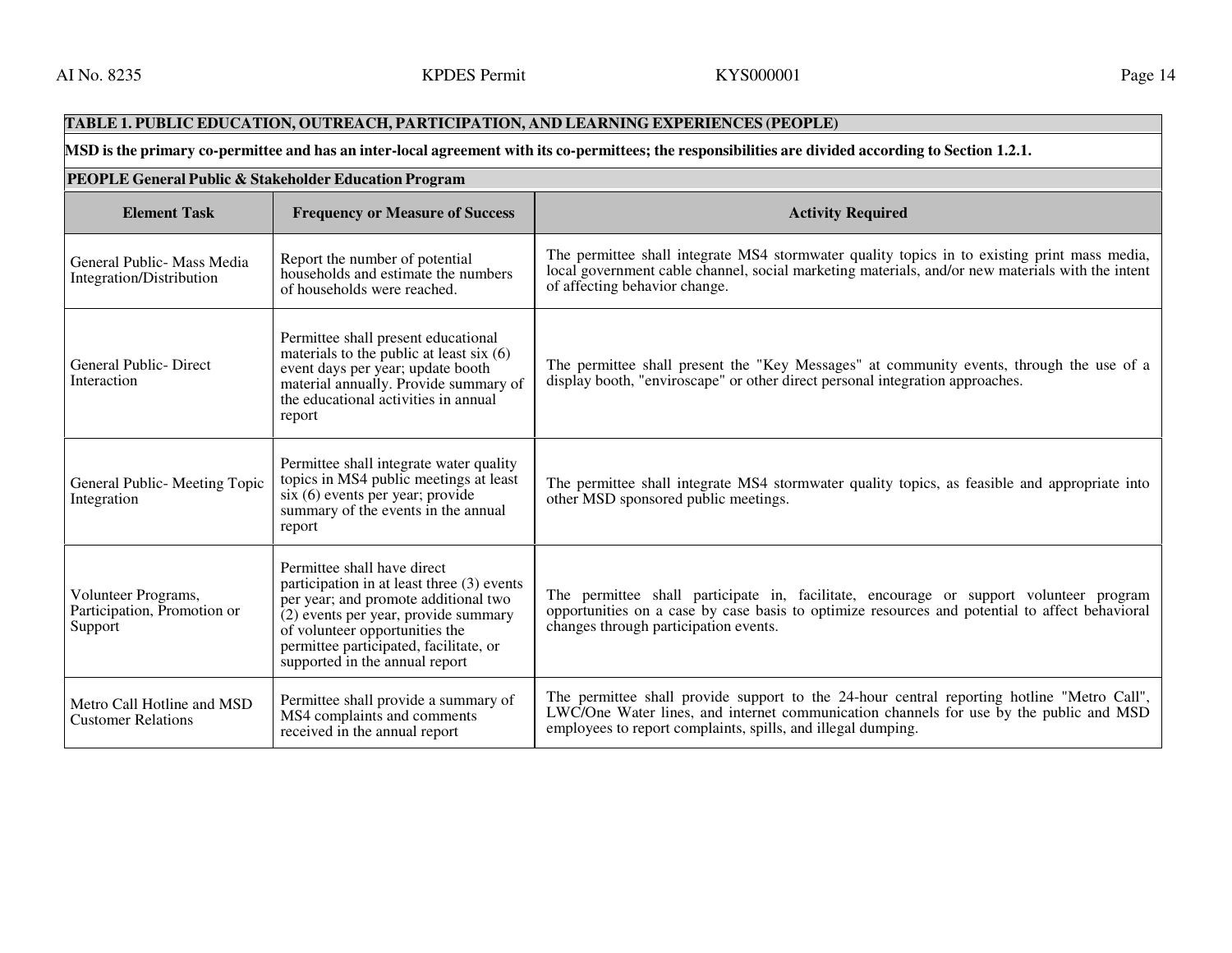**TABLE 1. PUBLIC EDUCATION, OUTREACH, PARTICIPATION, AND LEARNING EXPERIENCES (PEOPLE)**

**MSD is the primary co-permittee and has an inter-local agreement with its co-permittees; the responsibilities are divided according to Section 1.2.1.**

**PEOPLE General Public & Stakeholder Education Program**

| Element Task | Frequency or Measure of Success | Activity Required |
|---|---|---|
| General Public- Mass Media Integration/Distribution | Report the number of potential households and estimate the numbers of households were reached. | The permittee shall integrate MS4 stormwater quality topics in to existing print mass media, local government cable channel, social marketing materials, and/or new materials with the intent of affecting behavior change. |
| General Public- Direct Interaction | Permittee shall present educational materials to the public at least six (6) event days per year; update booth material annually. Provide summary of the educational activities in annual report | The permittee shall present the "Key Messages" at community events, through the use of a display booth, "enviroscape" or other direct personal integration approaches. |
| General Public- Meeting Topic Integration | Permittee shall integrate water quality topics in MS4 public meetings at least six (6) events per year; provide summary of the events in the annual report | The permittee shall integrate MS4 stormwater quality topics, as feasible and appropriate into other MSD sponsored public meetings. |
| Volunteer Programs, Participation, Promotion or Support | Permittee shall have direct participation in at least three (3) events per year; and promote additional two (2) events per year, provide summary of volunteer opportunities the permittee participated, facilitate, or supported in the annual report | The permittee shall participate in, facilitate, encourage or support volunteer program opportunities on a case by case basis to optimize resources and potential to affect behavioral changes through participation events. |
| Metro Call Hotline and MSD Customer Relations | Permittee shall provide a summary of MS4 complaints and comments received in the annual report | The permittee shall provide support to the 24-hour central reporting hotline "Metro Call", LWC/One Water lines, and internet communication channels for use by the public and MSD employees to report complaints, spills, and illegal dumping. |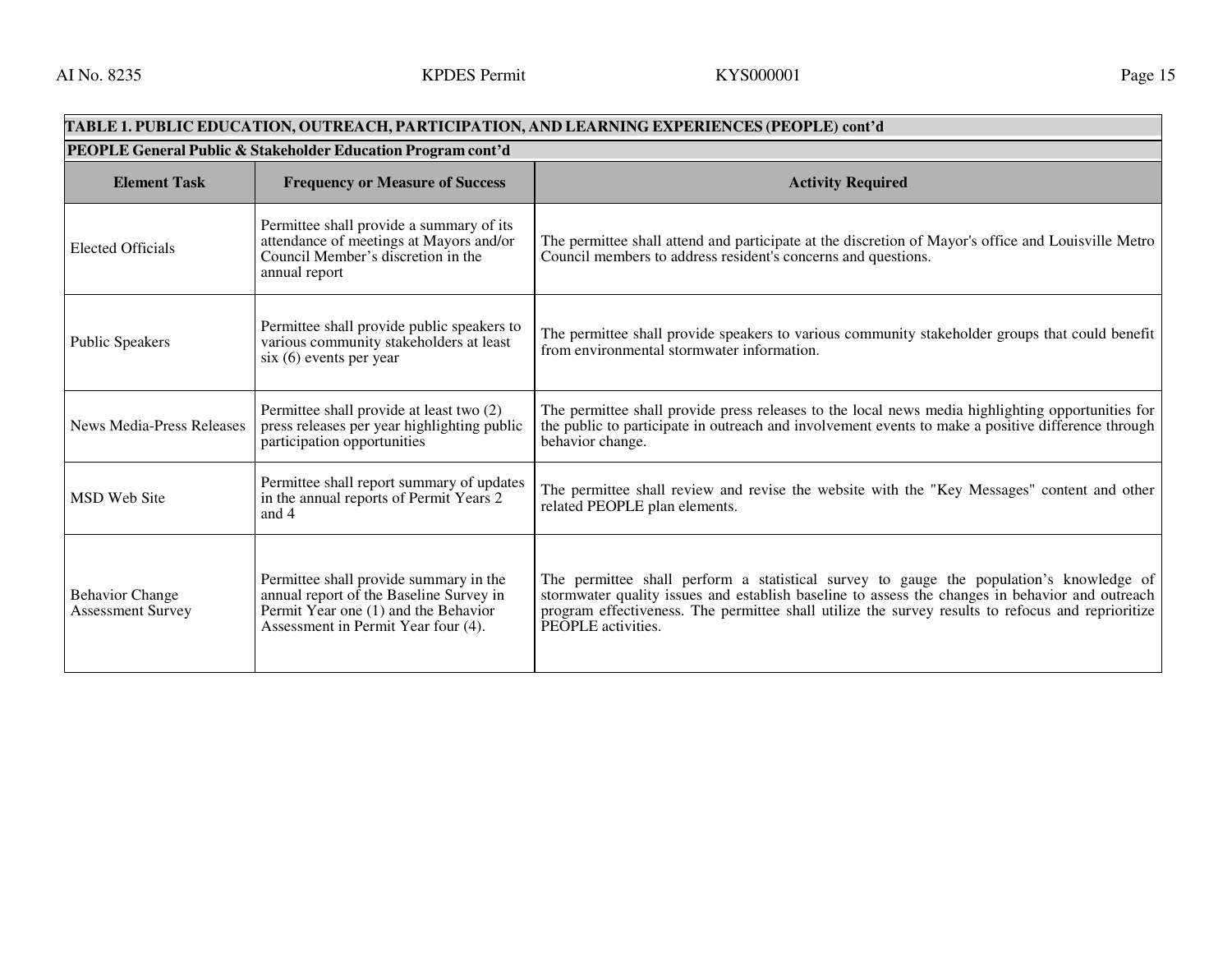| TABLE 1. PUBLIC EDUCATION, OUTREACH, PARTICIPATION, AND LEARNING EXPERIENCES (PEOPLE) cont'd | | |
|---|---|---|
| **PEOPLE General Public & Stakeholder Education Program cont'd** | | |
| **Element Task** | **Frequency or Measure of Success** | **Activity Required** |
| Elected Officials | Permittee shall provide a summary of its attendance of meetings at Mayors and/or Council Member's discretion in the annual report | The permittee shall attend and participate at the discretion of Mayor's office and Louisville Metro Council members to address resident's concerns and questions. |
| Public Speakers | Permittee shall provide public speakers to various community stakeholders at least six (6) events per year | The permittee shall provide speakers to various community stakeholder groups that could benefit from environmental stormwater information. |
| News Media-Press Releases | Permittee shall provide at least two (2) press releases per year highlighting public participation opportunities | The permittee shall provide press releases to the local news media highlighting opportunities for the public to participate in outreach and involvement events to make a positive difference through behavior change. |
| MSD Web Site | Permittee shall report summary of updates in the annual reports of Permit Years 2 and 4 | The permittee shall review and revise the website with the "Key Messages" content and other related PEOPLE plan elements. |
| Behavior Change Assessment Survey | Permittee shall provide summary in the annual report of the Baseline Survey in Permit Year one (1) and the Behavior Assessment in Permit Year four (4). | The permittee shall perform a statistical survey to gauge the population's knowledge of stormwater quality issues and establish baseline to assess the changes in behavior and outreach program effectiveness. The permittee shall utilize the survey results to refocus and reprioritize PEOPLE activities. |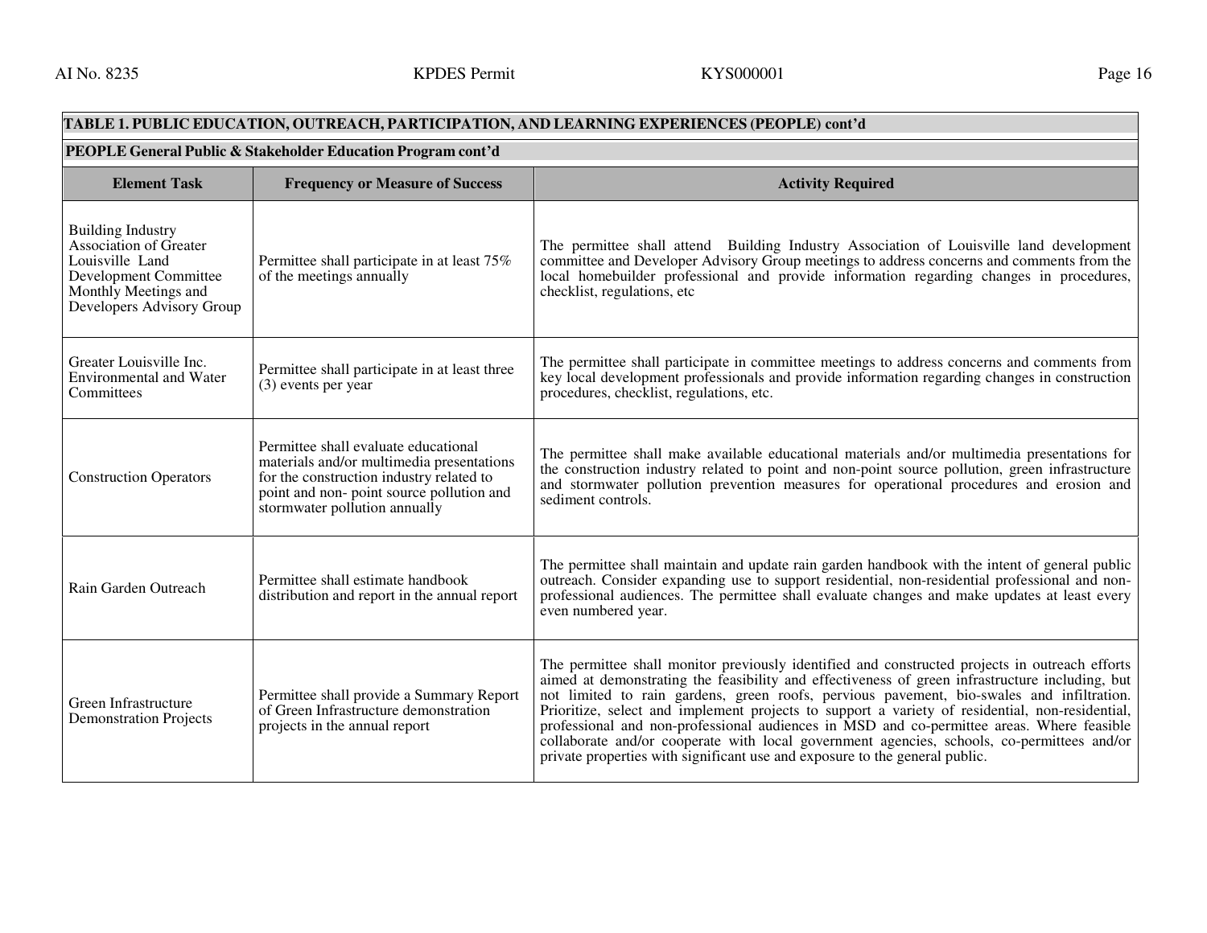**TABLE 1. PUBLIC EDUCATION, OUTREACH, PARTICIPATION, AND LEARNING EXPERIENCES (PEOPLE) cont'd**

**PEOPLE General Public & Stakeholder Education Program cont'd**

| Element Task | Frequency or Measure of Success | Activity Required |
|---|---|---|
| Building Industry Association of Greater Louisville Land Development Committee Monthly Meetings and Developers Advisory Group | Permittee shall participate in at least 75% of the meetings annually | The permittee shall attend Building Industry Association of Louisville land development committee and Developer Advisory Group meetings to address concerns and comments from the local homebuilder professional and provide information regarding changes in procedures, checklist, regulations, etc |
| Greater Louisville Inc. Environmental and Water Committees | Permittee shall participate in at least three (3) events per year | The permittee shall participate in committee meetings to address concerns and comments from key local development professionals and provide information regarding changes in construction procedures, checklist, regulations, etc. |
| Construction Operators | Permittee shall evaluate educational materials and/or multimedia presentations for the construction industry related to point and non- point source pollution and stormwater pollution annually | The permittee shall make available educational materials and/or multimedia presentations for the construction industry related to point and non-point source pollution, green infrastructure and stormwater pollution prevention measures for operational procedures and erosion and sediment controls. |
| Rain Garden Outreach | Permittee shall estimate handbook distribution and report in the annual report | The permittee shall maintain and update rain garden handbook with the intent of general public outreach. Consider expanding use to support residential, non-residential professional and non-professional audiences. The permittee shall evaluate changes and make updates at least every even numbered year. |
| Green Infrastructure Demonstration Projects | Permittee shall provide a Summary Report of Green Infrastructure demonstration projects in the annual report | The permittee shall monitor previously identified and constructed projects in outreach efforts aimed at demonstrating the feasibility and effectiveness of green infrastructure including, but not limited to rain gardens, green roofs, pervious pavement, bio-swales and infiltration. Prioritize, select and implement projects to support a variety of residential, non-residential, professional and non-professional audiences in MSD and co-permittee areas. Where feasible collaborate and/or cooperate with local government agencies, schools, co-permittees and/or private properties with significant use and exposure to the general public. |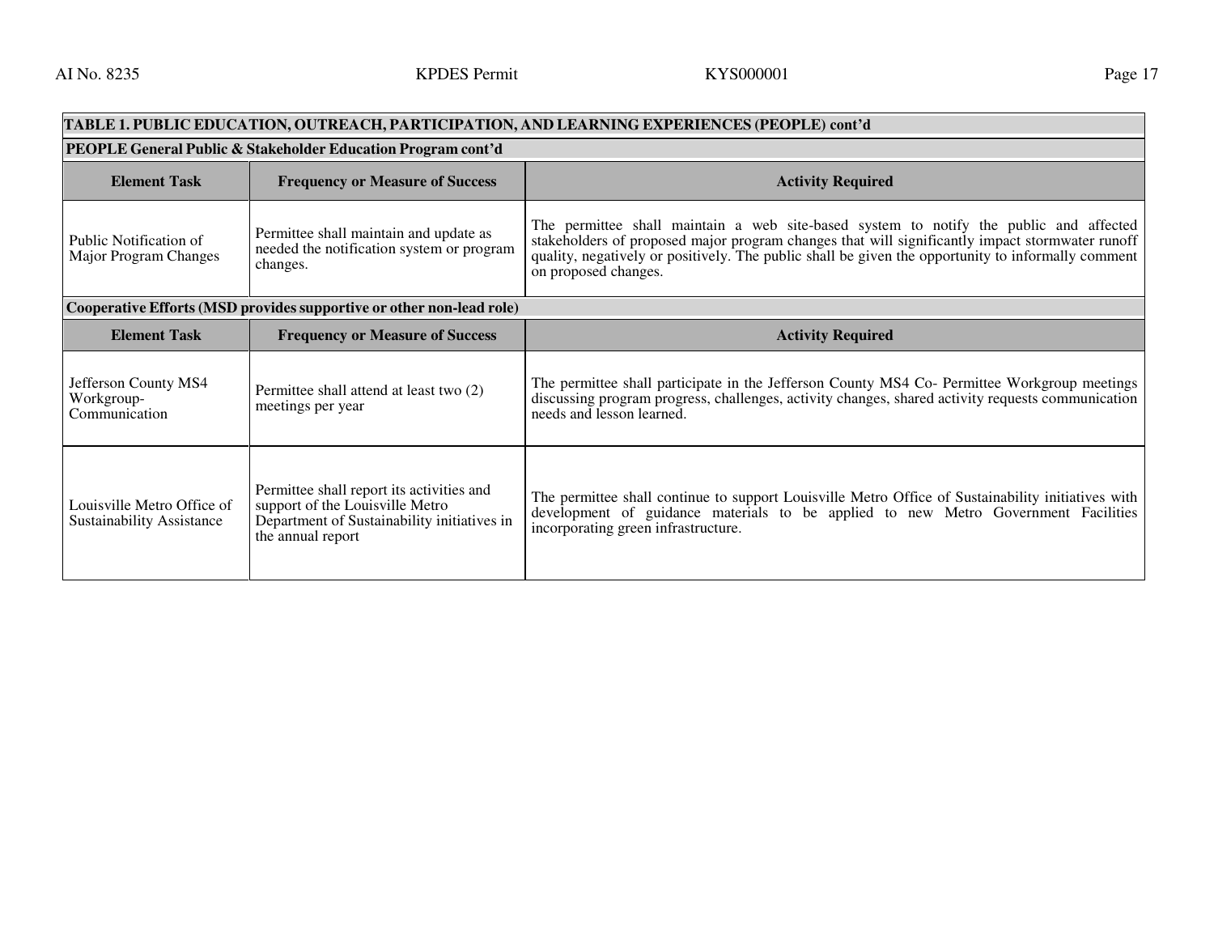**TABLE 1. PUBLIC EDUCATION, OUTREACH, PARTICIPATION, AND LEARNING EXPERIENCES (PEOPLE) cont'd**

**PEOPLE General Public & Stakeholder Education Program cont'd**

| Element Task | Frequency or Measure of Success | Activity Required |
|---|---|---|
| Public Notification of Major Program Changes | Permittee shall maintain and update as needed the notification system or program changes. | The permittee shall maintain a web site-based system to notify the public and affected stakeholders of proposed major program changes that will significantly impact stormwater runoff quality, negatively or positively. The public shall be given the opportunity to informally comment on proposed changes. |

**Cooperative Efforts (MSD provides supportive or other non-lead role)**

| Element Task | Frequency or Measure of Success | Activity Required |
|---|---|---|
| Jefferson County MS4 Workgroup-Communication | Permittee shall attend at least two (2) meetings per year | The permittee shall participate in the Jefferson County MS4 Co- Permittee Workgroup meetings discussing program progress, challenges, activity changes, shared activity requests communication needs and lesson learned. |
| Louisville Metro Office of Sustainability Assistance | Permittee shall report its activities and support of the Louisville Metro Department of Sustainability initiatives in the annual report | The permittee shall continue to support Louisville Metro Office of Sustainability initiatives with development of guidance materials to be applied to new Metro Government Facilities incorporating green infrastructure. |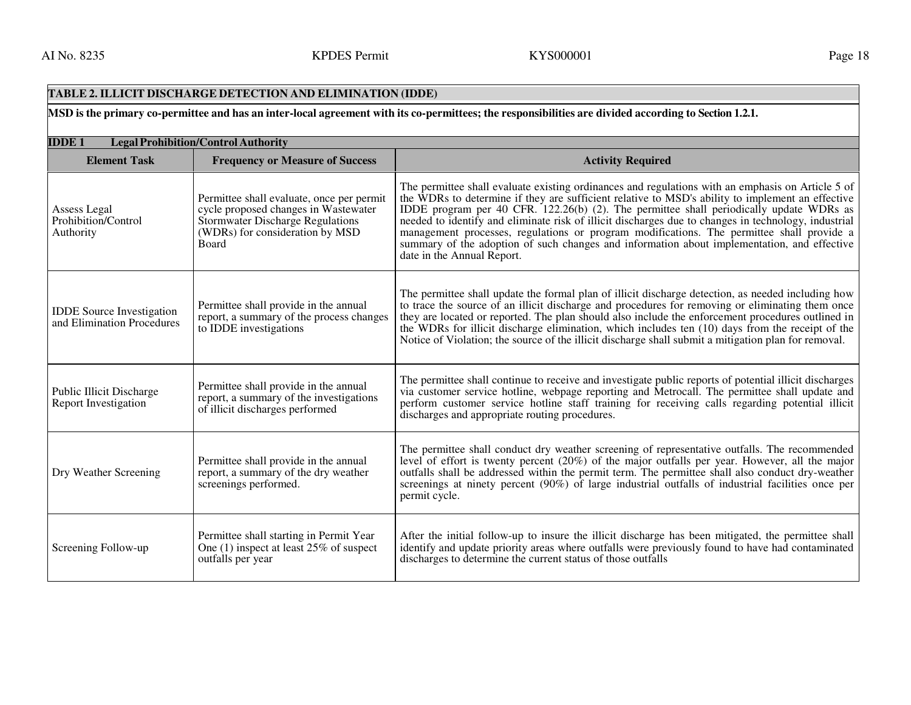**TABLE 2. ILLICIT DISCHARGE DETECTION AND ELIMINATION (IDDE)**

**MSD is the primary co-permittee and has an inter-local agreement with its co-permittees; the responsibilities are divided according to Section 1.2.1.**

**IDDE 1 Legal Prohibition/Control Authority**

| Element Task | Frequency or Measure of Success | Activity Required |
|---|---|---|
| Assess Legal Prohibition/Control Authority | Permittee shall evaluate, once per permit cycle proposed changes in Wastewater Stormwater Discharge Regulations (WDRs) for consideration by MSD Board | The permittee shall evaluate existing ordinances and regulations with an emphasis on Article 5 of the WDRs to determine if they are sufficient relative to MSD's ability to implement an effective IDDE program per 40 CFR. 122.26(b) (2). The permittee shall periodically update WDRs as needed to identify and eliminate risk of illicit discharges due to changes in technology, industrial management processes, regulations or program modifications. The permittee shall provide a summary of the adoption of such changes and information about implementation, and effective date in the Annual Report. |
| IDDE Source Investigation and Elimination Procedures | Permittee shall provide in the annual report, a summary of the process changes to IDDE investigations | The permittee shall update the formal plan of illicit discharge detection, as needed including how to trace the source of an illicit discharge and procedures for removing or eliminating them once they are located or reported. The plan should also include the enforcement procedures outlined in the WDRs for illicit discharge elimination, which includes ten (10) days from the receipt of the Notice of Violation; the source of the illicit discharge shall submit a mitigation plan for removal. |
| Public Illicit Discharge Report Investigation | Permittee shall provide in the annual report, a summary of the investigations of illicit discharges performed | The permittee shall continue to receive and investigate public reports of potential illicit discharges via customer service hotline, webpage reporting and Metrocall. The permittee shall update and perform customer service hotline staff training for receiving calls regarding potential illicit discharges and appropriate routing procedures. |
| Dry Weather Screening | Permittee shall provide in the annual report, a summary of the dry weather screenings performed. | The permittee shall conduct dry weather screening of representative outfalls. The recommended level of effort is twenty percent (20%) of the major outfalls per year. However, all the major outfalls shall be addressed within the permit term. The permittee shall also conduct dry-weather screenings at ninety percent (90%) of large industrial outfalls of industrial facilities once per permit cycle. |
| Screening Follow-up | Permittee shall starting in Permit Year One (1) inspect at least 25% of suspect outfalls per year | After the initial follow-up to insure the illicit discharge has been mitigated, the permittee shall identify and update priority areas where outfalls were previously found to have had contaminated discharges to determine the current status of those outfalls |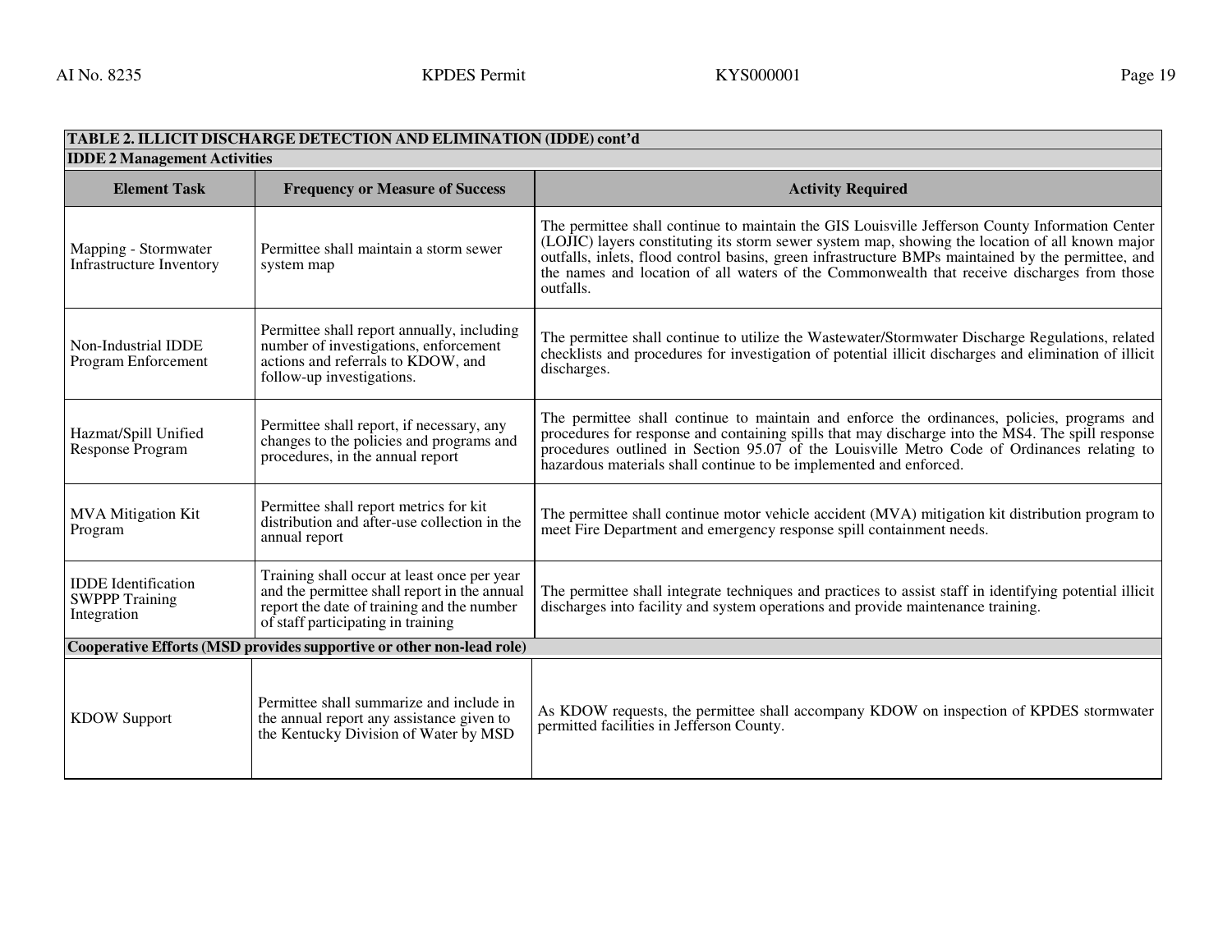| TABLE 2. ILLICIT DISCHARGE DETECTION AND ELIMINATION (IDDE) cont'd | | |
|---|---|---|
| **IDDE 2 Management Activities** | | |
| **Element Task** | **Frequency or Measure of Success** | **Activity Required** |
| Mapping - Stormwater Infrastructure Inventory | Permittee shall maintain a storm sewer system map | The permittee shall continue to maintain the GIS Louisville Jefferson County Information Center (LOJIC) layers constituting its storm sewer system map, showing the location of all known major outfalls, inlets, flood control basins, green infrastructure BMPs maintained by the permittee, and the names and location of all waters of the Commonwealth that receive discharges from those outfalls. |
| Non-Industrial IDDE Program Enforcement | Permittee shall report annually, including number of investigations, enforcement actions and referrals to KDOW, and follow-up investigations. | The permittee shall continue to utilize the Wastewater/Stormwater Discharge Regulations, related checklists and procedures for investigation of potential illicit discharges and elimination of illicit discharges. |
| Hazmat/Spill Unified Response Program | Permittee shall report, if necessary, any changes to the policies and programs and procedures, in the annual report | The permittee shall continue to maintain and enforce the ordinances, policies, programs and procedures for response and containing spills that may discharge into the MS4. The spill response procedures outlined in Section 95.07 of the Louisville Metro Code of Ordinances relating to hazardous materials shall continue to be implemented and enforced. |
| MVA Mitigation Kit Program | Permittee shall report metrics for kit distribution and after-use collection in the annual report | The permittee shall continue motor vehicle accident (MVA) mitigation kit distribution program to meet Fire Department and emergency response spill containment needs. |
| IDDE Identification SWPPP Training Integration | Training shall occur at least once per year and the permittee shall report in the annual report the date of training and the number of staff participating in training | The permittee shall integrate techniques and practices to assist staff in identifying potential illicit discharges into facility and system operations and provide maintenance training. |
| **Cooperative Efforts (MSD provides supportive or other non-lead role)** | | |
| KDOW Support | Permittee shall summarize and include in the annual report any assistance given to the Kentucky Division of Water by MSD | As KDOW requests, the permittee shall accompany KDOW on inspection of KPDES stormwater permitted facilities in Jefferson County. |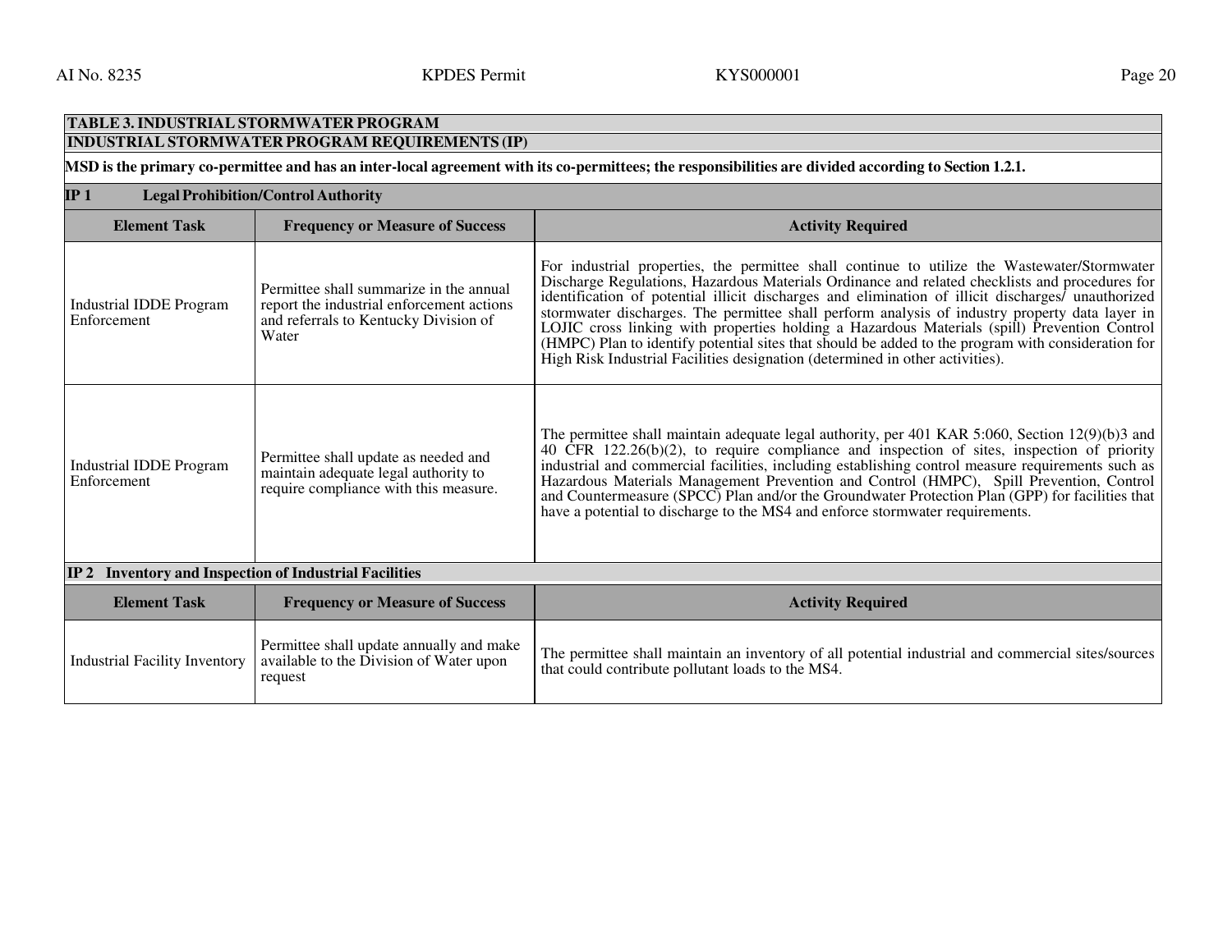**TABLE 3. INDUSTRIAL STORMWATER PROGRAM**

**INDUSTRIAL STORMWATER PROGRAM REQUIREMENTS (IP)**

**MSD is the primary co-permittee and has an inter-local agreement with its co-permittees; the responsibilities are divided according to Section 1.2.1.**

**IP 1 Legal Prohibition/Control Authority**

| Element Task | Frequency or Measure of Success | Activity Required |
|---|---|---|
| Industrial IDDE Program Enforcement | Permittee shall summarize in the annual report the industrial enforcement actions and referrals to Kentucky Division of Water | For industrial properties, the permittee shall continue to utilize the Wastewater/Stormwater Discharge Regulations, Hazardous Materials Ordinance and related checklists and procedures for identification of potential illicit discharges and elimination of illicit discharges/ unauthorized stormwater discharges. The permittee shall perform analysis of industry property data layer in LOJIC cross linking with properties holding a Hazardous Materials (spill) Prevention Control (HMPC) Plan to identify potential sites that should be added to the program with consideration for High Risk Industrial Facilities designation (determined in other activities). |
| Industrial IDDE Program Enforcement | Permittee shall update as needed and maintain adequate legal authority to require compliance with this measure. | The permittee shall maintain adequate legal authority, per 401 KAR 5:060, Section 12(9)(b)3 and 40 CFR 122.26(b)(2), to require compliance and inspection of sites, inspection of priority industrial and commercial facilities, including establishing control measure requirements such as Hazardous Materials Management Prevention and Control (HMPC), Spill Prevention, Control and Countermeasure (SPCC) Plan and/or the Groundwater Protection Plan (GPP) for facilities that have a potential to discharge to the MS4 and enforce stormwater requirements. |

**IP 2 Inventory and Inspection of Industrial Facilities**

| Element Task | Frequency or Measure of Success | Activity Required |
|---|---|---|
| Industrial Facility Inventory | Permittee shall update annually and make available to the Division of Water upon request | The permittee shall maintain an inventory of all potential industrial and commercial sites/sources that could contribute pollutant loads to the MS4. |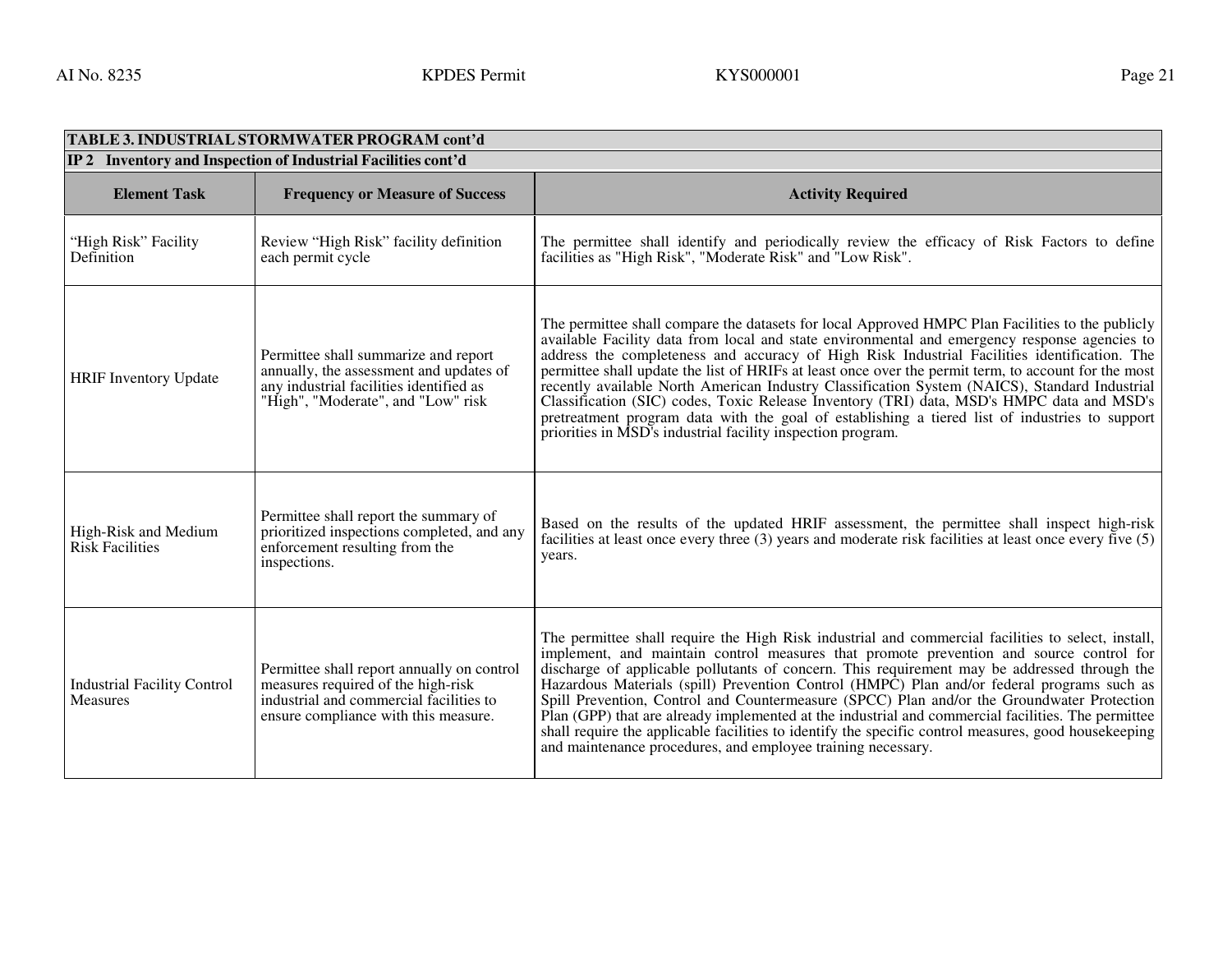| TABLE 3. INDUSTRIAL STORMWATER PROGRAM cont'd | | |
|---|---|---|
| **IP 2 Inventory and Inspection of Industrial Facilities cont'd** | | |
| **Element Task** | **Frequency or Measure of Success** | **Activity Required** |
| "High Risk" Facility Definition | Review "High Risk" facility definition each permit cycle | The permittee shall identify and periodically review the efficacy of Risk Factors to define facilities as "High Risk", "Moderate Risk" and "Low Risk". |
| HRIF Inventory Update | Permittee shall summarize and report annually, the assessment and updates of any industrial facilities identified as "High", "Moderate", and "Low" risk | The permittee shall compare the datasets for local Approved HMPC Plan Facilities to the publicly available Facility data from local and state environmental and emergency response agencies to address the completeness and accuracy of High Risk Industrial Facilities identification. The permittee shall update the list of HRIFs at least once over the permit term, to account for the most recently available North American Industry Classification System (NAICS), Standard Industrial Classification (SIC) codes, Toxic Release Inventory (TRI) data, MSD's HMPC data and MSD's pretreatment program data with the goal of establishing a tiered list of industries to support priorities in MSD's industrial facility inspection program. |
| High-Risk and Medium Risk Facilities | Permittee shall report the summary of prioritized inspections completed, and any enforcement resulting from the inspections. | Based on the results of the updated HRIF assessment, the permittee shall inspect high-risk facilities at least once every three (3) years and moderate risk facilities at least once every five (5) years. |
| Industrial Facility Control Measures | Permittee shall report annually on control measures required of the high-risk industrial and commercial facilities to ensure compliance with this measure. | The permittee shall require the High Risk industrial and commercial facilities to select, install, implement, and maintain control measures that promote prevention and source control for discharge of applicable pollutants of concern. This requirement may be addressed through the Hazardous Materials (spill) Prevention Control (HMPC) Plan and/or federal programs such as Spill Prevention, Control and Countermeasure (SPCC) Plan and/or the Groundwater Protection Plan (GPP) that are already implemented at the industrial and commercial facilities. The permittee shall require the applicable facilities to identify the specific control measures, good housekeeping and maintenance procedures, and employee training necessary. |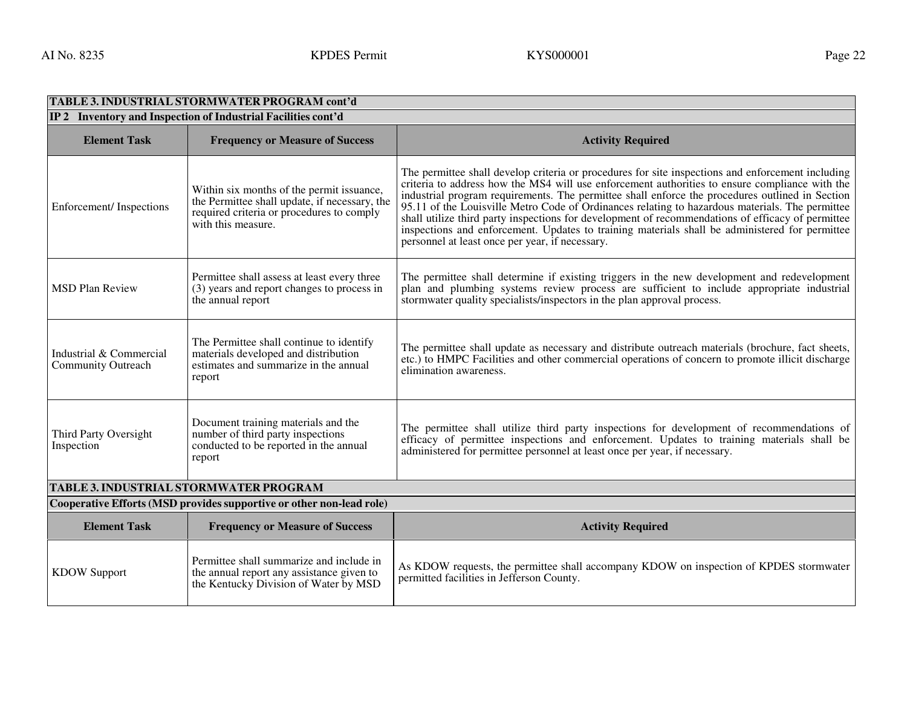| TABLE 3. INDUSTRIAL STORMWATER PROGRAM cont'd | | |
|---|---|---|
| **IP 2 Inventory and Inspection of Industrial Facilities cont'd** | | |
| **Element Task** | **Frequency or Measure of Success** | **Activity Required** |
| Enforcement/ Inspections | Within six months of the permit issuance, the Permittee shall update, if necessary, the required criteria or procedures to comply with this measure. | The permittee shall develop criteria or procedures for site inspections and enforcement including criteria to address how the MS4 will use enforcement authorities to ensure compliance with the industrial program requirements. The permittee shall enforce the procedures outlined in Section 95.11 of the Louisville Metro Code of Ordinances relating to hazardous materials. The permittee shall utilize third party inspections for development of recommendations of efficacy of permittee inspections and enforcement. Updates to training materials shall be administered for permittee personnel at least once per year, if necessary. |
| MSD Plan Review | Permittee shall assess at least every three (3) years and report changes to process in the annual report | The permittee shall determine if existing triggers in the new development and redevelopment plan and plumbing systems review process are sufficient to include appropriate industrial stormwater quality specialists/inspectors in the plan approval process. |
| Industrial & Commercial Community Outreach | The Permittee shall continue to identify materials developed and distribution estimates and summarize in the annual report | The permittee shall update as necessary and distribute outreach materials (brochure, fact sheets, etc.) to HMPC Facilities and other commercial operations of concern to promote illicit discharge elimination awareness. |
| Third Party Oversight Inspection | Document training materials and the number of third party inspections conducted to be reported in the annual report | The permittee shall utilize third party inspections for development of recommendations of efficacy of permittee inspections and enforcement. Updates to training materials shall be administered for permittee personnel at least once per year, if necessary. |

| TABLE 3. INDUSTRIAL STORMWATER PROGRAM | | |
|---|---|---|
| **Cooperative Efforts (MSD provides supportive or other non-lead role)** | | |
| **Element Task** | **Frequency or Measure of Success** | **Activity Required** |
| KDOW Support | Permittee shall summarize and include in the annual report any assistance given to the Kentucky Division of Water by MSD | As KDOW requests, the permittee shall accompany KDOW on inspection of KPDES stormwater permitted facilities in Jefferson County. |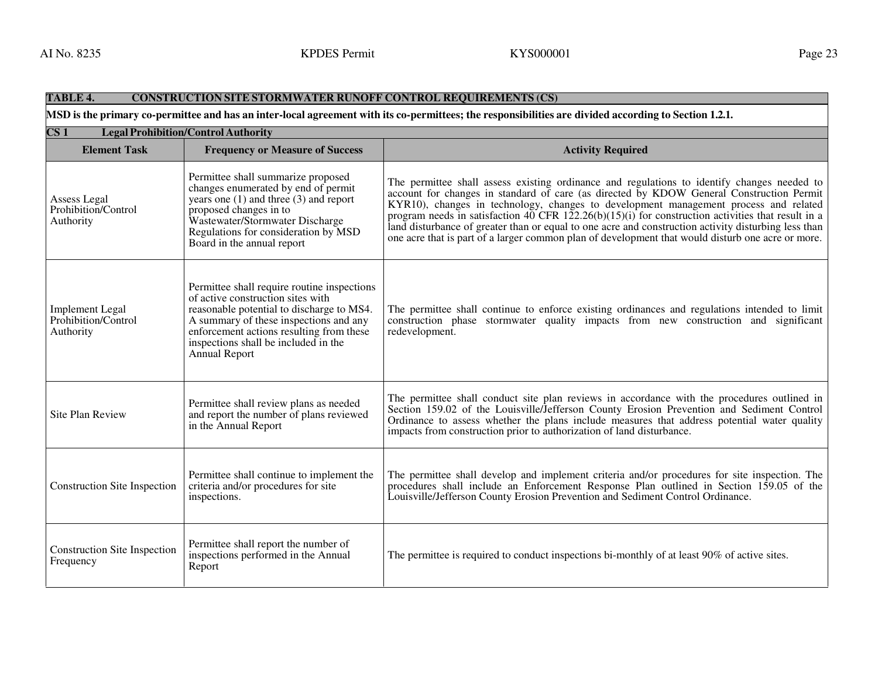**TABLE 4. CONSTRUCTION SITE STORMWATER RUNOFF CONTROL REQUIREMENTS (CS)**

**MSD is the primary co-permittee and has an inter-local agreement with its co-permittees; the responsibilities are divided according to Section 1.2.1.**

**CS 1 Legal Prohibition/Control Authority**

| Element Task | Frequency or Measure of Success | Activity Required |
|---|---|---|
| Assess Legal Prohibition/Control Authority | Permittee shall summarize proposed changes enumerated by end of permit years one (1) and three (3) and report proposed changes in to Wastewater/Stormwater Discharge Regulations for consideration by MSD Board in the annual report | The permittee shall assess existing ordinance and regulations to identify changes needed to account for changes in standard of care (as directed by KDOW General Construction Permit KYR10), changes in technology, changes to development management process and related program needs in satisfaction 40 CFR 122.26(b)(15)(i) for construction activities that result in a land disturbance of greater than or equal to one acre and construction activity disturbing less than one acre that is part of a larger common plan of development that would disturb one acre or more. |
| Implement Legal Prohibition/Control Authority | Permittee shall require routine inspections of active construction sites with reasonable potential to discharge to MS4. A summary of these inspections and any enforcement actions resulting from these inspections shall be included in the Annual Report | The permittee shall continue to enforce existing ordinances and regulations intended to limit construction phase stormwater quality impacts from new construction and significant redevelopment. |
| Site Plan Review | Permittee shall review plans as needed and report the number of plans reviewed in the Annual Report | The permittee shall conduct site plan reviews in accordance with the procedures outlined in Section 159.02 of the Louisville/Jefferson County Erosion Prevention and Sediment Control Ordinance to assess whether the plans include measures that address potential water quality impacts from construction prior to authorization of land disturbance. |
| Construction Site Inspection | Permittee shall continue to implement the criteria and/or procedures for site inspections. | The permittee shall develop and implement criteria and/or procedures for site inspection. The procedures shall include an Enforcement Response Plan outlined in Section 159.05 of the Louisville/Jefferson County Erosion Prevention and Sediment Control Ordinance. |
| Construction Site Inspection Frequency | Permittee shall report the number of inspections performed in the Annual Report | The permittee is required to conduct inspections bi-monthly of at least 90% of active sites. |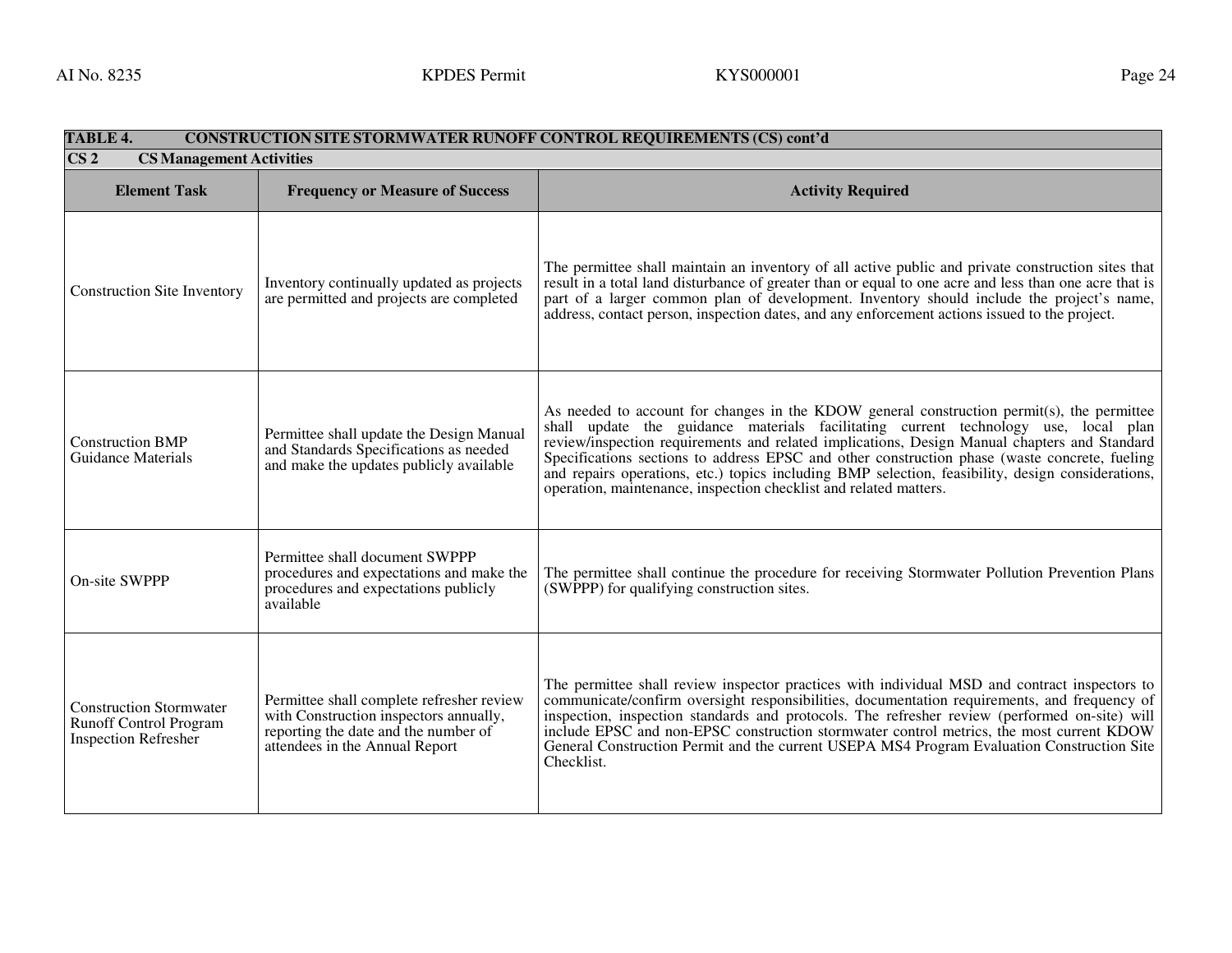| TABLE 4. CONSTRUCTION SITE STORMWATER RUNOFF CONTROL REQUIREMENTS (CS) cont'd | | |
|---|---|---|
| **CS 2 CS Management Activities** | | |
| **Element Task** | **Frequency or Measure of Success** | **Activity Required** |
| Construction Site Inventory | Inventory continually updated as projects are permitted and projects are completed | The permittee shall maintain an inventory of all active public and private construction sites that result in a total land disturbance of greater than or equal to one acre and less than one acre that is part of a larger common plan of development. Inventory should include the project's name, address, contact person, inspection dates, and any enforcement actions issued to the project. |
| Construction BMP Guidance Materials | Permittee shall update the Design Manual and Standards Specifications as needed and make the updates publicly available | As needed to account for changes in the KDOW general construction permit(s), the permittee shall update the guidance materials facilitating current technology use, local plan review/inspection requirements and related implications, Design Manual chapters and Standard Specifications sections to address EPSC and other construction phase (waste concrete, fueling and repairs operations, etc.) topics including BMP selection, feasibility, design considerations, operation, maintenance, inspection checklist and related matters. |
| On-site SWPPP | Permittee shall document SWPPP procedures and expectations and make the procedures and expectations publicly available | The permittee shall continue the procedure for receiving Stormwater Pollution Prevention Plans (SWPPP) for qualifying construction sites. |
| Construction Stormwater Runoff Control Program Inspection Refresher | Permittee shall complete refresher review with Construction inspectors annually, reporting the date and the number of attendees in the Annual Report | The permittee shall review inspector practices with individual MSD and contract inspectors to communicate/confirm oversight responsibilities, documentation requirements, and frequency of inspection, inspection standards and protocols. The refresher review (performed on-site) will include EPSC and non-EPSC construction stormwater control metrics, the most current KDOW General Construction Permit and the current USEPA MS4 Program Evaluation Construction Site Checklist. |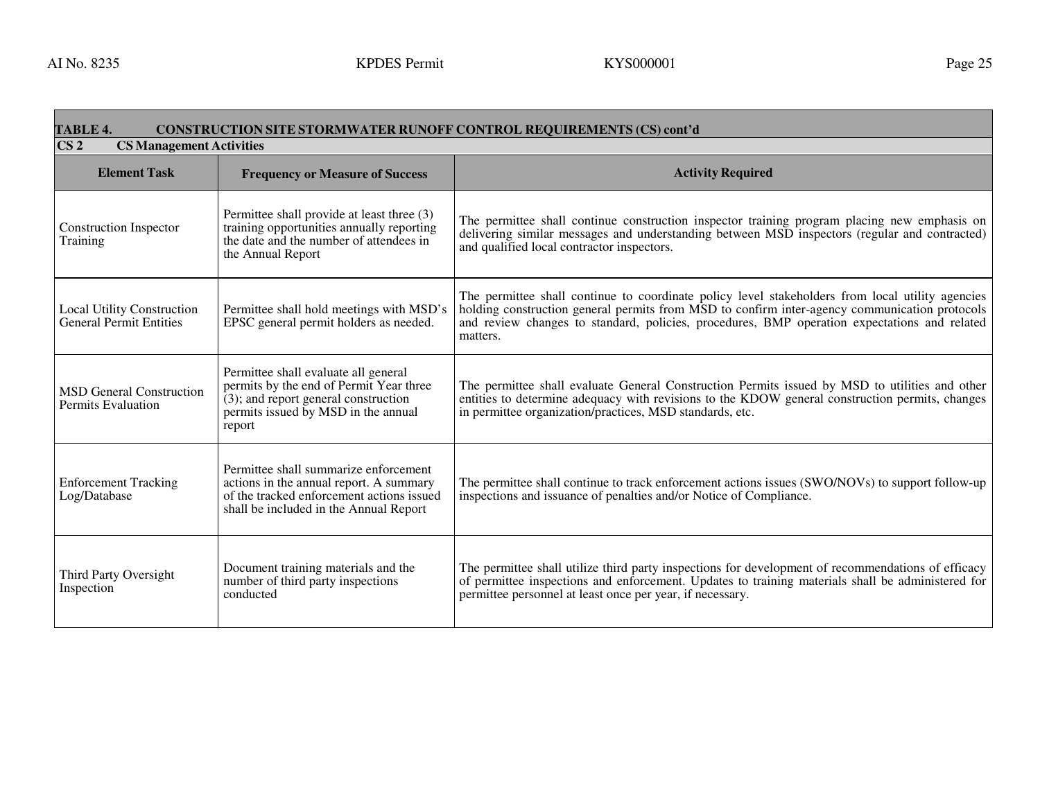| TABLE 4. CONSTRUCTION SITE STORMWATER RUNOFF CONTROL REQUIREMENTS (CS) cont'd | | |
|---|---|---|
| **CS 2 CS Management Activities** | | |
| **Element Task** | **Frequency or Measure of Success** | **Activity Required** |
| Construction Inspector Training | Permittee shall provide at least three (3) training opportunities annually reporting the date and the number of attendees in the Annual Report | The permittee shall continue construction inspector training program placing new emphasis on delivering similar messages and understanding between MSD inspectors (regular and contracted) and qualified local contractor inspectors. |
| Local Utility Construction General Permit Entities | Permittee shall hold meetings with MSD's EPSC general permit holders as needed. | The permittee shall continue to coordinate policy level stakeholders from local utility agencies holding construction general permits from MSD to confirm inter-agency communication protocols and review changes to standard, policies, procedures, BMP operation expectations and related matters. |
| MSD General Construction Permits Evaluation | Permittee shall evaluate all general permits by the end of Permit Year three (3); and report general construction permits issued by MSD in the annual report | The permittee shall evaluate General Construction Permits issued by MSD to utilities and other entities to determine adequacy with revisions to the KDOW general construction permits, changes in permittee organization/practices, MSD standards, etc. |
| Enforcement Tracking Log/Database | Permittee shall summarize enforcement actions in the annual report. A summary of the tracked enforcement actions issued shall be included in the Annual Report | The permittee shall continue to track enforcement actions issues (SWO/NOVs) to support follow-up inspections and issuance of penalties and/or Notice of Compliance. |
| Third Party Oversight Inspection | Document training materials and the number of third party inspections conducted | The permittee shall utilize third party inspections for development of recommendations of efficacy of permittee inspections and enforcement. Updates to training materials shall be administered for permittee personnel at least once per year, if necessary. |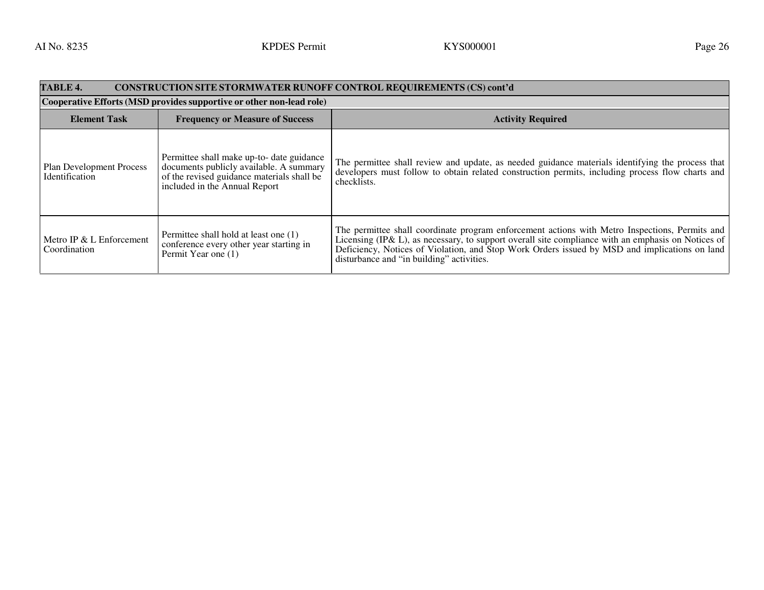| TABLE 4. CONSTRUCTION SITE STORMWATER RUNOFF CONTROL REQUIREMENTS (CS) cont'd | | |
|---|---|---|
| **Cooperative Efforts (MSD provides supportive or other non-lead role)** | | |
| **Element Task** | **Frequency or Measure of Success** | **Activity Required** |
| Plan Development Process Identification | Permittee shall make up-to- date guidance documents publicly available. A summary of the revised guidance materials shall be included in the Annual Report | The permittee shall review and update, as needed guidance materials identifying the process that developers must follow to obtain related construction permits, including process flow charts and checklists. |
| Metro IP & L Enforcement Coordination | Permittee shall hold at least one (1) conference every other year starting in Permit Year one (1) | The permittee shall coordinate program enforcement actions with Metro Inspections, Permits and Licensing (IP& L), as necessary, to support overall site compliance with an emphasis on Notices of Deficiency, Notices of Violation, and Stop Work Orders issued by MSD and implications on land disturbance and "in building" activities. |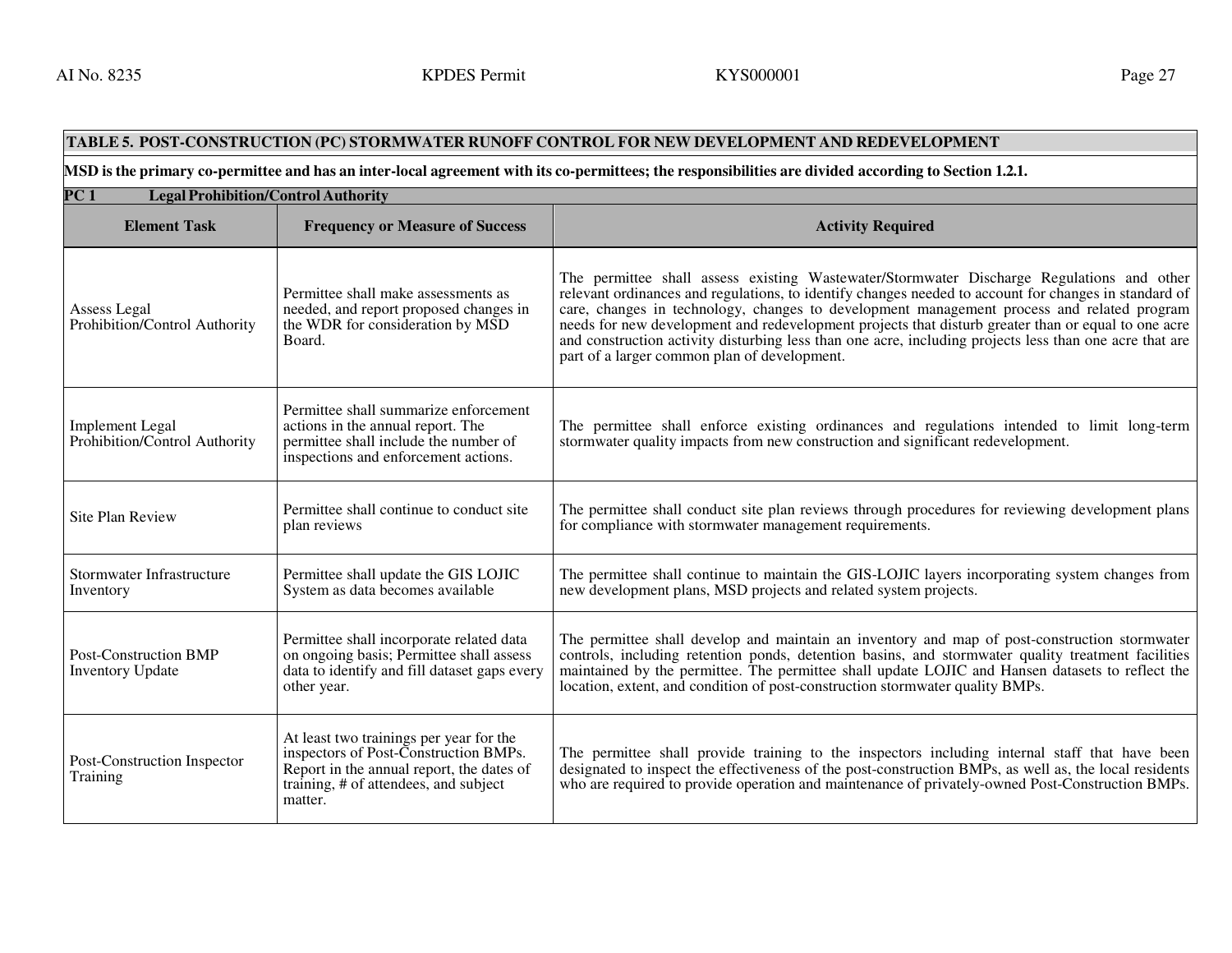| TABLE 5. POST-CONSTRUCTION (PC) STORMWATER RUNOFF CONTROL FOR NEW DEVELOPMENT AND REDEVELOPMENT | | |
|---|---|---|
| **MSD is the primary co-permittee and has an inter-local agreement with its co-permittees; the responsibilities are divided according to Section 1.2.1.** | | |
| **PC 1 Legal Prohibition/Control Authority** | | |
| **Element Task** | **Frequency or Measure of Success** | **Activity Required** |
| Assess Legal Prohibition/Control Authority | Permittee shall make assessments as needed, and report proposed changes in the WDR for consideration by MSD Board. | The permittee shall assess existing Wastewater/Stormwater Discharge Regulations and other relevant ordinances and regulations, to identify changes needed to account for changes in standard of care, changes in technology, changes to development management process and related program needs for new development and redevelopment projects that disturb greater than or equal to one acre and construction activity disturbing less than one acre, including projects less than one acre that are part of a larger common plan of development. |
| Implement Legal Prohibition/Control Authority | Permittee shall summarize enforcement actions in the annual report. The permittee shall include the number of inspections and enforcement actions. | The permittee shall enforce existing ordinances and regulations intended to limit long-term stormwater quality impacts from new construction and significant redevelopment. |
| Site Plan Review | Permittee shall continue to conduct site plan reviews | The permittee shall conduct site plan reviews through procedures for reviewing development plans for compliance with stormwater management requirements. |
| Stormwater Infrastructure Inventory | Permittee shall update the GIS LOJIC System as data becomes available | The permittee shall continue to maintain the GIS-LOJIC layers incorporating system changes from new development plans, MSD projects and related system projects. |
| Post-Construction BMP Inventory Update | Permittee shall incorporate related data on ongoing basis; Permittee shall assess data to identify and fill dataset gaps every other year. | The permittee shall develop and maintain an inventory and map of post-construction stormwater controls, including retention ponds, detention basins, and stormwater quality treatment facilities maintained by the permittee. The permittee shall update LOJIC and Hansen datasets to reflect the location, extent, and condition of post-construction stormwater quality BMPs. |
| Post-Construction Inspector Training | At least two trainings per year for the inspectors of Post-Construction BMPs. Report in the annual report, the dates of training, # of attendees, and subject matter. | The permittee shall provide training to the inspectors including internal staff that have been designated to inspect the effectiveness of the post-construction BMPs, as well as, the local residents who are required to provide operation and maintenance of privately-owned Post-Construction BMPs. |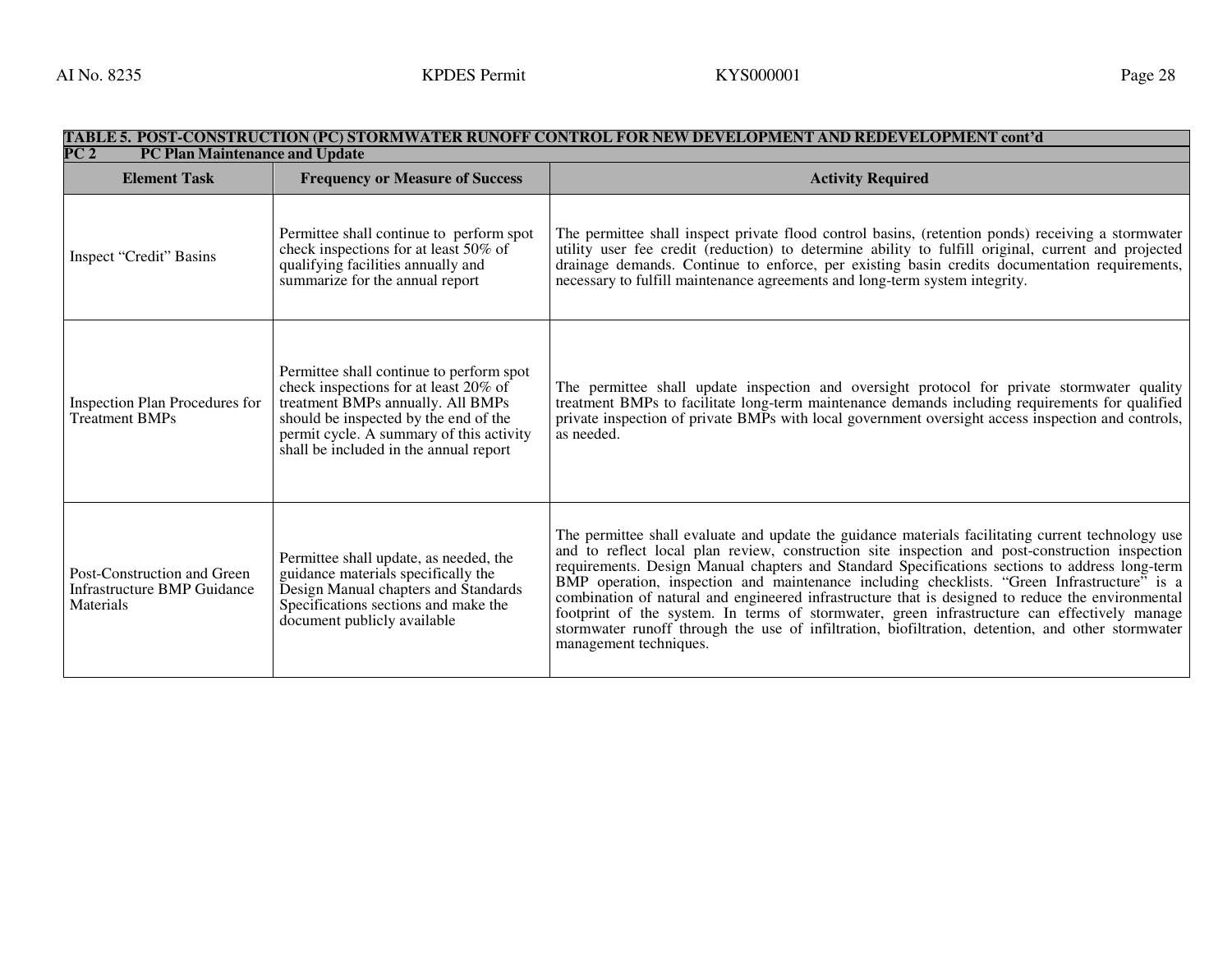**TABLE 5. POST-CONSTRUCTION (PC) STORMWATER RUNOFF CONTROL FOR NEW DEVELOPMENT AND REDEVELOPMENT cont'd**

**PC 2 PC Plan Maintenance and Update**

| Element Task | Frequency or Measure of Success | Activity Required |
|---|---|---|
| Inspect "Credit" Basins | Permittee shall continue to perform spot check inspections for at least 50% of qualifying facilities annually and summarize for the annual report | The permittee shall inspect private flood control basins, (retention ponds) receiving a stormwater utility user fee credit (reduction) to determine ability to fulfill original, current and projected drainage demands. Continue to enforce, per existing basin credits documentation requirements, necessary to fulfill maintenance agreements and long-term system integrity. |
| Inspection Plan Procedures for Treatment BMPs | Permittee shall continue to perform spot check inspections for at least 20% of treatment BMPs annually. All BMPs should be inspected by the end of the permit cycle. A summary of this activity shall be included in the annual report | The permittee shall update inspection and oversight protocol for private stormwater quality treatment BMPs to facilitate long-term maintenance demands including requirements for qualified private inspection of private BMPs with local government oversight access inspection and controls, as needed. |
| Post-Construction and Green Infrastructure BMP Guidance Materials | Permittee shall update, as needed, the guidance materials specifically the Design Manual chapters and Standards Specifications sections and make the document publicly available | The permittee shall evaluate and update the guidance materials facilitating current technology use and to reflect local plan review, construction site inspection and post-construction inspection requirements. Design Manual chapters and Standard Specifications sections to address long-term BMP operation, inspection and maintenance including checklists. "Green Infrastructure" is a combination of natural and engineered infrastructure that is designed to reduce the environmental footprint of the system. In terms of stormwater, green infrastructure can effectively manage stormwater runoff through the use of infiltration, biofiltration, detention, and other stormwater management techniques. |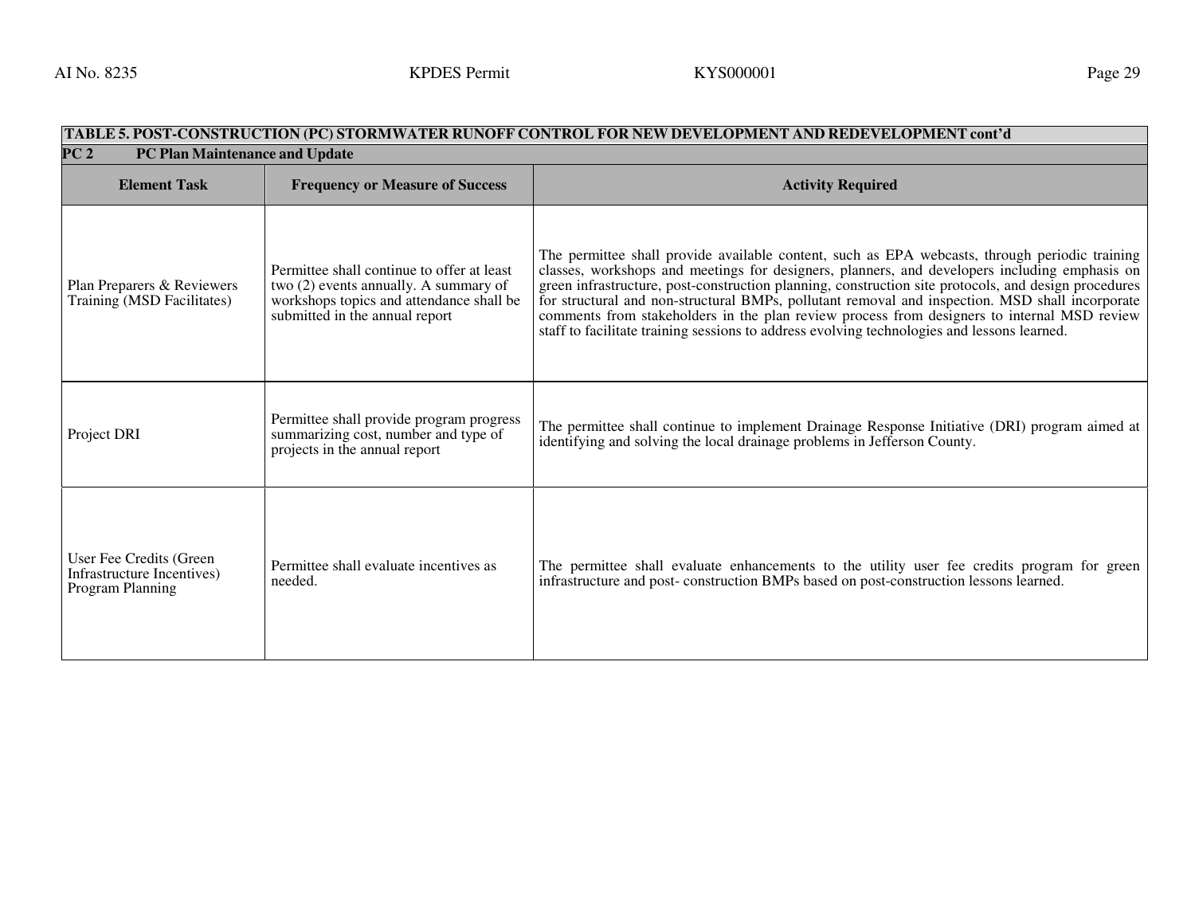| TABLE 5. POST-CONSTRUCTION (PC) STORMWATER RUNOFF CONTROL FOR NEW DEVELOPMENT AND REDEVELOPMENT cont'd | | |
|---|---|---|
| **PC 2 PC Plan Maintenance and Update** | | |
| **Element Task** | **Frequency or Measure of Success** | **Activity Required** |
| Plan Preparers & Reviewers Training (MSD Facilitates) | Permittee shall continue to offer at least two (2) events annually. A summary of workshops topics and attendance shall be submitted in the annual report | The permittee shall provide available content, such as EPA webcasts, through periodic training classes, workshops and meetings for designers, planners, and developers including emphasis on green infrastructure, post-construction planning, construction site protocols, and design procedures for structural and non-structural BMPs, pollutant removal and inspection. MSD shall incorporate comments from stakeholders in the plan review process from designers to internal MSD review staff to facilitate training sessions to address evolving technologies and lessons learned. |
| Project DRI | Permittee shall provide program progress summarizing cost, number and type of projects in the annual report | The permittee shall continue to implement Drainage Response Initiative (DRI) program aimed at identifying and solving the local drainage problems in Jefferson County. |
| User Fee Credits (Green Infrastructure Incentives) Program Planning | Permittee shall evaluate incentives as needed. | The permittee shall evaluate enhancements to the utility user fee credits program for green infrastructure and post- construction BMPs based on post-construction lessons learned. |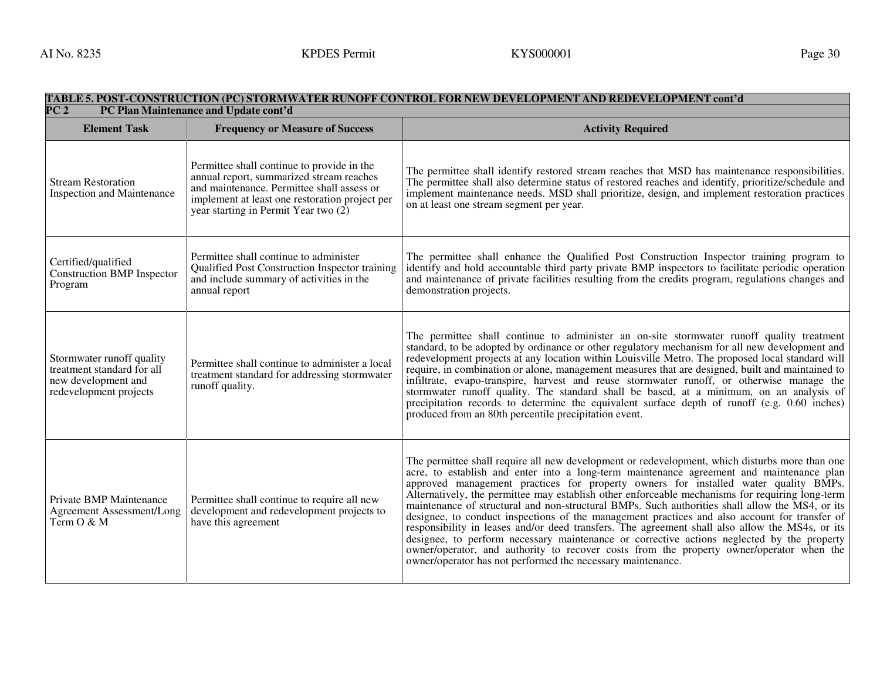| TABLE 5. POST-CONSTRUCTION (PC) STORMWATER RUNOFF CONTROL FOR NEW DEVELOPMENT AND REDEVELOPMENT cont'd | | |
|---|---|---|
| **PC 2 PC Plan Maintenance and Update cont'd** | | |
| **Element Task** | **Frequency or Measure of Success** | **Activity Required** |
| Stream Restoration Inspection and Maintenance | Permittee shall continue to provide in the annual report, summarized stream reaches and maintenance. Permittee shall assess or implement at least one restoration project per year starting in Permit Year two (2) | The permittee shall identify restored stream reaches that MSD has maintenance responsibilities. The permittee shall also determine status of restored reaches and identify, prioritize/schedule and implement maintenance needs. MSD shall prioritize, design, and implement restoration practices on at least one stream segment per year. |
| Certified/qualified Construction BMP Inspector Program | Permittee shall continue to administer Qualified Post Construction Inspector training and include summary of activities in the annual report | The permittee shall enhance the Qualified Post Construction Inspector training program to identify and hold accountable third party private BMP inspectors to facilitate periodic operation and maintenance of private facilities resulting from the credits program, regulations changes and demonstration projects. |
| Stormwater runoff quality treatment standard for all new development and redevelopment projects | Permittee shall continue to administer a local treatment standard for addressing stormwater runoff quality. | The permittee shall continue to administer an on-site stormwater runoff quality treatment standard, to be adopted by ordinance or other regulatory mechanism for all new development and redevelopment projects at any location within Louisville Metro. The proposed local standard will require, in combination or alone, management measures that are designed, built and maintained to infiltrate, evapo-transpire, harvest and reuse stormwater runoff, or otherwise manage the stormwater runoff quality. The standard shall be based, at a minimum, on an analysis of precipitation records to determine the equivalent surface depth of runoff (e.g. 0.60 inches) produced from an 80th percentile precipitation event. |
| Private BMP Maintenance Agreement Assessment/Long Term O & M | Permittee shall continue to require all new development and redevelopment projects to have this agreement | The permittee shall require all new development or redevelopment, which disturbs more than one acre, to establish and enter into a long-term maintenance agreement and maintenance plan approved management practices for property owners for installed water quality BMPs. Alternatively, the permittee may establish other enforceable mechanisms for requiring long-term maintenance of structural and non-structural BMPs. Such authorities shall allow the MS4, or its designee, to conduct inspections of the management practices and also account for transfer of responsibility in leases and/or deed transfers. The agreement shall also allow the MS4s, or its designee, to perform necessary maintenance or corrective actions neglected by the property owner/operator, and authority to recover costs from the property owner/operator when the owner/operator has not performed the necessary maintenance. |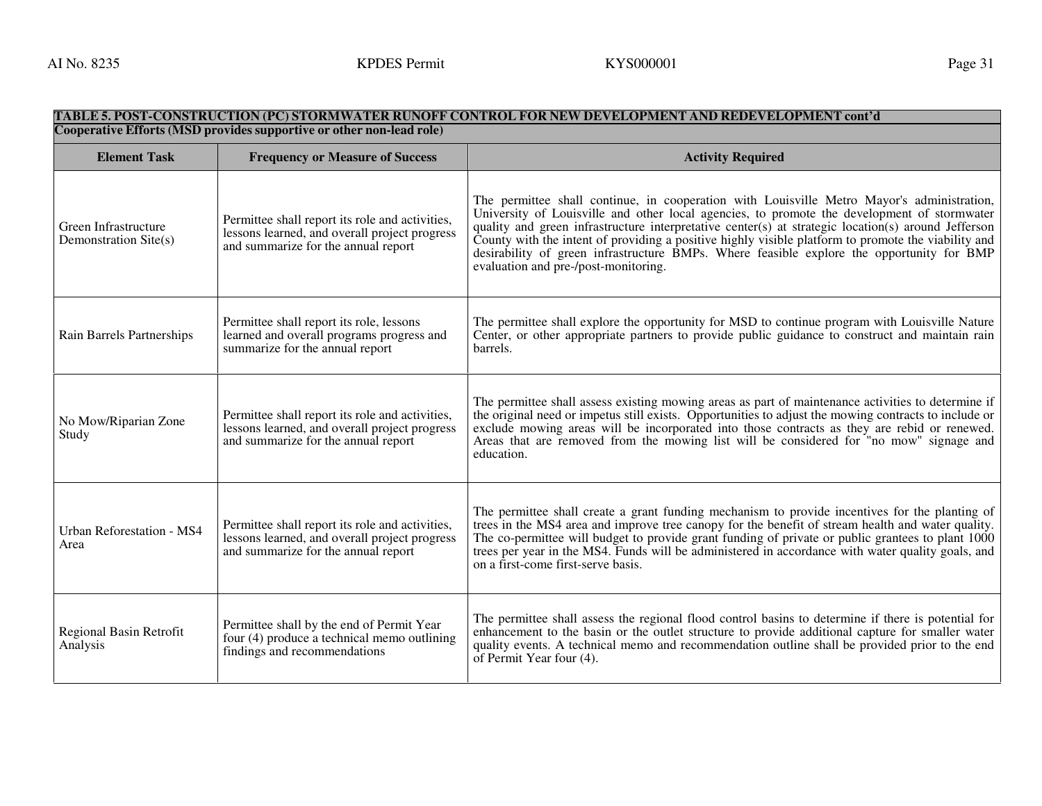| TABLE 5. POST-CONSTRUCTION (PC) STORMWATER RUNOFF CONTROL FOR NEW DEVELOPMENT AND REDEVELOPMENT cont'd | | |
|---|---|---|
| **Cooperative Efforts (MSD provides supportive or other non-lead role)** | | |
| **Element Task** | **Frequency or Measure of Success** | **Activity Required** |
| Green Infrastructure Demonstration Site(s) | Permittee shall report its role and activities, lessons learned, and overall project progress and summarize for the annual report | The permittee shall continue, in cooperation with Louisville Metro Mayor's administration, University of Louisville and other local agencies, to promote the development of stormwater quality and green infrastructure interpretative center(s) at strategic location(s) around Jefferson County with the intent of providing a positive highly visible platform to promote the viability and desirability of green infrastructure BMPs. Where feasible explore the opportunity for BMP evaluation and pre-/post-monitoring. |
| Rain Barrels Partnerships | Permittee shall report its role, lessons learned and overall programs progress and summarize for the annual report | The permittee shall explore the opportunity for MSD to continue program with Louisville Nature Center, or other appropriate partners to provide public guidance to construct and maintain rain barrels. |
| No Mow/Riparian Zone Study | Permittee shall report its role and activities, lessons learned, and overall project progress and summarize for the annual report | The permittee shall assess existing mowing areas as part of maintenance activities to determine if the original need or impetus still exists. Opportunities to adjust the mowing contracts to include or exclude mowing areas will be incorporated into those contracts as they are rebid or renewed. Areas that are removed from the mowing list will be considered for "no mow" signage and education. |
| Urban Reforestation - MS4 Area | Permittee shall report its role and activities, lessons learned, and overall project progress and summarize for the annual report | The permittee shall create a grant funding mechanism to provide incentives for the planting of trees in the MS4 area and improve tree canopy for the benefit of stream health and water quality. The co-permittee will budget to provide grant funding of private or public grantees to plant 1000 trees per year in the MS4. Funds will be administered in accordance with water quality goals, and on a first-come first-serve basis. |
| Regional Basin Retrofit Analysis | Permittee shall by the end of Permit Year four (4) produce a technical memo outlining findings and recommendations | The permittee shall assess the regional flood control basins to determine if there is potential for enhancement to the basin or the outlet structure to provide additional capture for smaller water quality events. A technical memo and recommendation outline shall be provided prior to the end of Permit Year four (4). |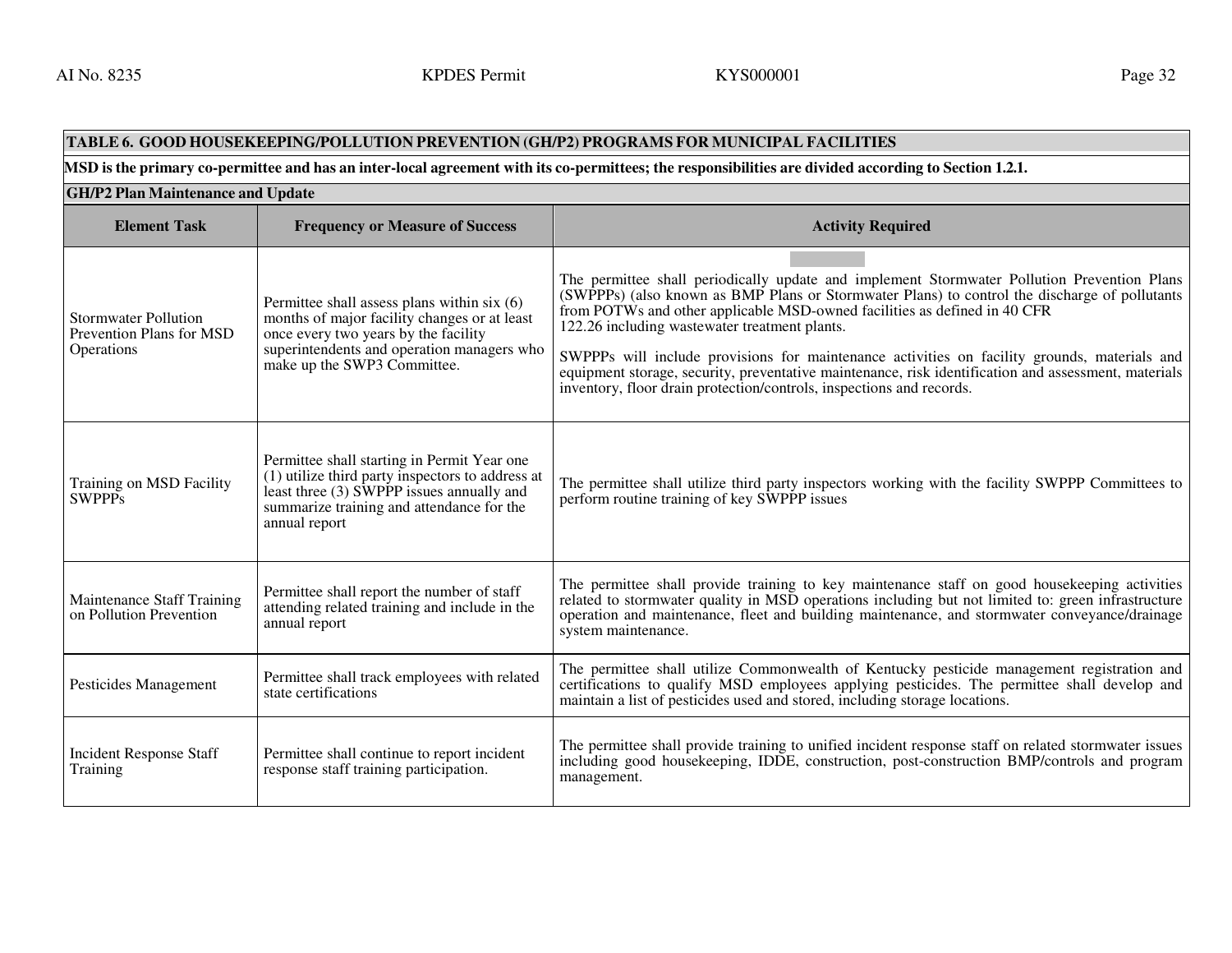| TABLE 6. GOOD HOUSEKEEPING/POLLUTION PREVENTION (GH/P2) PROGRAMS FOR MUNICIPAL FACILITIES | | |
|---|---|---|
| **MSD is the primary co-permittee and has an inter-local agreement with its co-permittees; the responsibilities are divided according to Section 1.2.1.** | | |
| **GH/P2 Plan Maintenance and Update** | | |
| **Element Task** | **Frequency or Measure of Success** | **Activity Required** |
| Stormwater Pollution Prevention Plans for MSD Operations | Permittee shall assess plans within six (6) months of major facility changes or at least once every two years by the facility superintendents and operation managers who make up the SWP3 Committee. | The permittee shall periodically update and implement Stormwater Pollution Prevention Plans (SWPPPs) (also known as BMP Plans or Stormwater Plans) to control the discharge of pollutants from POTWs and other applicable MSD-owned facilities as defined in 40 CFR 122.26 including wastewater treatment plants.<br><br>SWPPPs will include provisions for maintenance activities on facility grounds, materials and equipment storage, security, preventative maintenance, risk identification and assessment, materials inventory, floor drain protection/controls, inspections and records. |
| Training on MSD Facility SWPPPs | Permittee shall starting in Permit Year one (1) utilize third party inspectors to address at least three (3) SWPPP issues annually and summarize training and attendance for the annual report | The permittee shall utilize third party inspectors working with the facility SWPPP Committees to perform routine training of key SWPPP issues |
| Maintenance Staff Training on Pollution Prevention | Permittee shall report the number of staff attending related training and include in the annual report | The permittee shall provide training to key maintenance staff on good housekeeping activities related to stormwater quality in MSD operations including but not limited to: green infrastructure operation and maintenance, fleet and building maintenance, and stormwater conveyance/drainage system maintenance. |
| Pesticides Management | Permittee shall track employees with related state certifications | The permittee shall utilize Commonwealth of Kentucky pesticide management registration and certifications to qualify MSD employees applying pesticides. The permittee shall develop and maintain a list of pesticides used and stored, including storage locations. |
| Incident Response Staff Training | Permittee shall continue to report incident response staff training participation. | The permittee shall provide training to unified incident response staff on related stormwater issues including good housekeeping, IDDE, construction, post-construction BMP/controls and program management. |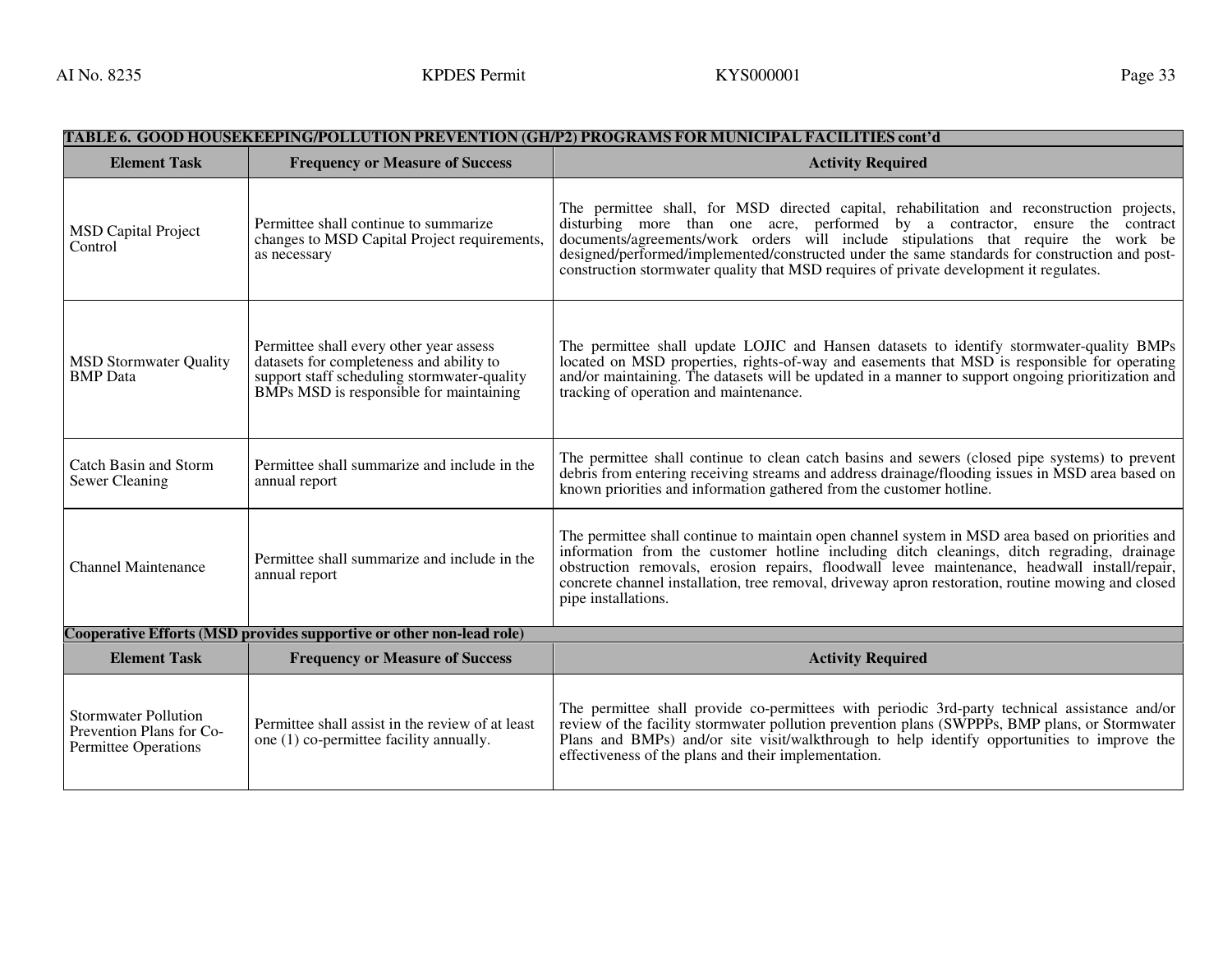**TABLE 6. GOOD HOUSEKEEPING/POLLUTION PREVENTION (GH/P2) PROGRAMS FOR MUNICIPAL FACILITIES cont'd**

| Element Task | Frequency or Measure of Success | Activity Required |
|---|---|---|
| MSD Capital Project Control | Permittee shall continue to summarize changes to MSD Capital Project requirements, as necessary | The permittee shall, for MSD directed capital, rehabilitation and reconstruction projects, disturbing more than one acre, performed by a contractor, ensure the contract documents/agreements/work orders will include stipulations that require the work be designed/performed/implemented/constructed under the same standards for construction and post-construction stormwater quality that MSD requires of private development it regulates. |
| MSD Stormwater Quality BMP Data | Permittee shall every other year assess datasets for completeness and ability to support staff scheduling stormwater-quality BMPs MSD is responsible for maintaining | The permittee shall update LOJIC and Hansen datasets to identify stormwater-quality BMPs located on MSD properties, rights-of-way and easements that MSD is responsible for operating and/or maintaining. The datasets will be updated in a manner to support ongoing prioritization and tracking of operation and maintenance. |
| Catch Basin and Storm Sewer Cleaning | Permittee shall summarize and include in the annual report | The permittee shall continue to clean catch basins and sewers (closed pipe systems) to prevent debris from entering receiving streams and address drainage/flooding issues in MSD area based on known priorities and information gathered from the customer hotline. |
| Channel Maintenance | Permittee shall summarize and include in the annual report | The permittee shall continue to maintain open channel system in MSD area based on priorities and information from the customer hotline including ditch cleanings, ditch regrading, drainage obstruction removals, erosion repairs, floodwall levee maintenance, headwall install/repair, concrete channel installation, tree removal, driveway apron restoration, routine mowing and closed pipe installations. |

**Cooperative Efforts (MSD provides supportive or other non-lead role)**

| Element Task | Frequency or Measure of Success | Activity Required |
|---|---|---|
| Stormwater Pollution Prevention Plans for Co-Permittee Operations | Permittee shall assist in the review of at least one (1) co-permittee facility annually. | The permittee shall provide co-permittees with periodic 3rd-party technical assistance and/or review of the facility stormwater pollution prevention plans (SWPPPs, BMP plans, or Stormwater Plans and BMPs) and/or site visit/walkthrough to help identify opportunities to improve the effectiveness of the plans and their implementation. |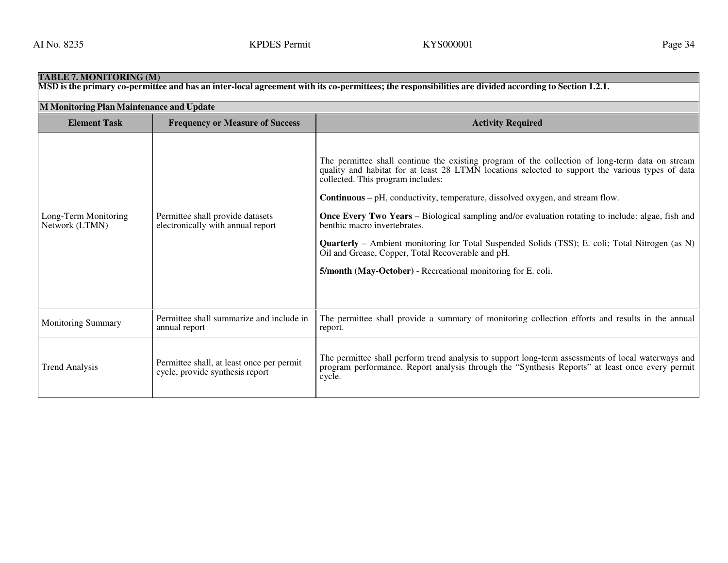**TABLE 7. MONITORING (M)**

**MSD is the primary co-permittee and has an inter-local agreement with its co-permittees; the responsibilities are divided according to Section 1.2.1.**

**M Monitoring Plan Maintenance and Update**

| Element Task | Frequency or Measure of Success | Activity Required |
|---|---|---|
| Long-Term Monitoring Network (LTMN) | Permittee shall provide datasets electronically with annual report | The permittee shall continue the existing program of the collection of long-term data on stream quality and habitat for at least 28 LTMN locations selected to support the various types of data collected. This program includes:<br><br>**Continuous** – pH, conductivity, temperature, dissolved oxygen, and stream flow.<br><br>**Once Every Two Years** – Biological sampling and/or evaluation rotating to include: algae, fish and benthic macro invertebrates.<br><br>**Quarterly** – Ambient monitoring for Total Suspended Solids (TSS); E. coli; Total Nitrogen (as N) Oil and Grease, Copper, Total Recoverable and pH.<br><br>**5/month (May-October)** - Recreational monitoring for E. coli. |
| Monitoring Summary | Permittee shall summarize and include in annual report | The permittee shall provide a summary of monitoring collection efforts and results in the annual report. |
| Trend Analysis | Permittee shall, at least once per permit cycle, provide synthesis report | The permittee shall perform trend analysis to support long-term assessments of local waterways and program performance. Report analysis through the “Synthesis Reports” at least once every permit cycle. |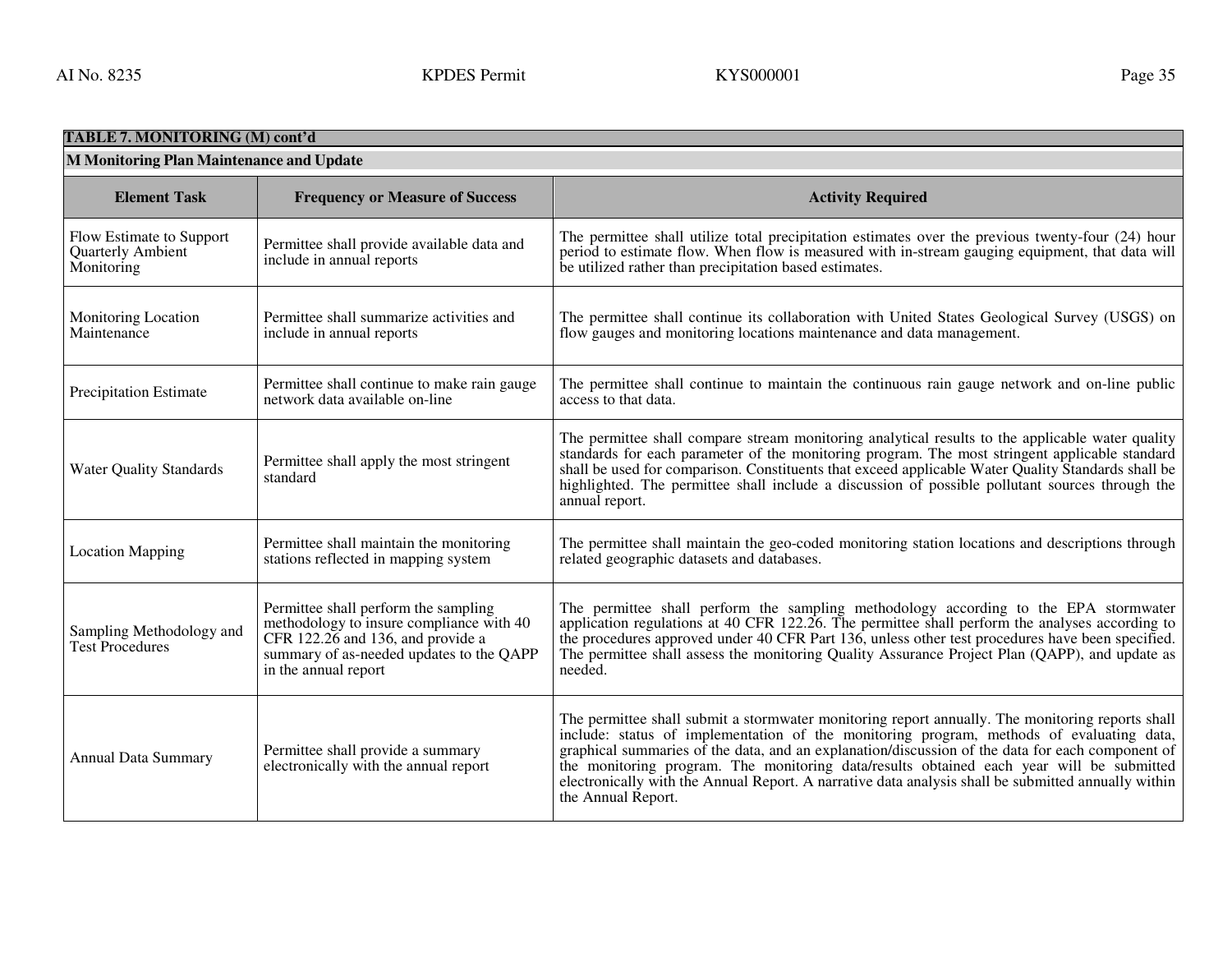**TABLE 7. MONITORING (M) cont'd**

**M Monitoring Plan Maintenance and Update**

| Element Task | Frequency or Measure of Success | Activity Required |
| --- | --- | --- |
| Flow Estimate to Support Quarterly Ambient Monitoring | Permittee shall provide available data and include in annual reports | The permittee shall utilize total precipitation estimates over the previous twenty-four (24) hour period to estimate flow. When flow is measured with in-stream gauging equipment, that data will be utilized rather than precipitation based estimates. |
| Monitoring Location Maintenance | Permittee shall summarize activities and include in annual reports | The permittee shall continue its collaboration with United States Geological Survey (USGS) on flow gauges and monitoring locations maintenance and data management. |
| Precipitation Estimate | Permittee shall continue to make rain gauge network data available on-line | The permittee shall continue to maintain the continuous rain gauge network and on-line public access to that data. |
| Water Quality Standards | Permittee shall apply the most stringent standard | The permittee shall compare stream monitoring analytical results to the applicable water quality standards for each parameter of the monitoring program. The most stringent applicable standard shall be used for comparison. Constituents that exceed applicable Water Quality Standards shall be highlighted. The permittee shall include a discussion of possible pollutant sources through the annual report. |
| Location Mapping | Permittee shall maintain the monitoring stations reflected in mapping system | The permittee shall maintain the geo-coded monitoring station locations and descriptions through related geographic datasets and databases. |
| Sampling Methodology and Test Procedures | Permittee shall perform the sampling methodology to insure compliance with 40 CFR 122.26 and 136, and provide a summary of as-needed updates to the QAPP in the annual report | The permittee shall perform the sampling methodology according to the EPA stormwater application regulations at 40 CFR 122.26. The permittee shall perform the analyses according to the procedures approved under 40 CFR Part 136, unless other test procedures have been specified. The permittee shall assess the monitoring Quality Assurance Project Plan (QAPP), and update as needed. |
| Annual Data Summary | Permittee shall provide a summary electronically with the annual report | The permittee shall submit a stormwater monitoring report annually. The monitoring reports shall include: status of implementation of the monitoring program, methods of evaluating data, graphical summaries of the data, and an explanation/discussion of the data for each component of the monitoring program. The monitoring data/results obtained each year will be submitted electronically with the Annual Report. A narrative data analysis shall be submitted annually within the Annual Report. |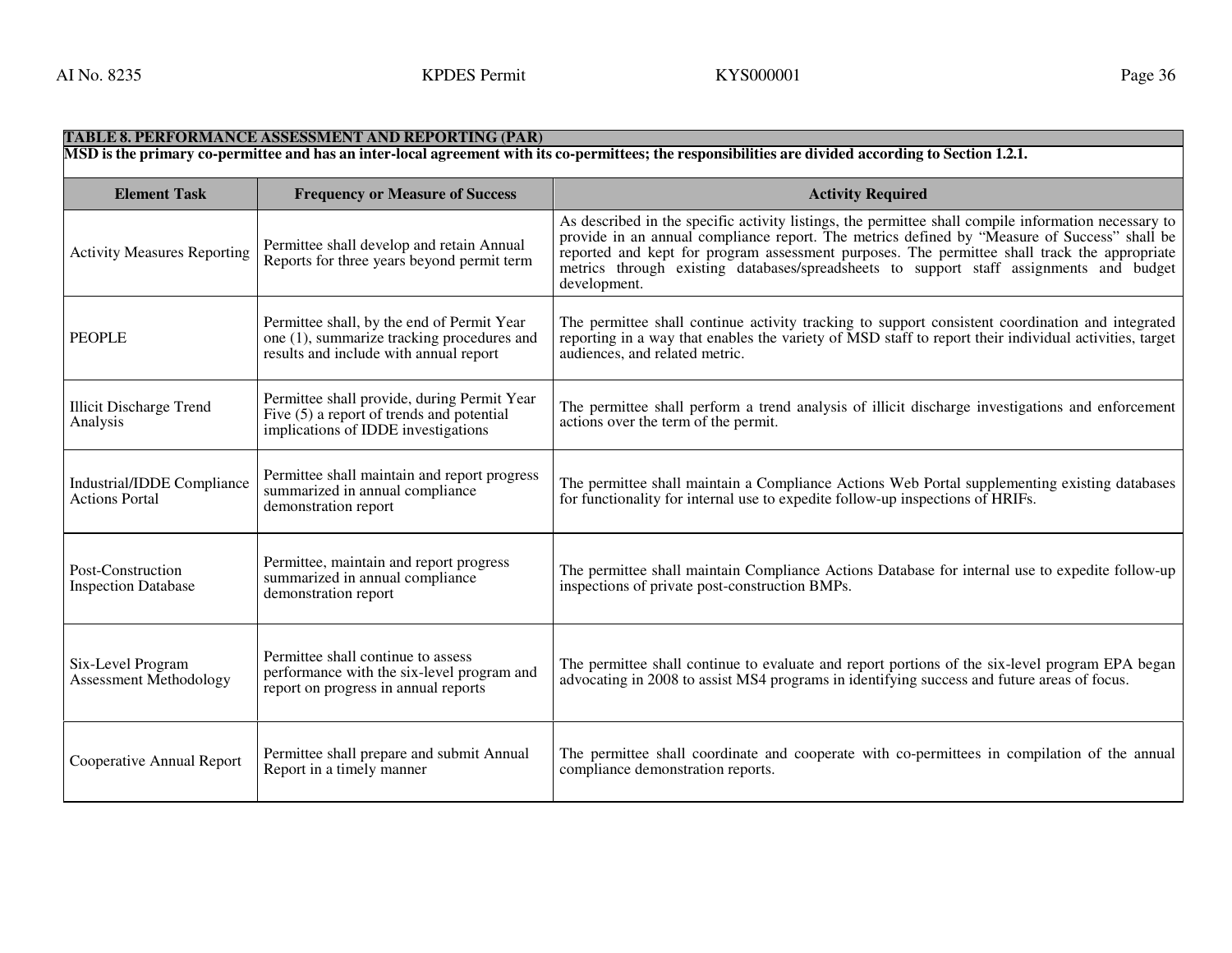**TABLE 8. PERFORMANCE ASSESSMENT AND REPORTING (PAR)**

**MSD is the primary co-permittee and has an inter-local agreement with its co-permittees; the responsibilities are divided according to Section 1.2.1.**

| Element Task | Frequency or Measure of Success | Activity Required |
|---|---|---|
| Activity Measures Reporting | Permittee shall develop and retain Annual Reports for three years beyond permit term | As described in the specific activity listings, the permittee shall compile information necessary to provide in an annual compliance report. The metrics defined by "Measure of Success" shall be reported and kept for program assessment purposes. The permittee shall track the appropriate metrics through existing databases/spreadsheets to support staff assignments and budget development. |
| PEOPLE | Permittee shall, by the end of Permit Year one (1), summarize tracking procedures and results and include with annual report | The permittee shall continue activity tracking to support consistent coordination and integrated reporting in a way that enables the variety of MSD staff to report their individual activities, target audiences, and related metric. |
| Illicit Discharge Trend Analysis | Permittee shall provide, during Permit Year Five (5) a report of trends and potential implications of IDDE investigations | The permittee shall perform a trend analysis of illicit discharge investigations and enforcement actions over the term of the permit. |
| Industrial/IDDE Compliance Actions Portal | Permittee shall maintain and report progress summarized in annual compliance demonstration report | The permittee shall maintain a Compliance Actions Web Portal supplementing existing databases for functionality for internal use to expedite follow-up inspections of HRIFs. |
| Post-Construction Inspection Database | Permittee, maintain and report progress summarized in annual compliance demonstration report | The permittee shall maintain Compliance Actions Database for internal use to expedite follow-up inspections of private post-construction BMPs. |
| Six-Level Program Assessment Methodology | Permittee shall continue to assess performance with the six-level program and report on progress in annual reports | The permittee shall continue to evaluate and report portions of the six-level program EPA began advocating in 2008 to assist MS4 programs in identifying success and future areas of focus. |
| Cooperative Annual Report | Permittee shall prepare and submit Annual Report in a timely manner | The permittee shall coordinate and cooperate with co-permittees in compilation of the annual compliance demonstration reports. |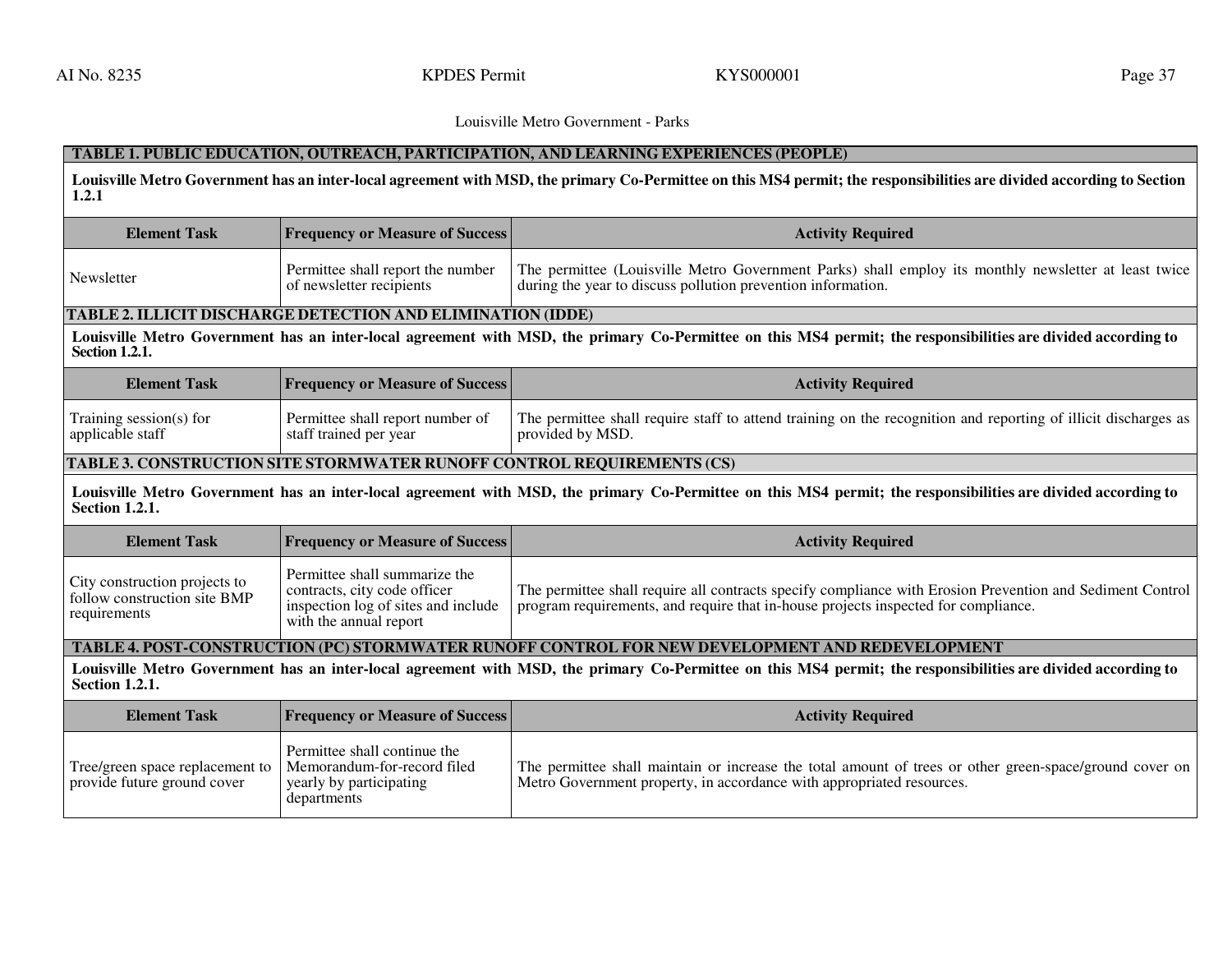Louisville Metro Government - Parks

| TABLE 1. PUBLIC EDUCATION, OUTREACH, PARTICIPATION, AND LEARNING EXPERIENCES (PEOPLE) | | |
|---|---|---|
| **Louisville Metro Government has an inter-local agreement with MSD, the primary Co-Permittee on this MS4 permit; the responsibilities are divided according to Section 1.2.1** | | |
| **Element Task** | **Frequency or Measure of Success** | **Activity Required** |
| Newsletter | Permittee shall report the number of newsletter recipients | The permittee (Louisville Metro Government Parks) shall employ its monthly newsletter at least twice during the year to discuss pollution prevention information. |

| TABLE 2. ILLICIT DISCHARGE DETECTION AND ELIMINATION (IDDE) | | |
|---|---|---|
| **Louisville Metro Government has an inter-local agreement with MSD, the primary Co-Permittee on this MS4 permit; the responsibilities are divided according to Section 1.2.1.** | | |
| **Element Task** | **Frequency or Measure of Success** | **Activity Required** |
| Training session(s) for applicable staff | Permittee shall report number of staff trained per year | The permittee shall require staff to attend training on the recognition and reporting of illicit discharges as provided by MSD. |

| TABLE 3. CONSTRUCTION SITE STORMWATER RUNOFF CONTROL REQUIREMENTS (CS) | | |
|---|---|---|
| **Louisville Metro Government has an inter-local agreement with MSD, the primary Co-Permittee on this MS4 permit; the responsibilities are divided according to Section 1.2.1.** | | |
| **Element Task** | **Frequency or Measure of Success** | **Activity Required** |
| City construction projects to follow construction site BMP requirements | Permittee shall summarize the contracts, city code officer inspection log of sites and include with the annual report | The permittee shall require all contracts specify compliance with Erosion Prevention and Sediment Control program requirements, and require that in-house projects inspected for compliance. |

| TABLE 4. POST-CONSTRUCTION (PC) STORMWATER RUNOFF CONTROL FOR NEW DEVELOPMENT AND REDEVELOPMENT | | |
|---|---|---|
| **Louisville Metro Government has an inter-local agreement with MSD, the primary Co-Permittee on this MS4 permit; the responsibilities are divided according to Section 1.2.1.** | | |
| **Element Task** | **Frequency or Measure of Success** | **Activity Required** |
| Tree/green space replacement to provide future ground cover | Permittee shall continue the Memorandum-for-record filed yearly by participating departments | The permittee shall maintain or increase the total amount of trees or other green-space/ground cover on Metro Government property, in accordance with appropriated resources. |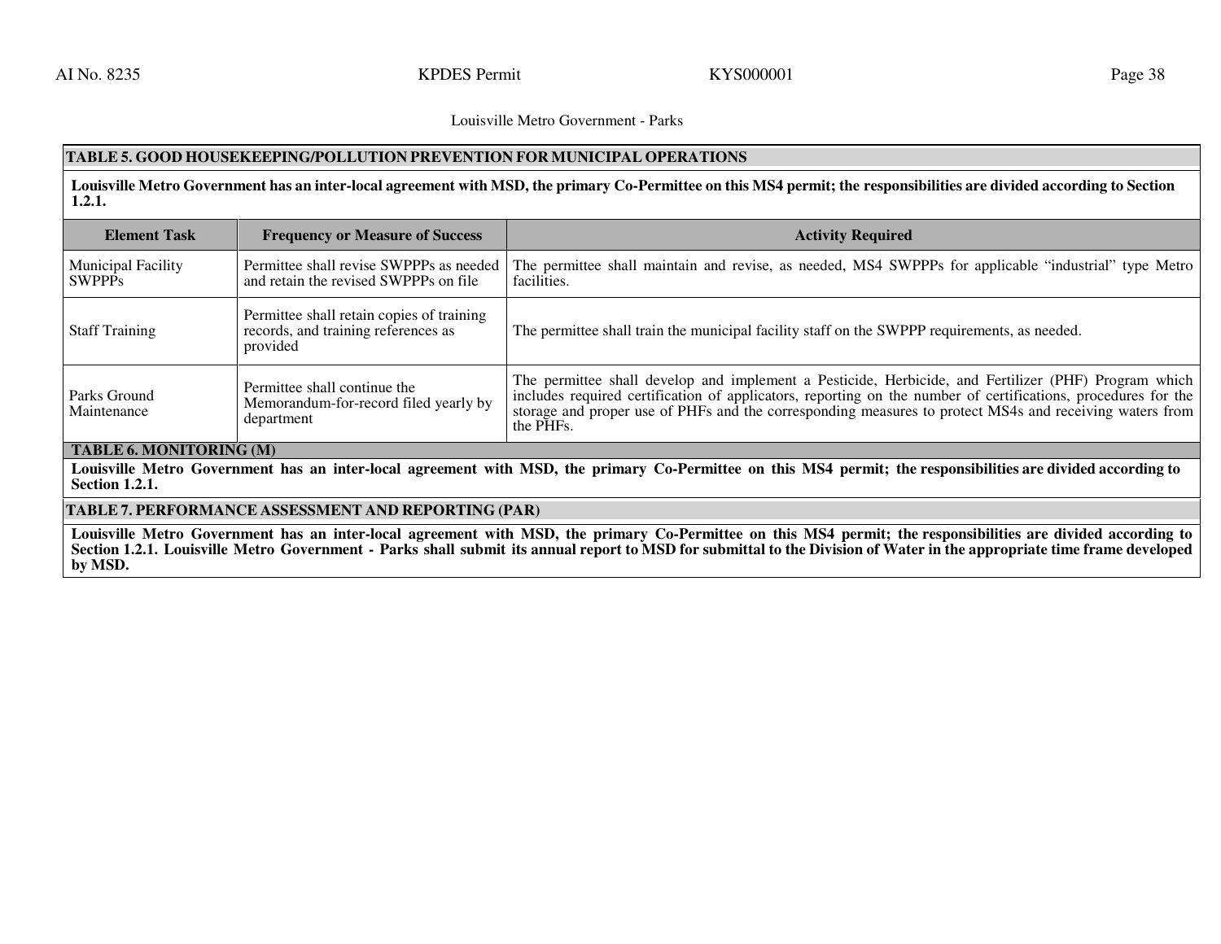Louisville Metro Government - Parks

**TABLE 5. GOOD HOUSEKEEPING/POLLUTION PREVENTION FOR MUNICIPAL OPERATIONS**

**Louisville Metro Government has an inter-local agreement with MSD, the primary Co-Permittee on this MS4 permit; the responsibilities are divided according to Section 1.2.1.**

| Element Task | Frequency or Measure of Success | Activity Required |
|---|---|---|
| Municipal Facility SWPPPs | Permittee shall revise SWPPPs as needed and retain the revised SWPPPs on file | The permittee shall maintain and revise, as needed, MS4 SWPPPs for applicable "industrial" type Metro facilities. |
| Staff Training | Permittee shall retain copies of training records, and training references as provided | The permittee shall train the municipal facility staff on the SWPPP requirements, as needed. |
| Parks Ground Maintenance | Permittee shall continue the Memorandum-for-record filed yearly by department | The permittee shall develop and implement a Pesticide, Herbicide, and Fertilizer (PHF) Program which includes required certification of applicators, reporting on the number of certifications, procedures for the storage and proper use of PHFs and the corresponding measures to protect MS4s and receiving waters from the PHFs. |

**TABLE 6. MONITORING (M)**

**Louisville Metro Government has an inter-local agreement with MSD, the primary Co-Permittee on this MS4 permit; the responsibilities are divided according to Section 1.2.1.**

**TABLE 7. PERFORMANCE ASSESSMENT AND REPORTING (PAR)**

**Louisville Metro Government has an inter-local agreement with MSD, the primary Co-Permittee on this MS4 permit; the responsibilities are divided according to Section 1.2.1. Louisville Metro Government - Parks shall submit its annual report to MSD for submittal to the Division of Water in the appropriate time frame developed by MSD.**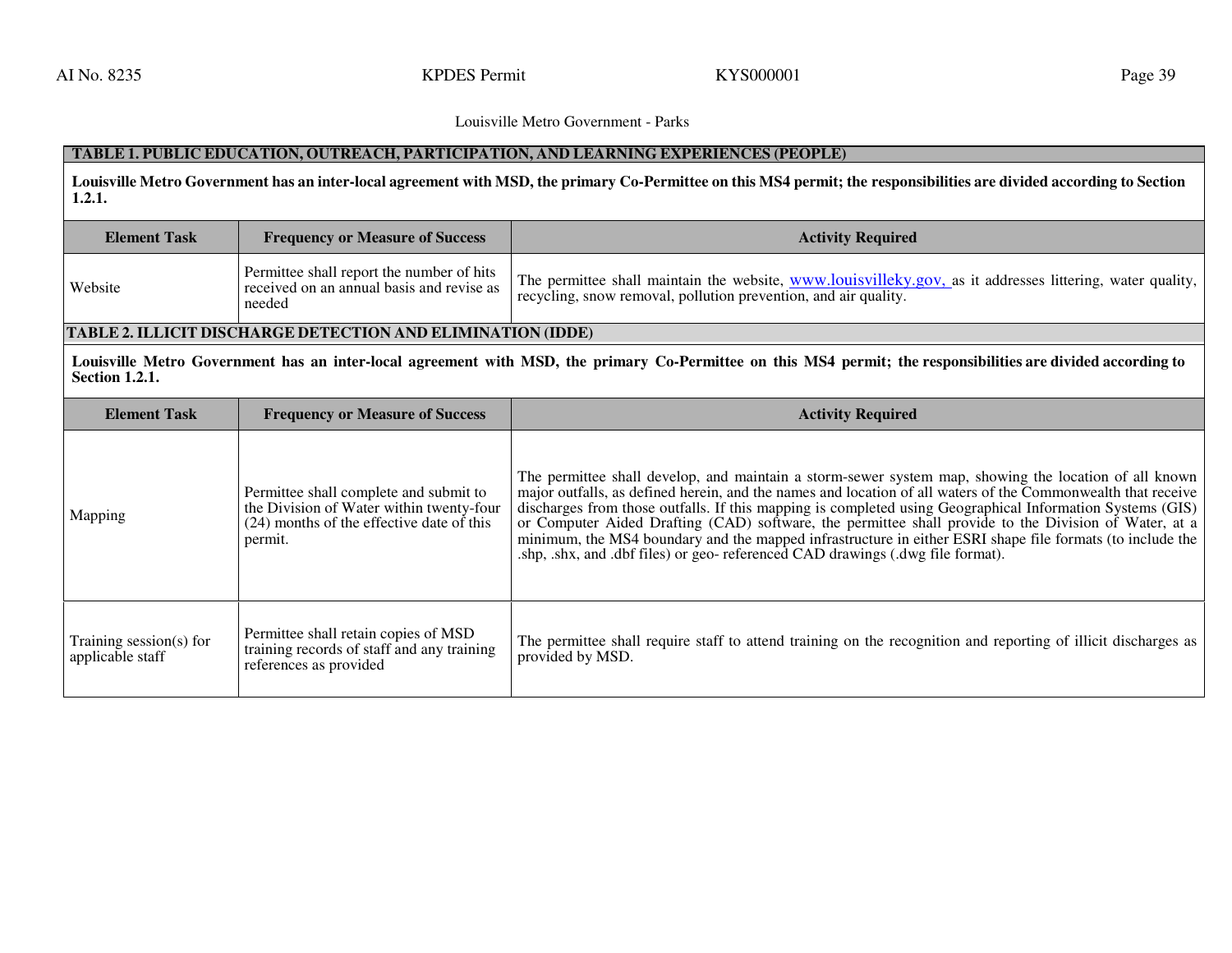Louisville Metro Government - Parks

**TABLE 1. PUBLIC EDUCATION, OUTREACH, PARTICIPATION, AND LEARNING EXPERIENCES (PEOPLE)**

**Louisville Metro Government has an inter-local agreement with MSD, the primary Co-Permittee on this MS4 permit; the responsibilities are divided according to Section 1.2.1.**

| Element Task | Frequency or Measure of Success | Activity Required |
| --- | --- | --- |
| Website | Permittee shall report the number of hits received on an annual basis and revise as needed | The permittee shall maintain the website, www.louisvilleky.gov, as it addresses littering, water quality, recycling, snow removal, pollution prevention, and air quality. |

**TABLE 2. ILLICIT DISCHARGE DETECTION AND ELIMINATION (IDDE)**

**Louisville Metro Government has an inter-local agreement with MSD, the primary Co-Permittee on this MS4 permit; the responsibilities are divided according to Section 1.2.1.**

| Element Task | Frequency or Measure of Success | Activity Required |
| --- | --- | --- |
| Mapping | Permittee shall complete and submit to the Division of Water within twenty-four (24) months of the effective date of this permit. | The permittee shall develop, and maintain a storm-sewer system map, showing the location of all known major outfalls, as defined herein, and the names and location of all waters of the Commonwealth that receive discharges from those outfalls. If this mapping is completed using Geographical Information Systems (GIS) or Computer Aided Drafting (CAD) software, the permittee shall provide to the Division of Water, at a minimum, the MS4 boundary and the mapped infrastructure in either ESRI shape file formats (to include the .shp, .shx, and .dbf files) or geo- referenced CAD drawings (.dwg file format). |
| Training session(s) for applicable staff | Permittee shall retain copies of MSD training records of staff and any training references as provided | The permittee shall require staff to attend training on the recognition and reporting of illicit discharges as provided by MSD. |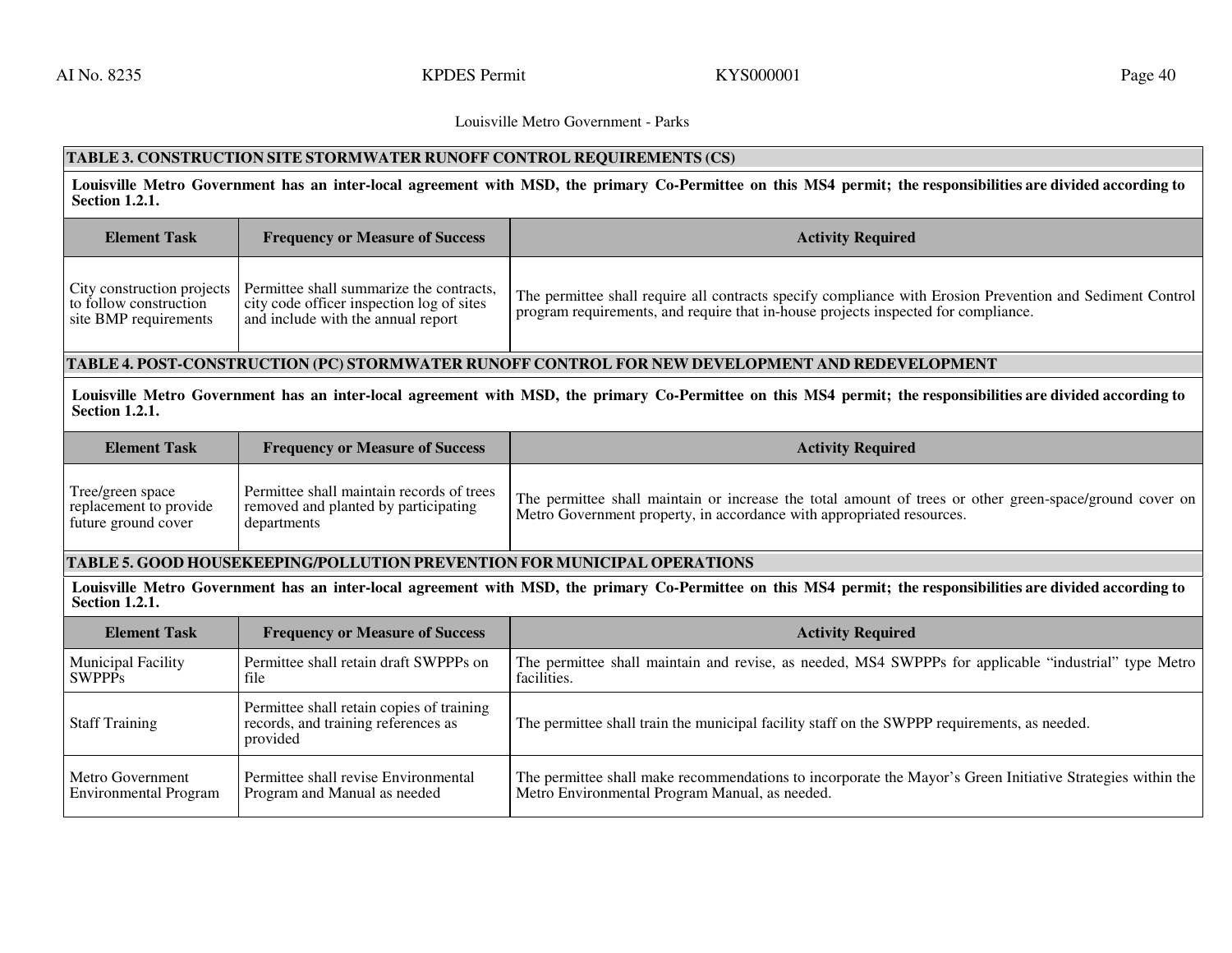Louisville Metro Government - Parks

| TABLE 3. CONSTRUCTION SITE STORMWATER RUNOFF CONTROL REQUIREMENTS (CS) | | |
|---|---|---|
| **Louisville Metro Government has an inter-local agreement with MSD, the primary Co-Permittee on this MS4 permit; the responsibilities are divided according to Section 1.2.1.** | | |
| **Element Task** | **Frequency or Measure of Success** | **Activity Required** |
| City construction projects to follow construction site BMP requirements | Permittee shall summarize the contracts, city code officer inspection log of sites and include with the annual report | The permittee shall require all contracts specify compliance with Erosion Prevention and Sediment Control program requirements, and require that in-house projects inspected for compliance. |

| TABLE 4. POST-CONSTRUCTION (PC) STORMWATER RUNOFF CONTROL FOR NEW DEVELOPMENT AND REDEVELOPMENT | | |
|---|---|---|
| **Louisville Metro Government has an inter-local agreement with MSD, the primary Co-Permittee on this MS4 permit; the responsibilities are divided according to Section 1.2.1.** | | |
| **Element Task** | **Frequency or Measure of Success** | **Activity Required** |
| Tree/green space replacement to provide future ground cover | Permittee shall maintain records of trees removed and planted by participating departments | The permittee shall maintain or increase the total amount of trees or other green-space/ground cover on Metro Government property, in accordance with appropriated resources. |

| TABLE 5. GOOD HOUSEKEEPING/POLLUTION PREVENTION FOR MUNICIPAL OPERATIONS | | |
|---|---|---|
| **Louisville Metro Government has an inter-local agreement with MSD, the primary Co-Permittee on this MS4 permit; the responsibilities are divided according to Section 1.2.1.** | | |
| **Element Task** | **Frequency or Measure of Success** | **Activity Required** |
| Municipal Facility SWPPPs | Permittee shall retain draft SWPPPs on file | The permittee shall maintain and revise, as needed, MS4 SWPPPs for applicable "industrial" type Metro facilities. |
| Staff Training | Permittee shall retain copies of training records, and training references as provided | The permittee shall train the municipal facility staff on the SWPPP requirements, as needed. |
| Metro Government Environmental Program | Permittee shall revise Environmental Program and Manual as needed | The permittee shall make recommendations to incorporate the Mayor's Green Initiative Strategies within the Metro Environmental Program Manual, as needed. |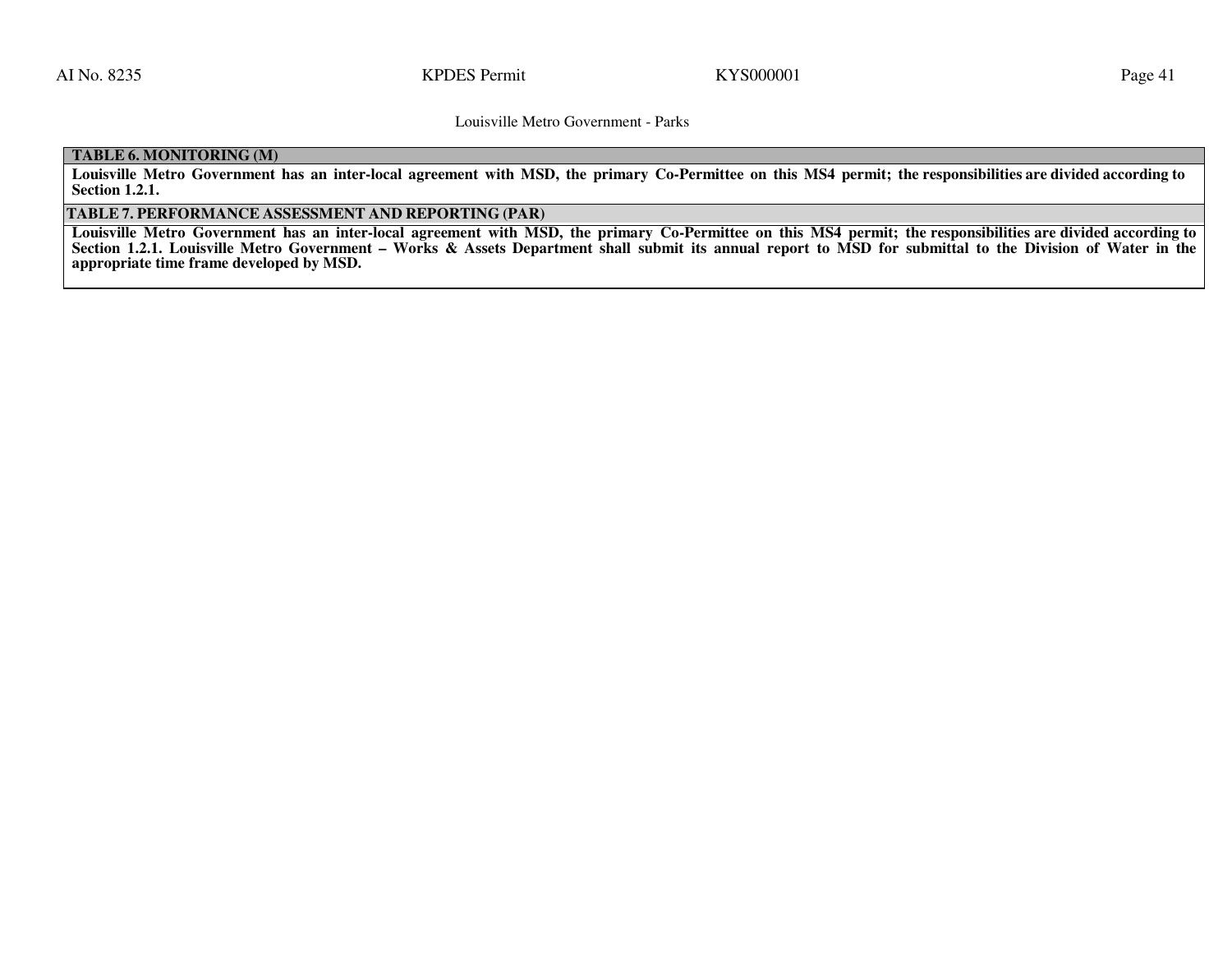Louisville Metro Government - Parks

| TABLE 6. MONITORING (M) |
| --- |
| **Louisville Metro Government has an inter-local agreement with MSD, the primary Co-Permittee on this MS4 permit; the responsibilities are divided according to Section 1.2.1.** |

| TABLE 7. PERFORMANCE ASSESSMENT AND REPORTING (PAR) |
| --- |
| **Louisville Metro Government has an inter-local agreement with MSD, the primary Co-Permittee on this MS4 permit; the responsibilities are divided according to Section 1.2.1. Louisville Metro Government – Works & Assets Department shall submit its annual report to MSD for submittal to the Division of Water in the appropriate time frame developed by MSD.** |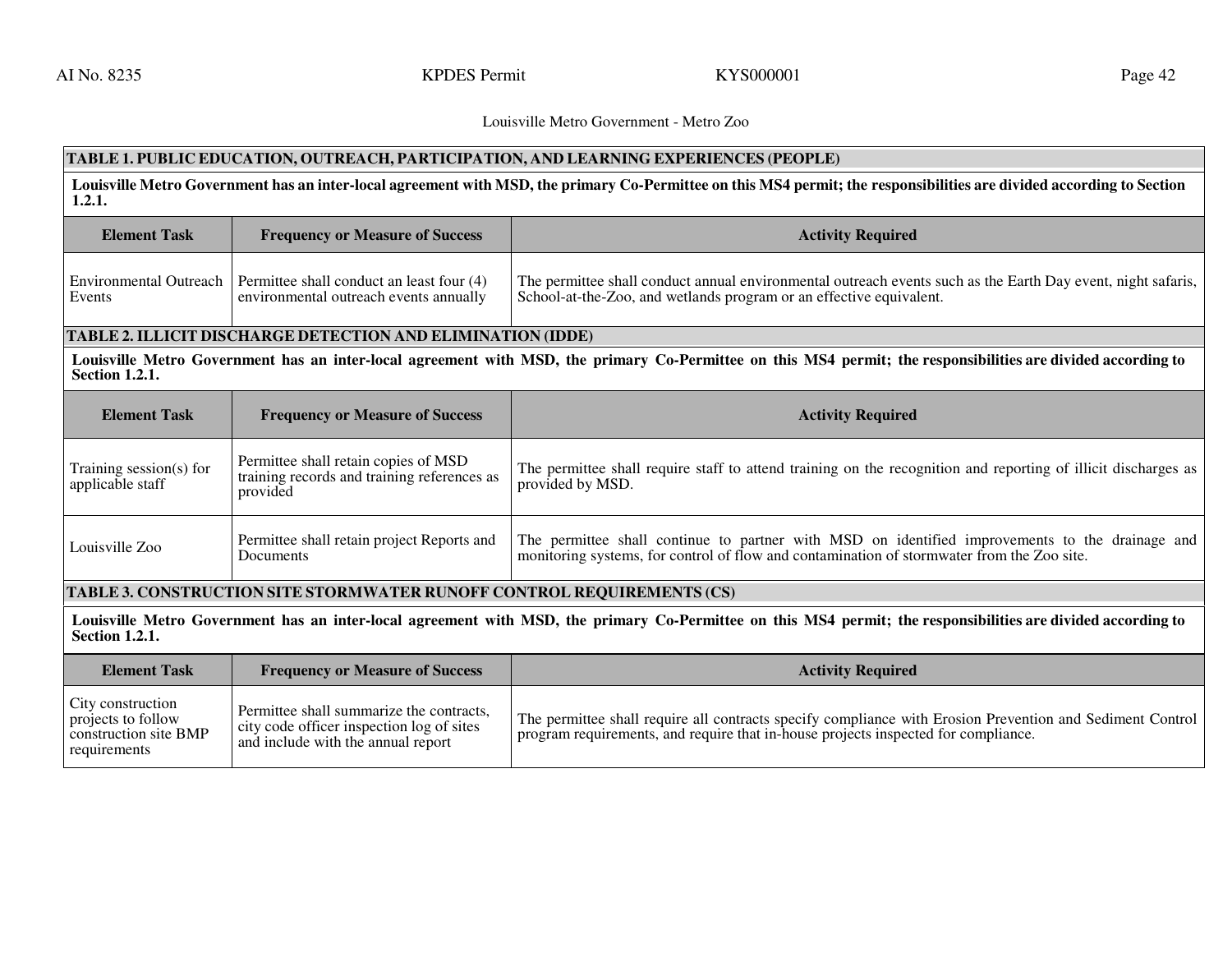Louisville Metro Government - Metro Zoo

**TABLE 1. PUBLIC EDUCATION, OUTREACH, PARTICIPATION, AND LEARNING EXPERIENCES (PEOPLE)**

**Louisville Metro Government has an inter-local agreement with MSD, the primary Co-Permittee on this MS4 permit; the responsibilities are divided according to Section 1.2.1.**

| Element Task | Frequency or Measure of Success | Activity Required |
|---|---|---|
| Environmental Outreach Events | Permittee shall conduct an least four (4) environmental outreach events annually | The permittee shall conduct annual environmental outreach events such as the Earth Day event, night safaris, School-at-the-Zoo, and wetlands program or an effective equivalent. |

**TABLE 2. ILLICIT DISCHARGE DETECTION AND ELIMINATION (IDDE)**

**Louisville Metro Government has an inter-local agreement with MSD, the primary Co-Permittee on this MS4 permit; the responsibilities are divided according to Section 1.2.1.**

| Element Task | Frequency or Measure of Success | Activity Required |
|---|---|---|
| Training session(s) for applicable staff | Permittee shall retain copies of MSD training records and training references as provided | The permittee shall require staff to attend training on the recognition and reporting of illicit discharges as provided by MSD. |
| Louisville Zoo | Permittee shall retain project Reports and Documents | The permittee shall continue to partner with MSD on identified improvements to the drainage and monitoring systems, for control of flow and contamination of stormwater from the Zoo site. |

**TABLE 3. CONSTRUCTION SITE STORMWATER RUNOFF CONTROL REQUIREMENTS (CS)**

**Louisville Metro Government has an inter-local agreement with MSD, the primary Co-Permittee on this MS4 permit; the responsibilities are divided according to Section 1.2.1.**

| Element Task | Frequency or Measure of Success | Activity Required |
|---|---|---|
| City construction projects to follow construction site BMP requirements | Permittee shall summarize the contracts, city code officer inspection log of sites and include with the annual report | The permittee shall require all contracts specify compliance with Erosion Prevention and Sediment Control program requirements, and require that in-house projects inspected for compliance. |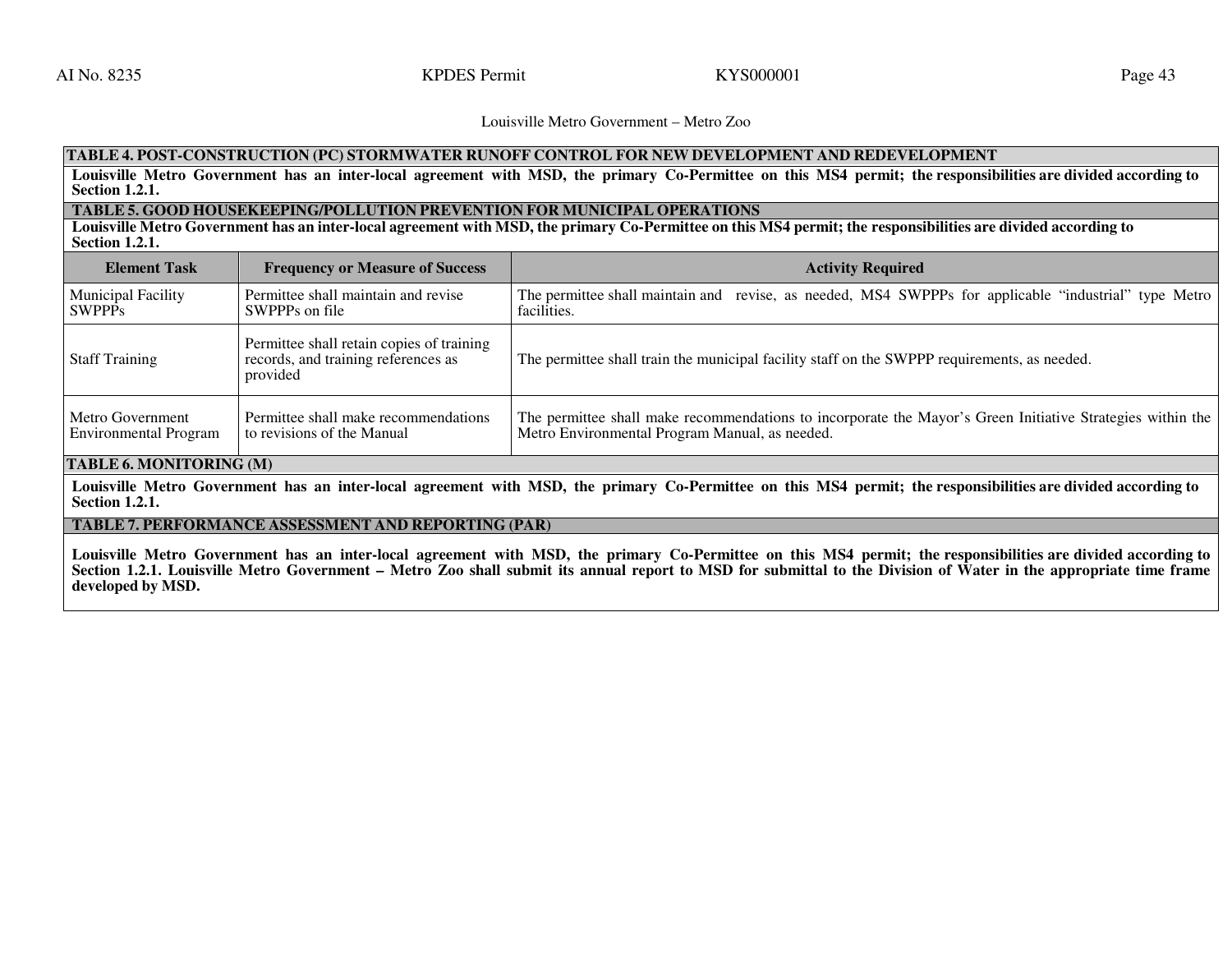Louisville Metro Government – Metro Zoo

**TABLE 4. POST-CONSTRUCTION (PC) STORMWATER RUNOFF CONTROL FOR NEW DEVELOPMENT AND REDEVELOPMENT**

**Louisville Metro Government has an inter-local agreement with MSD, the primary Co-Permittee on this MS4 permit; the responsibilities are divided according to Section 1.2.1.**

**TABLE 5. GOOD HOUSEKEEPING/POLLUTION PREVENTION FOR MUNICIPAL OPERATIONS**

**Louisville Metro Government has an inter-local agreement with MSD, the primary Co-Permittee on this MS4 permit; the responsibilities are divided according to Section 1.2.1.**

| Element Task | Frequency or Measure of Success | Activity Required |
| --- | --- | --- |
| Municipal Facility SWPPPs | Permittee shall maintain and revise SWPPPs on file | The permittee shall maintain and revise, as needed, MS4 SWPPPs for applicable "industrial" type Metro facilities. |
| Staff Training | Permittee shall retain copies of training records, and training references as provided | The permittee shall train the municipal facility staff on the SWPPP requirements, as needed. |
| Metro Government Environmental Program | Permittee shall make recommendations to revisions of the Manual | The permittee shall make recommendations to incorporate the Mayor's Green Initiative Strategies within the Metro Environmental Program Manual, as needed. |

**TABLE 6. MONITORING (M)**

**Louisville Metro Government has an inter-local agreement with MSD, the primary Co-Permittee on this MS4 permit; the responsibilities are divided according to Section 1.2.1.**

**TABLE 7. PERFORMANCE ASSESSMENT AND REPORTING (PAR)**

**Louisville Metro Government has an inter-local agreement with MSD, the primary Co-Permittee on this MS4 permit; the responsibilities are divided according to Section 1.2.1. Louisville Metro Government – Metro Zoo shall submit its annual report to MSD for submittal to the Division of Water in the appropriate time frame developed by MSD.**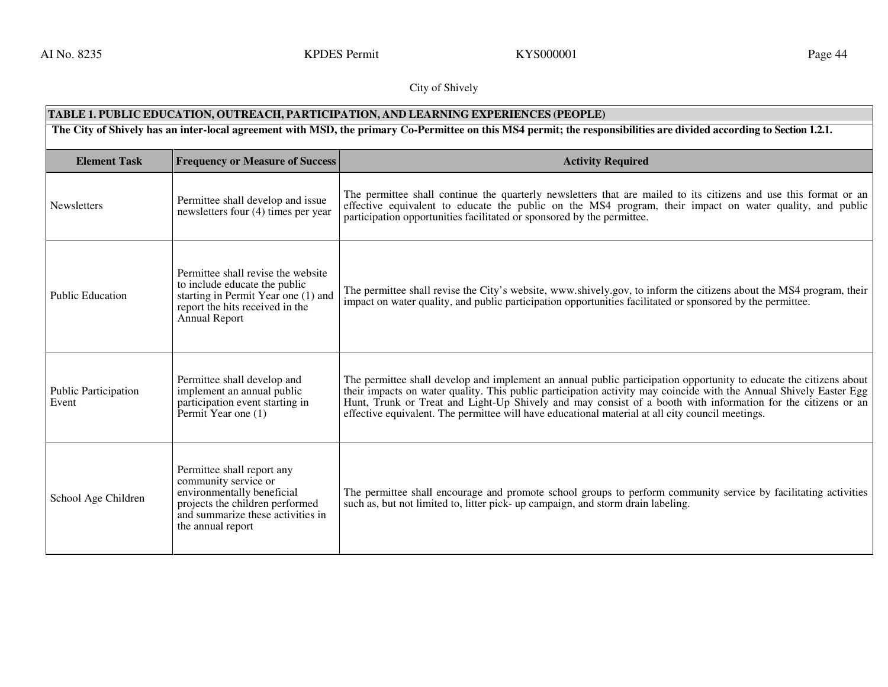City of Shively

| TABLE 1. PUBLIC EDUCATION, OUTREACH, PARTICIPATION, AND LEARNING EXPERIENCES (PEOPLE) | | |
|---|---|---|
| **The City of Shively has an inter-local agreement with MSD, the primary Co-Permittee on this MS4 permit; the responsibilities are divided according to Section 1.2.1.** | | |
| **Element Task** | **Frequency or Measure of Success** | **Activity Required** |
| Newsletters | Permittee shall develop and issue newsletters four (4) times per year | The permittee shall continue the quarterly newsletters that are mailed to its citizens and use this format or an effective equivalent to educate the public on the MS4 program, their impact on water quality, and public participation opportunities facilitated or sponsored by the permittee. |
| Public Education | Permittee shall revise the website to include educate the public starting in Permit Year one (1) and report the hits received in the Annual Report | The permittee shall revise the City's website, www.shively.gov, to inform the citizens about the MS4 program, their impact on water quality, and public participation opportunities facilitated or sponsored by the permittee. |
| Public Participation Event | Permittee shall develop and implement an annual public participation event starting in Permit Year one (1) | The permittee shall develop and implement an annual public participation opportunity to educate the citizens about their impacts on water quality. This public participation activity may coincide with the Annual Shively Easter Egg Hunt, Trunk or Treat and Light-Up Shively and may consist of a booth with information for the citizens or an effective equivalent. The permittee will have educational material at all city council meetings. |
| School Age Children | Permittee shall report any community service or environmentally beneficial projects the children performed and summarize these activities in the annual report | The permittee shall encourage and promote school groups to perform community service by facilitating activities such as, but not limited to, litter pick- up campaign, and storm drain labeling. |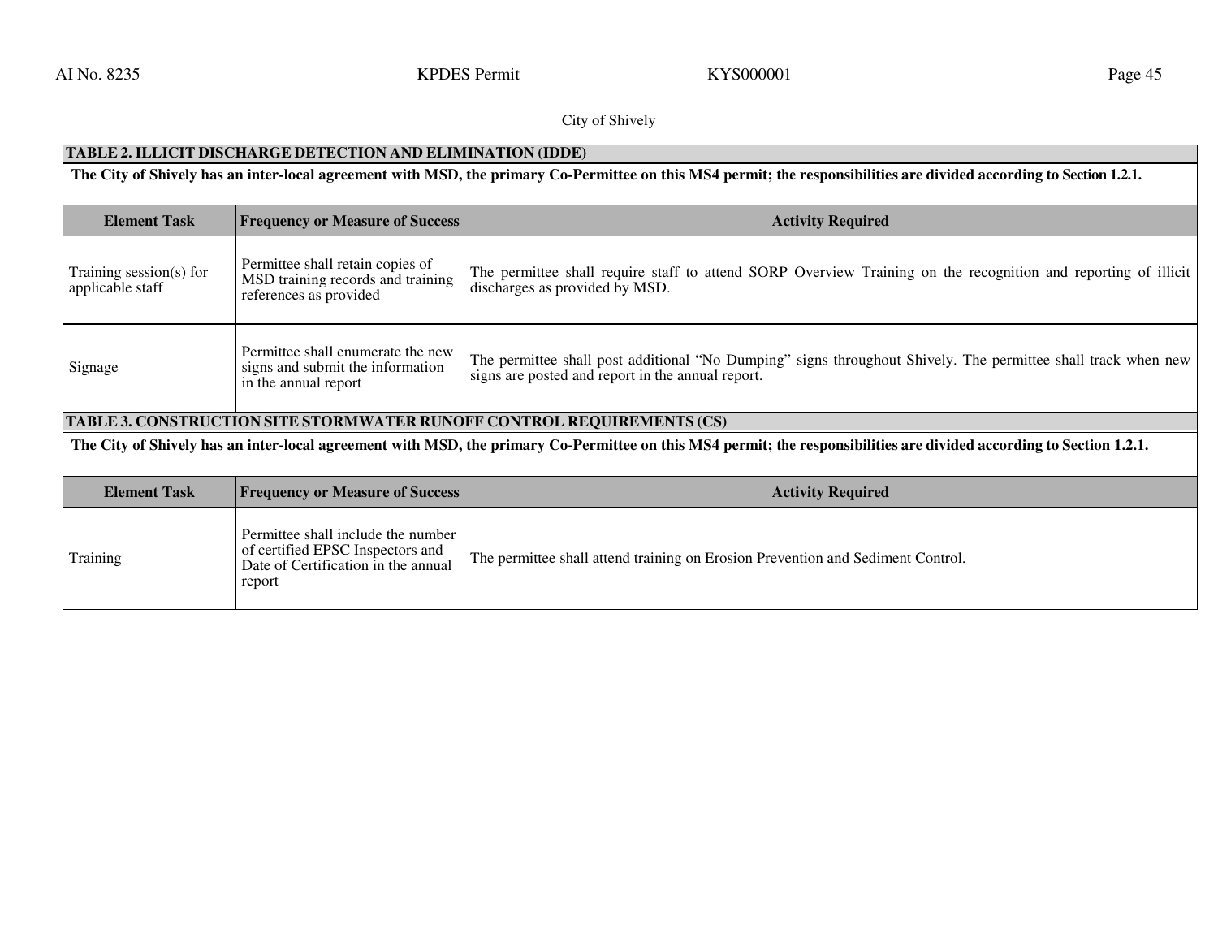City of Shively

**TABLE 2. ILLICIT DISCHARGE DETECTION AND ELIMINATION (IDDE)**

**The City of Shively has an inter-local agreement with MSD, the primary Co-Permittee on this MS4 permit; the responsibilities are divided according to Section 1.2.1.**

| Element Task | Frequency or Measure of Success | Activity Required |
|---|---|---|
| Training session(s) for applicable staff | Permittee shall retain copies of MSD training records and training references as provided | The permittee shall require staff to attend SORP Overview Training on the recognition and reporting of illicit discharges as provided by MSD. |
| Signage | Permittee shall enumerate the new signs and submit the information in the annual report | The permittee shall post additional "No Dumping" signs throughout Shively. The permittee shall track when new signs are posted and report in the annual report. |

**TABLE 3. CONSTRUCTION SITE STORMWATER RUNOFF CONTROL REQUIREMENTS (CS)**

**The City of Shively has an inter-local agreement with MSD, the primary Co-Permittee on this MS4 permit; the responsibilities are divided according to Section 1.2.1.**

| Element Task | Frequency or Measure of Success | Activity Required |
|---|---|---|
| Training | Permittee shall include the number of certified EPSC Inspectors and Date of Certification in the annual report | The permittee shall attend training on Erosion Prevention and Sediment Control. |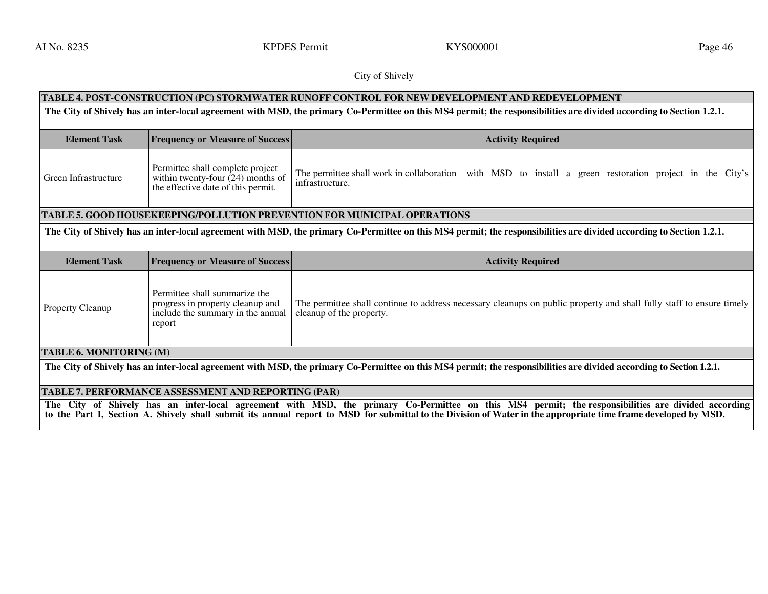City of Shively

**TABLE 4. POST-CONSTRUCTION (PC) STORMWATER RUNOFF CONTROL FOR NEW DEVELOPMENT AND REDEVELOPMENT**

**The City of Shively has an inter-local agreement with MSD, the primary Co-Permittee on this MS4 permit; the responsibilities are divided according to Section 1.2.1.**

| Element Task | Frequency or Measure of Success | Activity Required |
|---|---|---|
| Green Infrastructure | Permittee shall complete project within twenty-four (24) months of the effective date of this permit. | The permittee shall work in collaboration with MSD to install a green restoration project in the City's infrastructure. |

**TABLE 5. GOOD HOUSEKEEPING/POLLUTION PREVENTION FOR MUNICIPAL OPERATIONS**

**The City of Shively has an inter-local agreement with MSD, the primary Co-Permittee on this MS4 permit; the responsibilities are divided according to Section 1.2.1.**

| Element Task | Frequency or Measure of Success | Activity Required |
|---|---|---|
| Property Cleanup | Permittee shall summarize the progress in property cleanup and include the summary in the annual report | The permittee shall continue to address necessary cleanups on public property and shall fully staff to ensure timely cleanup of the property. |

**TABLE 6. MONITORING (M)**

**The City of Shively has an inter-local agreement with MSD, the primary Co-Permittee on this MS4 permit; the responsibilities are divided according to Section 1.2.1.**

**TABLE 7. PERFORMANCE ASSESSMENT AND REPORTING (PAR)**

**The City of Shively has an inter-local agreement with MSD, the primary Co-Permittee on this MS4 permit; the responsibilities are divided according to the Part I, Section A. Shively shall submit its annual report to MSD for submittal to the Division of Water in the appropriate time frame developed by MSD.**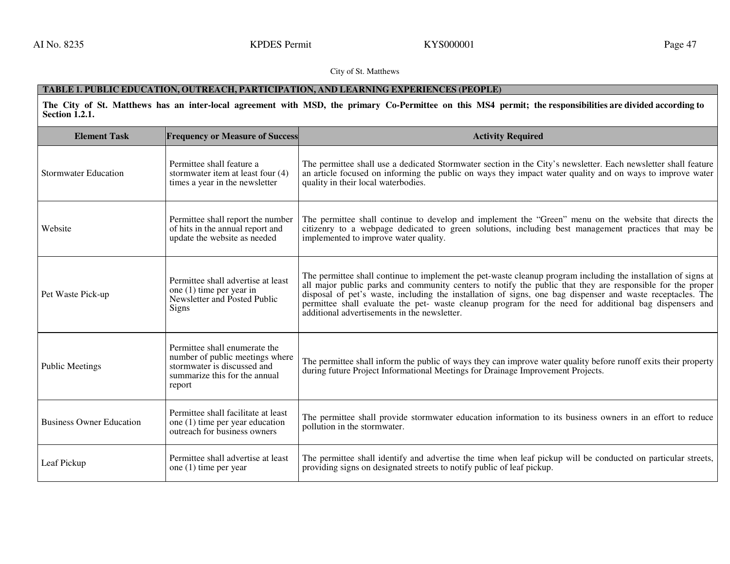City of St. Matthews

**TABLE 1. PUBLIC EDUCATION, OUTREACH, PARTICIPATION, AND LEARNING EXPERIENCES (PEOPLE)**

**The City of St. Matthews has an inter-local agreement with MSD, the primary Co-Permittee on this MS4 permit; the responsibilities are divided according to Section 1.2.1.**

| Element Task | Frequency or Measure of Success | Activity Required |
|---|---|---|
| Stormwater Education | Permittee shall feature a stormwater item at least four (4) times a year in the newsletter | The permittee shall use a dedicated Stormwater section in the City's newsletter. Each newsletter shall feature an article focused on informing the public on ways they impact water quality and on ways to improve water quality in their local waterbodies. |
| Website | Permittee shall report the number of hits in the annual report and update the website as needed | The permittee shall continue to develop and implement the "Green" menu on the website that directs the citizenry to a webpage dedicated to green solutions, including best management practices that may be implemented to improve water quality. |
| Pet Waste Pick-up | Permittee shall advertise at least one (1) time per year in Newsletter and Posted Public Signs | The permittee shall continue to implement the pet-waste cleanup program including the installation of signs at all major public parks and community centers to notify the public that they are responsible for the proper disposal of pet's waste, including the installation of signs, one bag dispenser and waste receptacles. The permittee shall evaluate the pet- waste cleanup program for the need for additional bag dispensers and additional advertisements in the newsletter. |
| Public Meetings | Permittee shall enumerate the number of public meetings where stormwater is discussed and summarize this for the annual report | The permittee shall inform the public of ways they can improve water quality before runoff exits their property during future Project Informational Meetings for Drainage Improvement Projects. |
| Business Owner Education | Permittee shall facilitate at least one (1) time per year education outreach for business owners | The permittee shall provide stormwater education information to its business owners in an effort to reduce pollution in the stormwater. |
| Leaf Pickup | Permittee shall advertise at least one (1) time per year | The permittee shall identify and advertise the time when leaf pickup will be conducted on particular streets, providing signs on designated streets to notify public of leaf pickup. |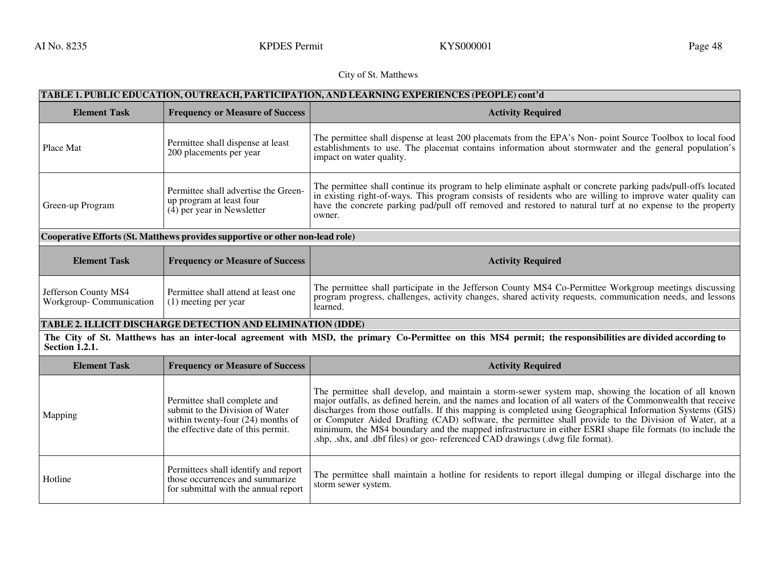City of St. Matthews

| TABLE 1. PUBLIC EDUCATION, OUTREACH, PARTICIPATION, AND LEARNING EXPERIENCES (PEOPLE) cont'd | | |
|---|---|---|
| **Element Task** | **Frequency or Measure of Success** | **Activity Required** |
| Place Mat | Permittee shall dispense at least 200 placements per year | The permittee shall dispense at least 200 placemats from the EPA's Non- point Source Toolbox to local food establishments to use. The placemat contains information about stormwater and the general population's impact on water quality. |
| Green-up Program | Permittee shall advertise the Green-up program at least four (4) per year in Newsletter | The permittee shall continue its program to help eliminate asphalt or concrete parking pads/pull-offs located in existing right-of-ways. This program consists of residents who are willing to improve water quality can have the concrete parking pad/pull off removed and restored to natural turf at no expense to the property owner. |
| **Cooperative Efforts (St. Matthews provides supportive or other non-lead role)** | | |
| **Element Task** | **Frequency or Measure of Success** | **Activity Required** |
| Jefferson County MS4 Workgroup- Communication | Permittee shall attend at least one (1) meeting per year | The permittee shall participate in the Jefferson County MS4 Co-Permittee Workgroup meetings discussing program progress, challenges, activity changes, shared activity requests, communication needs, and lessons learned. |

| TABLE 2. ILLICIT DISCHARGE DETECTION AND ELIMINATION (IDDE) | | |
|---|---|---|
| **The City of St. Matthews has an inter-local agreement with MSD, the primary Co-Permittee on this MS4 permit; the responsibilities are divided according to Section 1.2.1.** | | |
| **Element Task** | **Frequency or Measure of Success** | **Activity Required** |
| Mapping | Permittee shall complete and submit to the Division of Water within twenty-four (24) months of the effective date of this permit. | The permittee shall develop, and maintain a storm-sewer system map, showing the location of all known major outfalls, as defined herein, and the names and location of all waters of the Commonwealth that receive discharges from those outfalls. If this mapping is completed using Geographical Information Systems (GIS) or Computer Aided Drafting (CAD) software, the permittee shall provide to the Division of Water, at a minimum, the MS4 boundary and the mapped infrastructure in either ESRI shape file formats (to include the .shp, .shx, and .dbf files) or geo- referenced CAD drawings (.dwg file format). |
| Hotline | Permittees shall identify and report those occurrences and summarize for submittal with the annual report | The permittee shall maintain a hotline for residents to report illegal dumping or illegal discharge into the storm sewer system. |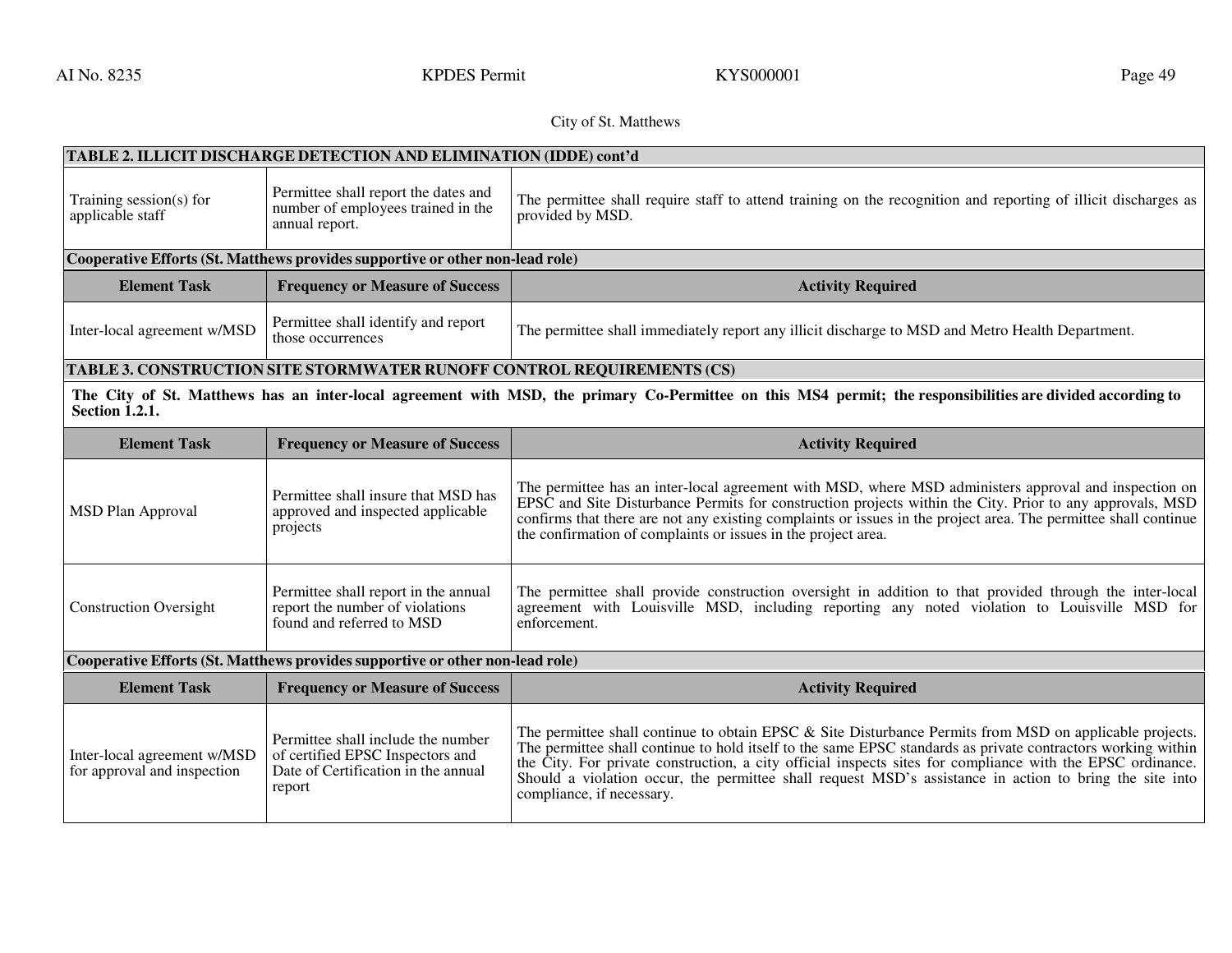City of St. Matthews

| **TABLE 2. ILLICIT DISCHARGE DETECTION AND ELIMINATION (IDDE) cont'd** | | |
|---|---|---|
| Training session(s) for applicable staff | Permittee shall report the dates and number of employees trained in the annual report. | The permittee shall require staff to attend training on the recognition and reporting of illicit discharges as provided by MSD. |
| **Cooperative Efforts (St. Matthews provides supportive or other non-lead role)** | | |
| **Element Task** | **Frequency or Measure of Success** | **Activity Required** |
| Inter-local agreement w/MSD | Permittee shall identify and report those occurrences | The permittee shall immediately report any illicit discharge to MSD and Metro Health Department. |

| **TABLE 3. CONSTRUCTION SITE STORMWATER RUNOFF CONTROL REQUIREMENTS (CS)** | | |
|---|---|---|
| **The City of St. Matthews has an inter-local agreement with MSD, the primary Co-Permittee on this MS4 permit; the responsibilities are divided according to Section 1.2.1.** | | |
| **Element Task** | **Frequency or Measure of Success** | **Activity Required** |
| MSD Plan Approval | Permittee shall insure that MSD has approved and inspected applicable projects | The permittee has an inter-local agreement with MSD, where MSD administers approval and inspection on EPSC and Site Disturbance Permits for construction projects within the City. Prior to any approvals, MSD confirms that there are not any existing complaints or issues in the project area. The permittee shall continue the confirmation of complaints or issues in the project area. |
| Construction Oversight | Permittee shall report in the annual report the number of violations found and referred to MSD | The permittee shall provide construction oversight in addition to that provided through the inter-local agreement with Louisville MSD, including reporting any noted violation to Louisville MSD for enforcement. |
| **Cooperative Efforts (St. Matthews provides supportive or other non-lead role)** | | |
| **Element Task** | **Frequency or Measure of Success** | **Activity Required** |
| Inter-local agreement w/MSD for approval and inspection | Permittee shall include the number of certified EPSC Inspectors and Date of Certification in the annual report | The permittee shall continue to obtain EPSC & Site Disturbance Permits from MSD on applicable projects. The permittee shall continue to hold itself to the same EPSC standards as private contractors working within the City. For private construction, a city official inspects sites for compliance with the EPSC ordinance. Should a violation occur, the permittee shall request MSD's assistance in action to bring the site into compliance, if necessary. |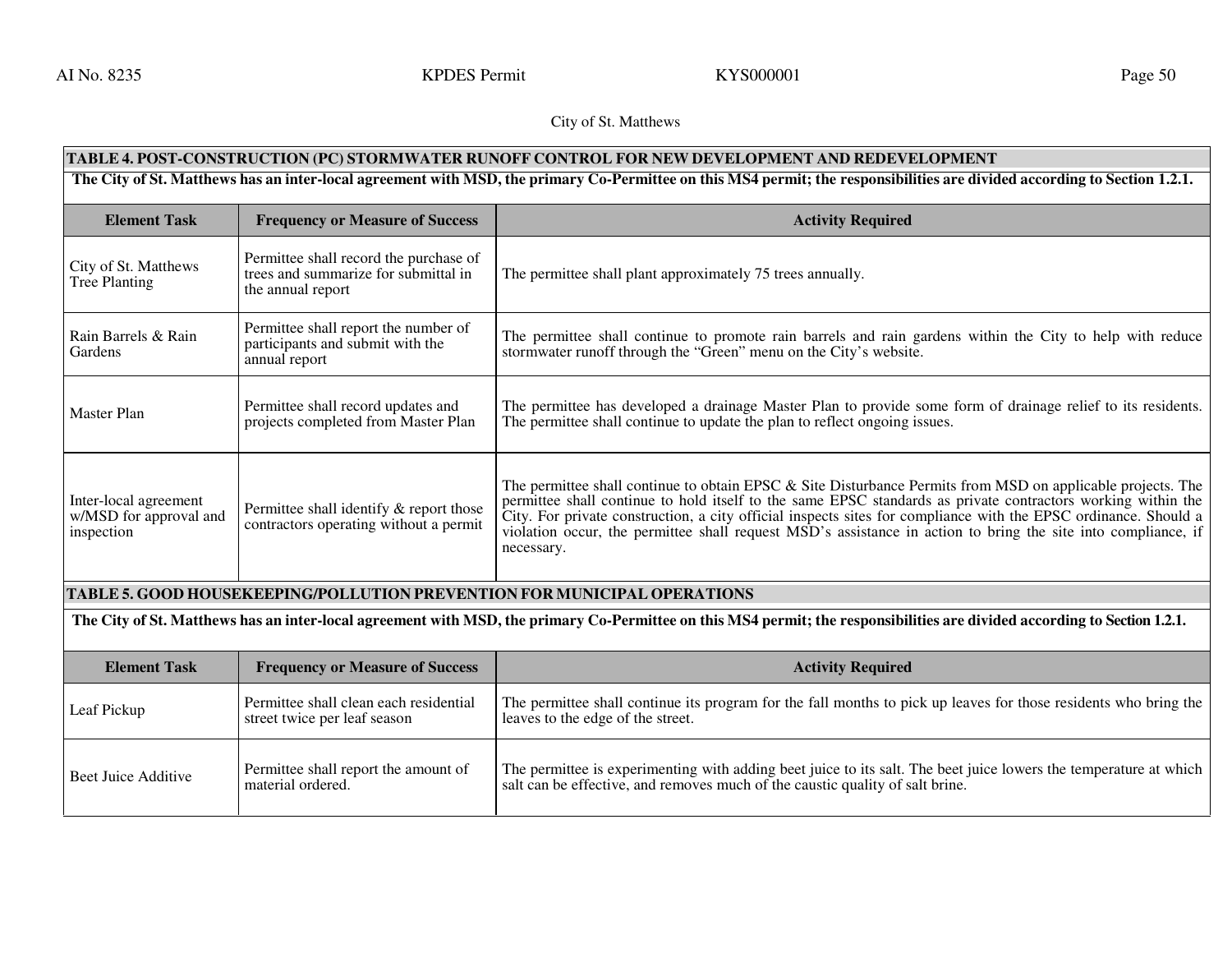City of St. Matthews

| TABLE 4. POST-CONSTRUCTION (PC) STORMWATER RUNOFF CONTROL FOR NEW DEVELOPMENT AND REDEVELOPMENT | | |
|---|---|---|
| **The City of St. Matthews has an inter-local agreement with MSD, the primary Co-Permittee on this MS4 permit; the responsibilities are divided according to Section 1.2.1.** | | |
| **Element Task** | **Frequency or Measure of Success** | **Activity Required** |
| City of St. Matthews Tree Planting | Permittee shall record the purchase of trees and summarize for submittal in the annual report | The permittee shall plant approximately 75 trees annually. |
| Rain Barrels & Rain Gardens | Permittee shall report the number of participants and submit with the annual report | The permittee shall continue to promote rain barrels and rain gardens within the City to help with reduce stormwater runoff through the "Green" menu on the City's website. |
| Master Plan | Permittee shall record updates and projects completed from Master Plan | The permittee has developed a drainage Master Plan to provide some form of drainage relief to its residents. The permittee shall continue to update the plan to reflect ongoing issues. |
| Inter-local agreement w/MSD for approval and inspection | Permittee shall identify & report those contractors operating without a permit | The permittee shall continue to obtain EPSC & Site Disturbance Permits from MSD on applicable projects. The permittee shall continue to hold itself to the same EPSC standards as private contractors working within the City. For private construction, a city official inspects sites for compliance with the EPSC ordinance. Should a violation occur, the permittee shall request MSD's assistance in action to bring the site into compliance, if necessary. |

| TABLE 5. GOOD HOUSEKEEPING/POLLUTION PREVENTION FOR MUNICIPAL OPERATIONS | | |
|---|---|---|
| **The City of St. Matthews has an inter-local agreement with MSD, the primary Co-Permittee on this MS4 permit; the responsibilities are divided according to Section 1.2.1.** | | |
| **Element Task** | **Frequency or Measure of Success** | **Activity Required** |
| Leaf Pickup | Permittee shall clean each residential street twice per leaf season | The permittee shall continue its program for the fall months to pick up leaves for those residents who bring the leaves to the edge of the street. |
| Beet Juice Additive | Permittee shall report the amount of material ordered. | The permittee is experimenting with adding beet juice to its salt. The beet juice lowers the temperature at which salt can be effective, and removes much of the caustic quality of salt brine. |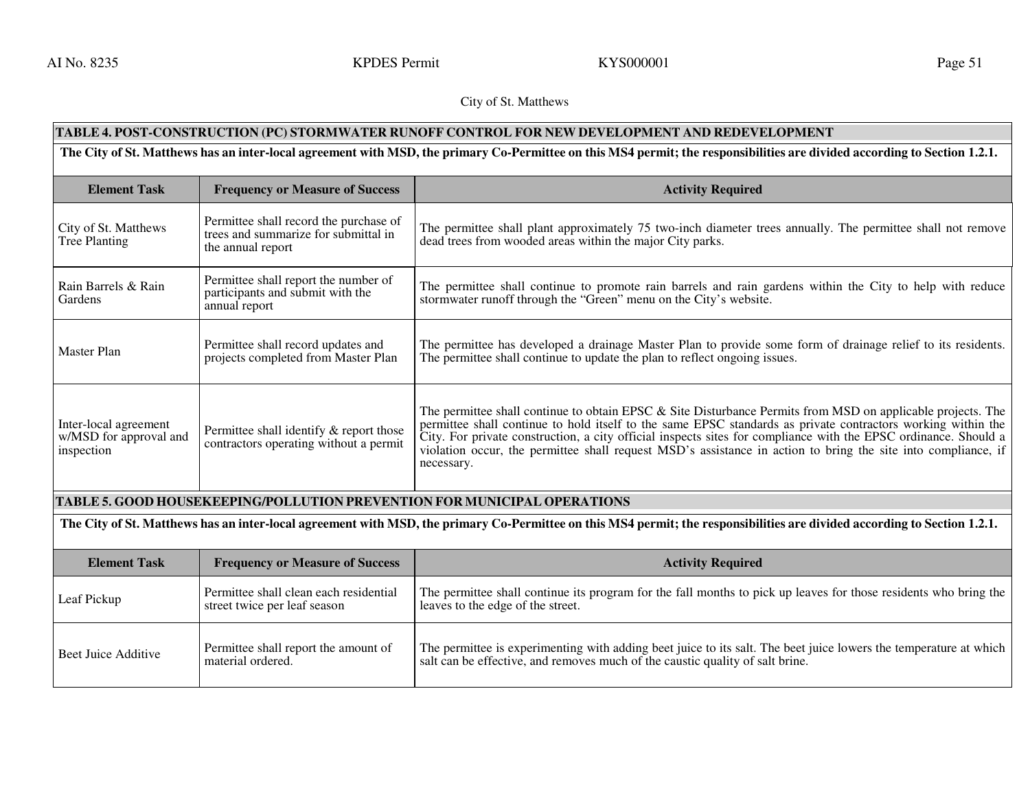City of St. Matthews

**TABLE 4. POST-CONSTRUCTION (PC) STORMWATER RUNOFF CONTROL FOR NEW DEVELOPMENT AND REDEVELOPMENT**

**The City of St. Matthews has an inter-local agreement with MSD, the primary Co-Permittee on this MS4 permit; the responsibilities are divided according to Section 1.2.1.**

| Element Task | Frequency or Measure of Success | Activity Required |
|---|---|---|
| City of St. Matthews Tree Planting | Permittee shall record the purchase of trees and summarize for submittal in the annual report | The permittee shall plant approximately 75 two-inch diameter trees annually. The permittee shall not remove dead trees from wooded areas within the major City parks. |
| Rain Barrels & Rain Gardens | Permittee shall report the number of participants and submit with the annual report | The permittee shall continue to promote rain barrels and rain gardens within the City to help with reduce stormwater runoff through the "Green" menu on the City's website. |
| Master Plan | Permittee shall record updates and projects completed from Master Plan | The permittee has developed a drainage Master Plan to provide some form of drainage relief to its residents. The permittee shall continue to update the plan to reflect ongoing issues. |
| Inter-local agreement w/MSD for approval and inspection | Permittee shall identify & report those contractors operating without a permit | The permittee shall continue to obtain EPSC & Site Disturbance Permits from MSD on applicable projects. The permittee shall continue to hold itself to the same EPSC standards as private contractors working within the City. For private construction, a city official inspects sites for compliance with the EPSC ordinance. Should a violation occur, the permittee shall request MSD's assistance in action to bring the site into compliance, if necessary. |

**TABLE 5. GOOD HOUSEKEEPING/POLLUTION PREVENTION FOR MUNICIPAL OPERATIONS**

**The City of St. Matthews has an inter-local agreement with MSD, the primary Co-Permittee on this MS4 permit; the responsibilities are divided according to Section 1.2.1.**

| Element Task | Frequency or Measure of Success | Activity Required |
|---|---|---|
| Leaf Pickup | Permittee shall clean each residential street twice per leaf season | The permittee shall continue its program for the fall months to pick up leaves for those residents who bring the leaves to the edge of the street. |
| Beet Juice Additive | Permittee shall report the amount of material ordered. | The permittee is experimenting with adding beet juice to its salt. The beet juice lowers the temperature at which salt can be effective, and removes much of the caustic quality of salt brine. |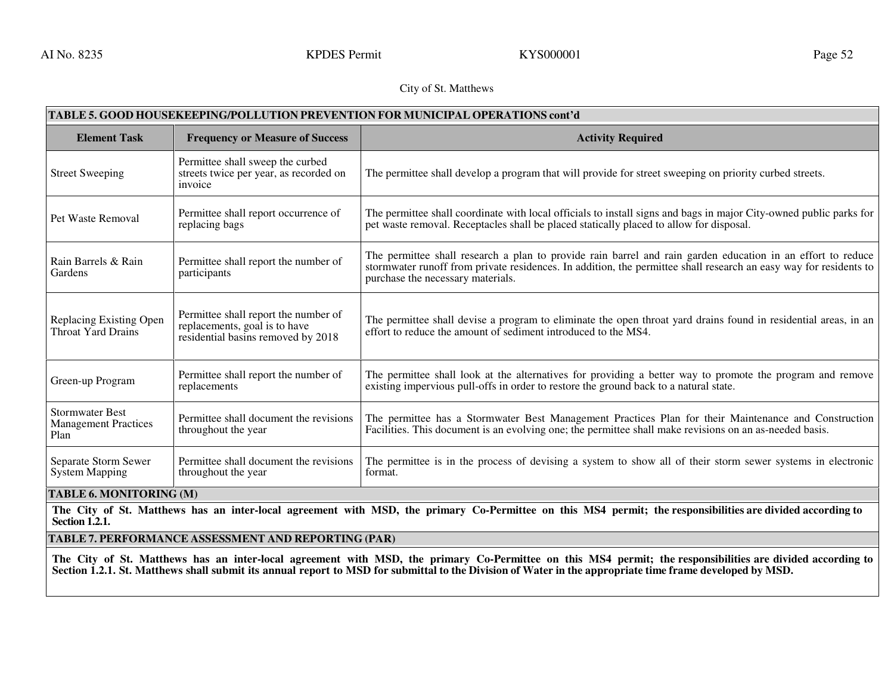City of St. Matthews

| TABLE 5. GOOD HOUSEKEEPING/POLLUTION PREVENTION FOR MUNICIPAL OPERATIONS cont'd | | |
|---|---|---|
| **Element Task** | **Frequency or Measure of Success** | **Activity Required** |
| Street Sweeping | Permittee shall sweep the curbed streets twice per year, as recorded on invoice | The permittee shall develop a program that will provide for street sweeping on priority curbed streets. |
| Pet Waste Removal | Permittee shall report occurrence of replacing bags | The permittee shall coordinate with local officials to install signs and bags in major City-owned public parks for pet waste removal. Receptacles shall be placed statically placed to allow for disposal. |
| Rain Barrels & Rain Gardens | Permittee shall report the number of participants | The permittee shall research a plan to provide rain barrel and rain garden education in an effort to reduce stormwater runoff from private residences. In addition, the permittee shall research an easy way for residents to purchase the necessary materials. |
| Replacing Existing Open Throat Yard Drains | Permittee shall report the number of replacements, goal is to have residential basins removed by 2018 | The permittee shall devise a program to eliminate the open throat yard drains found in residential areas, in an effort to reduce the amount of sediment introduced to the MS4. |
| Green-up Program | Permittee shall report the number of replacements | The permittee shall look at the alternatives for providing a better way to promote the program and remove existing impervious pull-offs in order to restore the ground back to a natural state. |
| Stormwater Best Management Practices Plan | Permittee shall document the revisions throughout the year | The permittee has a Stormwater Best Management Practices Plan for their Maintenance and Construction Facilities. This document is an evolving one; the permittee shall make revisions on an as-needed basis. |
| Separate Storm Sewer System Mapping | Permittee shall document the revisions throughout the year | The permittee is in the process of devising a system to show all of their storm sewer systems in electronic format. |

**TABLE 6. MONITORING (M)**

**The City of St. Matthews has an inter-local agreement with MSD, the primary Co-Permittee on this MS4 permit; the responsibilities are divided according to Section 1.2.1.**

**TABLE 7. PERFORMANCE ASSESSMENT AND REPORTING (PAR)**

**The City of St. Matthews has an inter-local agreement with MSD, the primary Co-Permittee on this MS4 permit; the responsibilities are divided according to Section 1.2.1. St. Matthews shall submit its annual report to MSD for submittal to the Division of Water in the appropriate time frame developed by MSD.**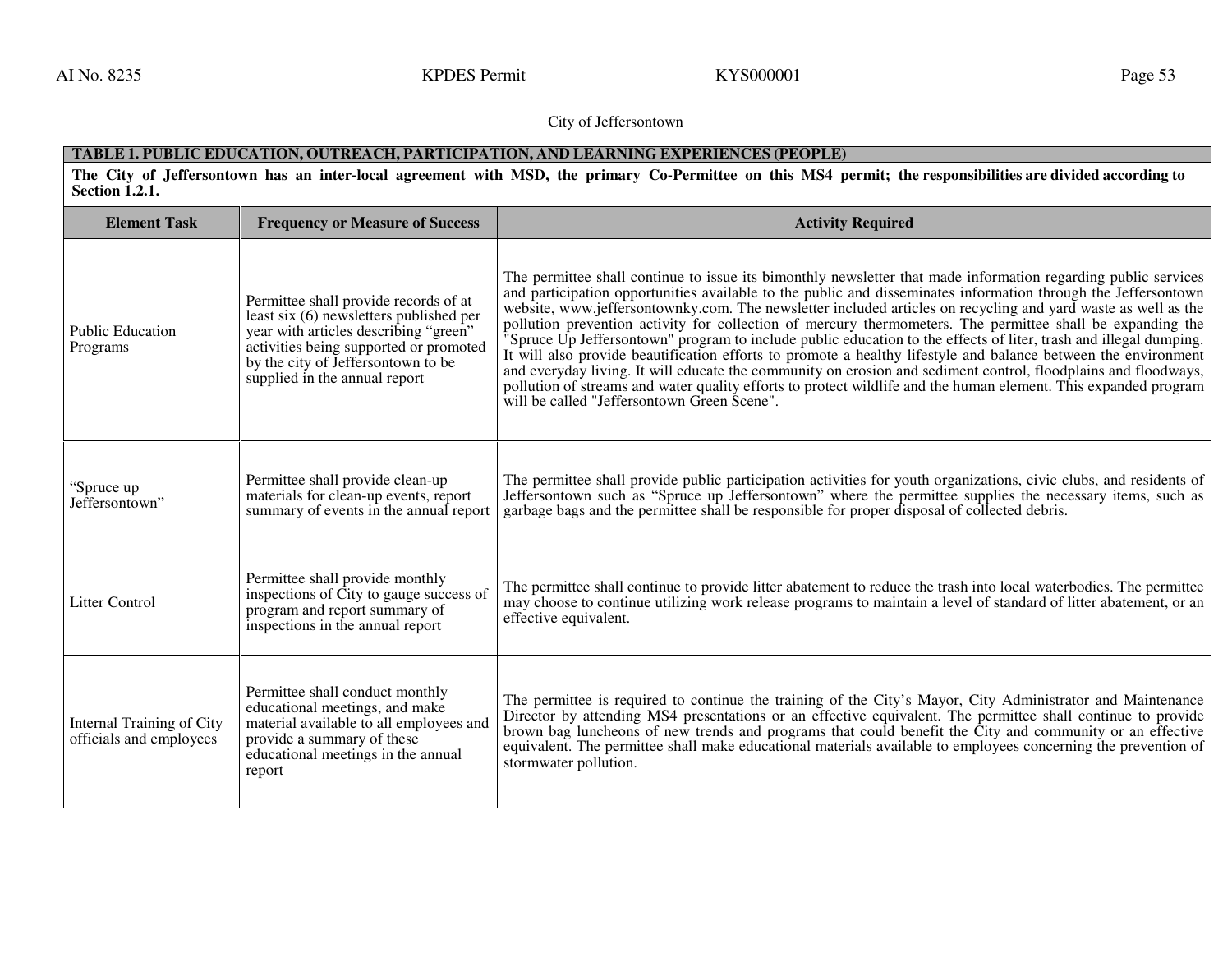City of Jeffersontown

**TABLE 1. PUBLIC EDUCATION, OUTREACH, PARTICIPATION, AND LEARNING EXPERIENCES (PEOPLE)**

**The City of Jeffersontown has an inter-local agreement with MSD, the primary Co-Permittee on this MS4 permit; the responsibilities are divided according to Section 1.2.1.**

| Element Task | Frequency or Measure of Success | Activity Required |
|---|---|---|
| Public Education Programs | Permittee shall provide records of at least six (6) newsletters published per year with articles describing "green" activities being supported or promoted by the city of Jeffersontown to be supplied in the annual report | The permittee shall continue to issue its bimonthly newsletter that made information regarding public services and participation opportunities available to the public and disseminates information through the Jeffersontown website, www.jeffersontownky.com. The newsletter included articles on recycling and yard waste as well as the pollution prevention activity for collection of mercury thermometers. The permittee shall be expanding the "Spruce Up Jeffersontown" program to include public education to the effects of liter, trash and illegal dumping. It will also provide beautification efforts to promote a healthy lifestyle and balance between the environment and everyday living. It will educate the community on erosion and sediment control, floodplains and floodways, pollution of streams and water quality efforts to protect wildlife and the human element. This expanded program will be called "Jeffersontown Green Scene". |
| "Spruce up Jeffersontown" | Permittee shall provide clean-up materials for clean-up events, report summary of events in the annual report | The permittee shall provide public participation activities for youth organizations, civic clubs, and residents of Jeffersontown such as "Spruce up Jeffersontown" where the permittee supplies the necessary items, such as garbage bags and the permittee shall be responsible for proper disposal of collected debris. |
| Litter Control | Permittee shall provide monthly inspections of City to gauge success of program and report summary of inspections in the annual report | The permittee shall continue to provide litter abatement to reduce the trash into local waterbodies. The permittee may choose to continue utilizing work release programs to maintain a level of standard of litter abatement, or an effective equivalent. |
| Internal Training of City officials and employees | Permittee shall conduct monthly educational meetings, and make material available to all employees and provide a summary of these educational meetings in the annual report | The permittee is required to continue the training of the City's Mayor, City Administrator and Maintenance Director by attending MS4 presentations or an effective equivalent. The permittee shall continue to provide brown bag luncheons of new trends and programs that could benefit the City and community or an effective equivalent. The permittee shall make educational materials available to employees concerning the prevention of stormwater pollution. |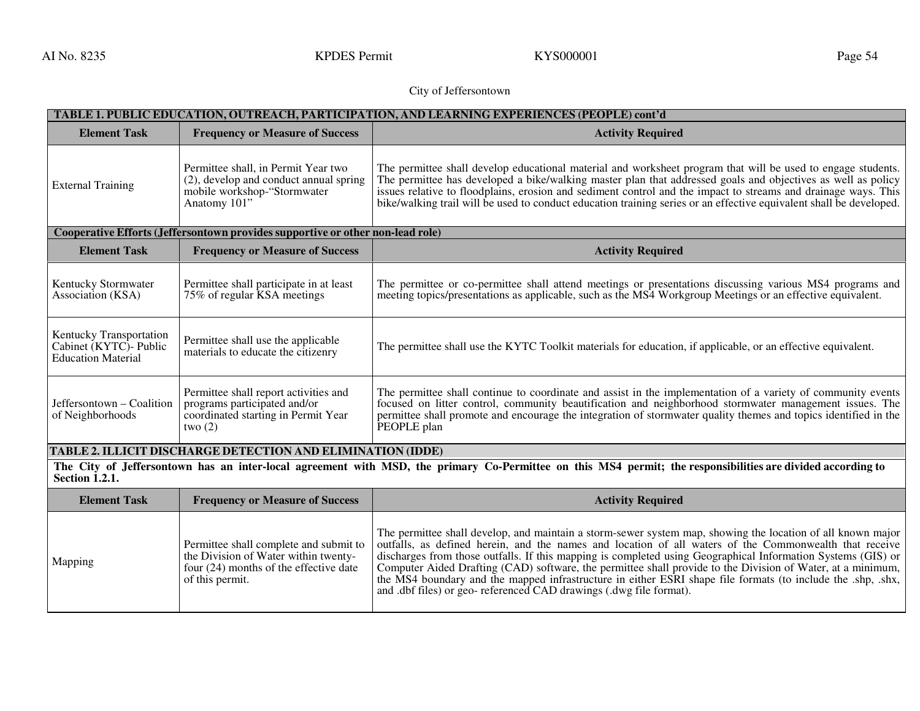City of Jeffersontown

| TABLE 1. PUBLIC EDUCATION, OUTREACH, PARTICIPATION, AND LEARNING EXPERIENCES (PEOPLE) cont'd | | |
|---|---|---|
| **Element Task** | **Frequency or Measure of Success** | **Activity Required** |
| External Training | Permittee shall, in Permit Year two (2), develop and conduct annual spring mobile workshop-"Stormwater Anatomy 101" | The permittee shall develop educational material and worksheet program that will be used to engage students. The permittee has developed a bike/walking master plan that addressed goals and objectives as well as policy issues relative to floodplains, erosion and sediment control and the impact to streams and drainage ways. This bike/walking trail will be used to conduct education training series or an effective equivalent shall be developed. |
| **Cooperative Efforts (Jeffersontown provides supportive or other non-lead role)** | | |
| **Element Task** | **Frequency or Measure of Success** | **Activity Required** |
| Kentucky Stormwater Association (KSA) | Permittee shall participate in at least 75% of regular KSA meetings | The permittee or co-permittee shall attend meetings or presentations discussing various MS4 programs and meeting topics/presentations as applicable, such as the MS4 Workgroup Meetings or an effective equivalent. |
| Kentucky Transportation Cabinet (KYTC)- Public Education Material | Permittee shall use the applicable materials to educate the citizenry | The permittee shall use the KYTC Toolkit materials for education, if applicable, or an effective equivalent. |
| Jeffersontown – Coalition of Neighborhoods | Permittee shall report activities and programs participated and/or coordinated starting in Permit Year two (2) | The permittee shall continue to coordinate and assist in the implementation of a variety of community events focused on litter control, community beautification and neighborhood stormwater management issues. The permittee shall promote and encourage the integration of stormwater quality themes and topics identified in the PEOPLE plan |

| TABLE 2. ILLICIT DISCHARGE DETECTION AND ELIMINATION (IDDE) | | |
|---|---|---|
| **The City of Jeffersontown has an inter-local agreement with MSD, the primary Co-Permittee on this MS4 permit; the responsibilities are divided according to Section 1.2.1.** | | |
| **Element Task** | **Frequency or Measure of Success** | **Activity Required** |
| Mapping | Permittee shall complete and submit to the Division of Water within twenty-four (24) months of the effective date of this permit. | The permittee shall develop, and maintain a storm-sewer system map, showing the location of all known major outfalls, as defined herein, and the names and location of all waters of the Commonwealth that receive discharges from those outfalls. If this mapping is completed using Geographical Information Systems (GIS) or Computer Aided Drafting (CAD) software, the permittee shall provide to the Division of Water, at a minimum, the MS4 boundary and the mapped infrastructure in either ESRI shape file formats (to include the .shp, .shx, and .dbf files) or geo- referenced CAD drawings (.dwg file format). |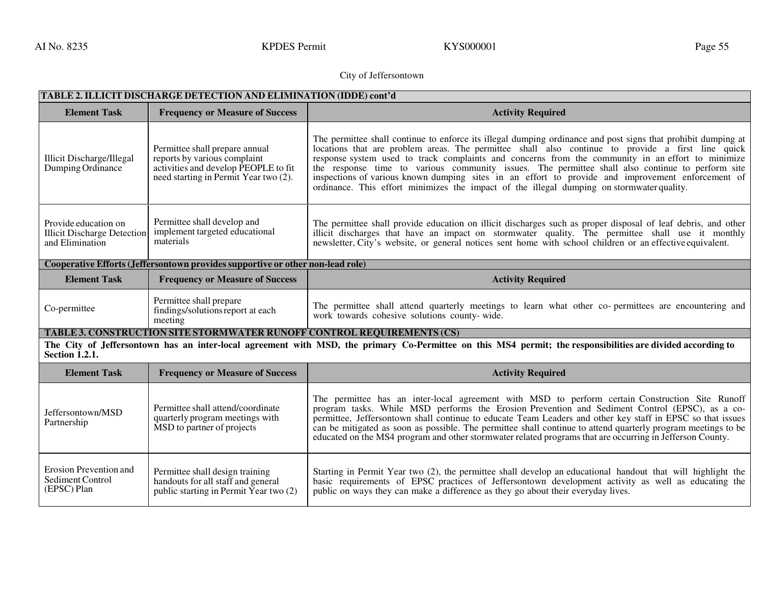City of Jeffersontown

| TABLE 2. ILLICIT DISCHARGE DETECTION AND ELIMINATION (IDDE) cont'd | | |
|---|---|---|
| **Element Task** | **Frequency or Measure of Success** | **Activity Required** |
| Illicit Discharge/Illegal Dumping Ordinance | Permittee shall prepare annual reports by various complaint activities and develop PEOPLE to fit need starting in Permit Year two (2). | The permittee shall continue to enforce its illegal dumping ordinance and post signs that prohibit dumping at locations that are problem areas. The permittee shall also continue to provide a first line quick response system used to track complaints and concerns from the community in an effort to minimize the response time to various community issues. The permittee shall also continue to perform site inspections of various known dumping sites in an effort to provide and improvement enforcement of ordinance. This effort minimizes the impact of the illegal dumping on stormwater quality. |
| Provide education on Illicit Discharge Detection and Elimination | Permittee shall develop and implement targeted educational materials | The permittee shall provide education on illicit discharges such as proper disposal of leaf debris, and other illicit discharges that have an impact on stormwater quality. The permittee shall use it monthly newsletter, City's website, or general notices sent home with school children or an effective equivalent. |
| **Cooperative Efforts (Jeffersontown provides supportive or other non-lead role)** | | |
| **Element Task** | **Frequency or Measure of Success** | **Activity Required** |
| Co-permittee | Permittee shall prepare findings/solutions report at each meeting | The permittee shall attend quarterly meetings to learn what other co- permittees are encountering and work towards cohesive solutions county- wide. |

| TABLE 3. CONSTRUCTION SITE STORMWATER RUNOFF CONTROL REQUIREMENTS (CS) | | |
|---|---|---|
| **The City of Jeffersontown has an inter-local agreement with MSD, the primary Co-Permittee on this MS4 permit; the responsibilities are divided according to Section 1.2.1.** | | |
| **Element Task** | **Frequency or Measure of Success** | **Activity Required** |
| Jeffersontown/MSD Partnership | Permittee shall attend/coordinate quarterly program meetings with MSD to partner of projects | The permittee has an inter-local agreement with MSD to perform certain Construction Site Runoff program tasks. While MSD performs the Erosion Prevention and Sediment Control (EPSC), as a co-permittee, Jeffersontown shall continue to educate Team Leaders and other key staff in EPSC so that issues can be mitigated as soon as possible. The permittee shall continue to attend quarterly program meetings to be educated on the MS4 program and other stormwater related programs that are occurring in Jefferson County. |
| Erosion Prevention and Sediment Control (EPSC) Plan | Permittee shall design training handouts for all staff and general public starting in Permit Year two (2) | Starting in Permit Year two (2), the permittee shall develop an educational handout that will highlight the basic requirements of EPSC practices of Jeffersontown development activity as well as educating the public on ways they can make a difference as they go about their everyday lives. |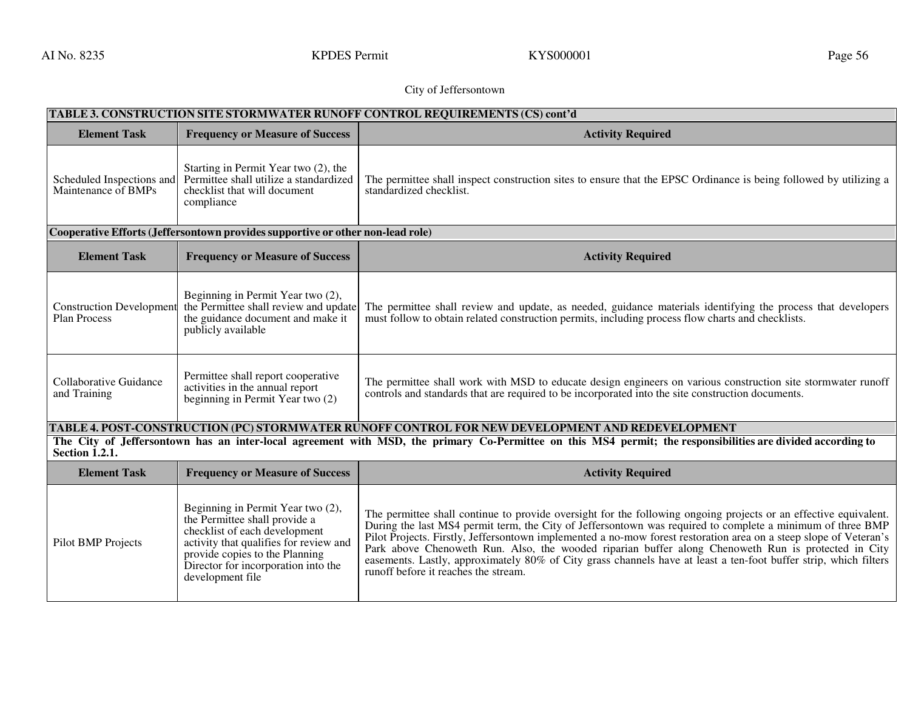City of Jeffersontown

**TABLE 3. CONSTRUCTION SITE STORMWATER RUNOFF CONTROL REQUIREMENTS (CS) cont'd**

| Element Task | Frequency or Measure of Success | Activity Required |
|---|---|---|
| Scheduled Inspections and Maintenance of BMPs | Starting in Permit Year two (2), the Permittee shall utilize a standardized checklist that will document compliance | The permittee shall inspect construction sites to ensure that the EPSC Ordinance is being followed by utilizing a standardized checklist. |

**Cooperative Efforts (Jeffersontown provides supportive or other non-lead role)**

| Element Task | Frequency or Measure of Success | Activity Required |
|---|---|---|
| Construction Development Plan Process | Beginning in Permit Year two (2), the Permittee shall review and update the guidance document and make it publicly available | The permittee shall review and update, as needed, guidance materials identifying the process that developers must follow to obtain related construction permits, including process flow charts and checklists. |
| Collaborative Guidance and Training | Permittee shall report cooperative activities in the annual report beginning in Permit Year two (2) | The permittee shall work with MSD to educate design engineers on various construction site stormwater runoff controls and standards that are required to be incorporated into the site construction documents. |

**TABLE 4. POST-CONSTRUCTION (PC) STORMWATER RUNOFF CONTROL FOR NEW DEVELOPMENT AND REDEVELOPMENT**

**The City of Jeffersontown has an inter-local agreement with MSD, the primary Co-Permittee on this MS4 permit; the responsibilities are divided according to Section 1.2.1.**

| Element Task | Frequency or Measure of Success | Activity Required |
|---|---|---|
| Pilot BMP Projects | Beginning in Permit Year two (2), the Permittee shall provide a checklist of each development activity that qualifies for review and provide copies to the Planning Director for incorporation into the development file | The permittee shall continue to provide oversight for the following ongoing projects or an effective equivalent. During the last MS4 permit term, the City of Jeffersontown was required to complete a minimum of three BMP Pilot Projects. Firstly, Jeffersontown implemented a no-mow forest restoration area on a steep slope of Veteran's Park above Chenoweth Run. Also, the wooded riparian buffer along Chenoweth Run is protected in City easements. Lastly, approximately 80% of City grass channels have at least a ten-foot buffer strip, which filters runoff before it reaches the stream. |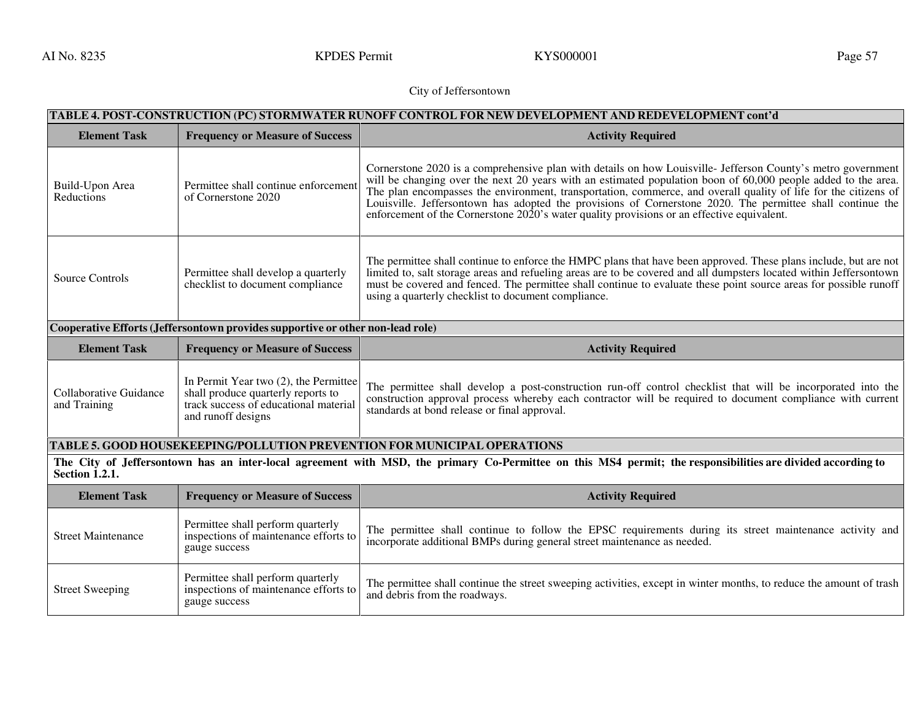City of Jeffersontown

| TABLE 4. POST-CONSTRUCTION (PC) STORMWATER RUNOFF CONTROL FOR NEW DEVELOPMENT AND REDEVELOPMENT cont'd | | |
|---|---|---|
| **Element Task** | **Frequency or Measure of Success** | **Activity Required** |
| Build-Upon Area Reductions | Permittee shall continue enforcement of Cornerstone 2020 | Cornerstone 2020 is a comprehensive plan with details on how Louisville- Jefferson County's metro government will be changing over the next 20 years with an estimated population boon of 60,000 people added to the area. The plan encompasses the environment, transportation, commerce, and overall quality of life for the citizens of Louisville. Jeffersontown has adopted the provisions of Cornerstone 2020. The permittee shall continue the enforcement of the Cornerstone 2020's water quality provisions or an effective equivalent. |
| Source Controls | Permittee shall develop a quarterly checklist to document compliance | The permittee shall continue to enforce the HMPC plans that have been approved. These plans include, but are not limited to, salt storage areas and refueling areas are to be covered and all dumpsters located within Jeffersontown must be covered and fenced. The permittee shall continue to evaluate these point source areas for possible runoff using a quarterly checklist to document compliance. |
| **Cooperative Efforts (Jeffersontown provides supportive or other non-lead role)** | | |
| **Element Task** | **Frequency or Measure of Success** | **Activity Required** |
| Collaborative Guidance and Training | In Permit Year two (2), the Permittee shall produce quarterly reports to track success of educational material and runoff designs | The permittee shall develop a post-construction run-off control checklist that will be incorporated into the construction approval process whereby each contractor will be required to document compliance with current standards at bond release or final approval. |

| TABLE 5. GOOD HOUSEKEEPING/POLLUTION PREVENTION FOR MUNICIPAL OPERATIONS | | |
|---|---|---|
| **The City of Jeffersontown has an inter-local agreement with MSD, the primary Co-Permittee on this MS4 permit; the responsibilities are divided according to Section 1.2.1.** | | |
| **Element Task** | **Frequency or Measure of Success** | **Activity Required** |
| Street Maintenance | Permittee shall perform quarterly inspections of maintenance efforts to gauge success | The permittee shall continue to follow the EPSC requirements during its street maintenance activity and incorporate additional BMPs during general street maintenance as needed. |
| Street Sweeping | Permittee shall perform quarterly inspections of maintenance efforts to gauge success | The permittee shall continue the street sweeping activities, except in winter months, to reduce the amount of trash and debris from the roadways. |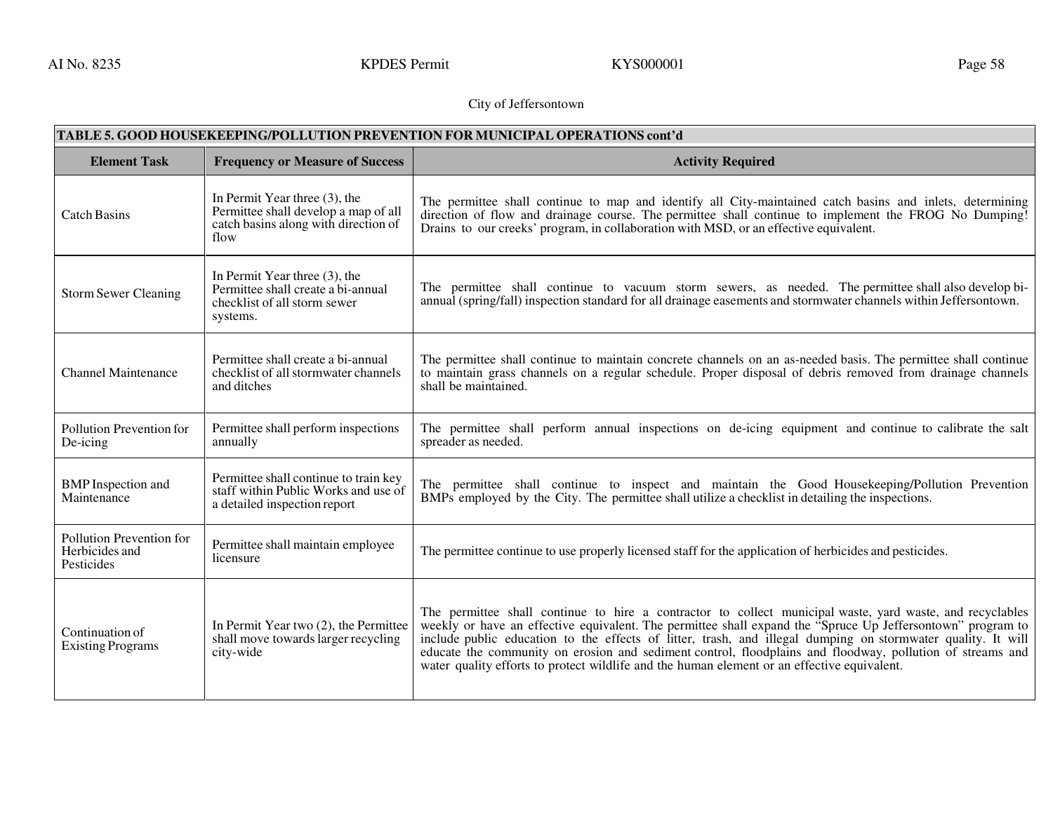City of Jeffersontown

| TABLE 5. GOOD HOUSEKEEPING/POLLUTION PREVENTION FOR MUNICIPAL OPERATIONS cont'd | | |
|---|---|---|
| **Element Task** | **Frequency or Measure of Success** | **Activity Required** |
| Catch Basins | In Permit Year three (3), the Permittee shall develop a map of all catch basins along with direction of flow | The permittee shall continue to map and identify all City-maintained catch basins and inlets, determining direction of flow and drainage course. The permittee shall continue to implement the FROG No Dumping! Drains to our creeks' program, in collaboration with MSD, or an effective equivalent. |
| Storm Sewer Cleaning | In Permit Year three (3), the Permittee shall create a bi-annual checklist of all storm sewer systems. | The permittee shall continue to vacuum storm sewers, as needed. The permittee shall also develop bi-annual (spring/fall) inspection standard for all drainage easements and stormwater channels within Jeffersontown. |
| Channel Maintenance | Permittee shall create a bi-annual checklist of all stormwater channels and ditches | The permittee shall continue to maintain concrete channels on an as-needed basis. The permittee shall continue to maintain grass channels on a regular schedule. Proper disposal of debris removed from drainage channels shall be maintained. |
| Pollution Prevention for De-icing | Permittee shall perform inspections annually | The permittee shall perform annual inspections on de-icing equipment and continue to calibrate the salt spreader as needed. |
| BMP Inspection and Maintenance | Permittee shall continue to train key staff within Public Works and use of a detailed inspection report | The permittee shall continue to inspect and maintain the Good Housekeeping/Pollution Prevention BMPs employed by the City. The permittee shall utilize a checklist in detailing the inspections. |
| Pollution Prevention for Herbicides and Pesticides | Permittee shall maintain employee licensure | The permittee continue to use properly licensed staff for the application of herbicides and pesticides. |
| Continuation of Existing Programs | In Permit Year two (2), the Permittee shall move towards larger recycling city-wide | The permittee shall continue to hire a contractor to collect municipal waste, yard waste, and recyclables weekly or have an effective equivalent. The permittee shall expand the "Spruce Up Jeffersontown" program to include public education to the effects of litter, trash, and illegal dumping on stormwater quality. It will educate the community on erosion and sediment control, floodplains and floodway, pollution of streams and water quality efforts to protect wildlife and the human element or an effective equivalent. |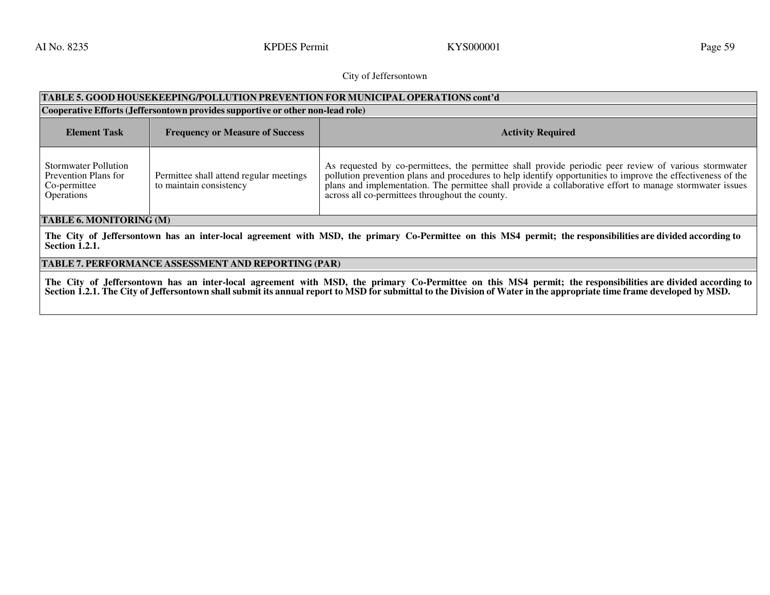City of Jeffersontown

**TABLE 5. GOOD HOUSEKEEPING/POLLUTION PREVENTION FOR MUNICIPAL OPERATIONS cont'd**

**Cooperative Efforts (Jeffersontown provides supportive or other non-lead role)**

| Element Task | Frequency or Measure of Success | Activity Required |
|---|---|---|
| Stormwater Pollution Prevention Plans for Co-permittee Operations | Permittee shall attend regular meetings to maintain consistency | As requested by co-permittees, the permittee shall provide periodic peer review of various stormwater pollution prevention plans and procedures to help identify opportunities to improve the effectiveness of the plans and implementation. The permittee shall provide a collaborative effort to manage stormwater issues across all co-permittees throughout the county. |

**TABLE 6. MONITORING (M)**

**The City of Jeffersontown has an inter-local agreement with MSD, the primary Co-Permittee on this MS4 permit; the responsibilities are divided according to Section 1.2.1.**

**TABLE 7. PERFORMANCE ASSESSMENT AND REPORTING (PAR)**

**The City of Jeffersontown has an inter-local agreement with MSD, the primary Co-Permittee on this MS4 permit; the responsibilities are divided according to Section 1.2.1. The City of Jeffersontown shall submit its annual report to MSD for submittal to the Division of Water in the appropriate time frame developed by MSD.**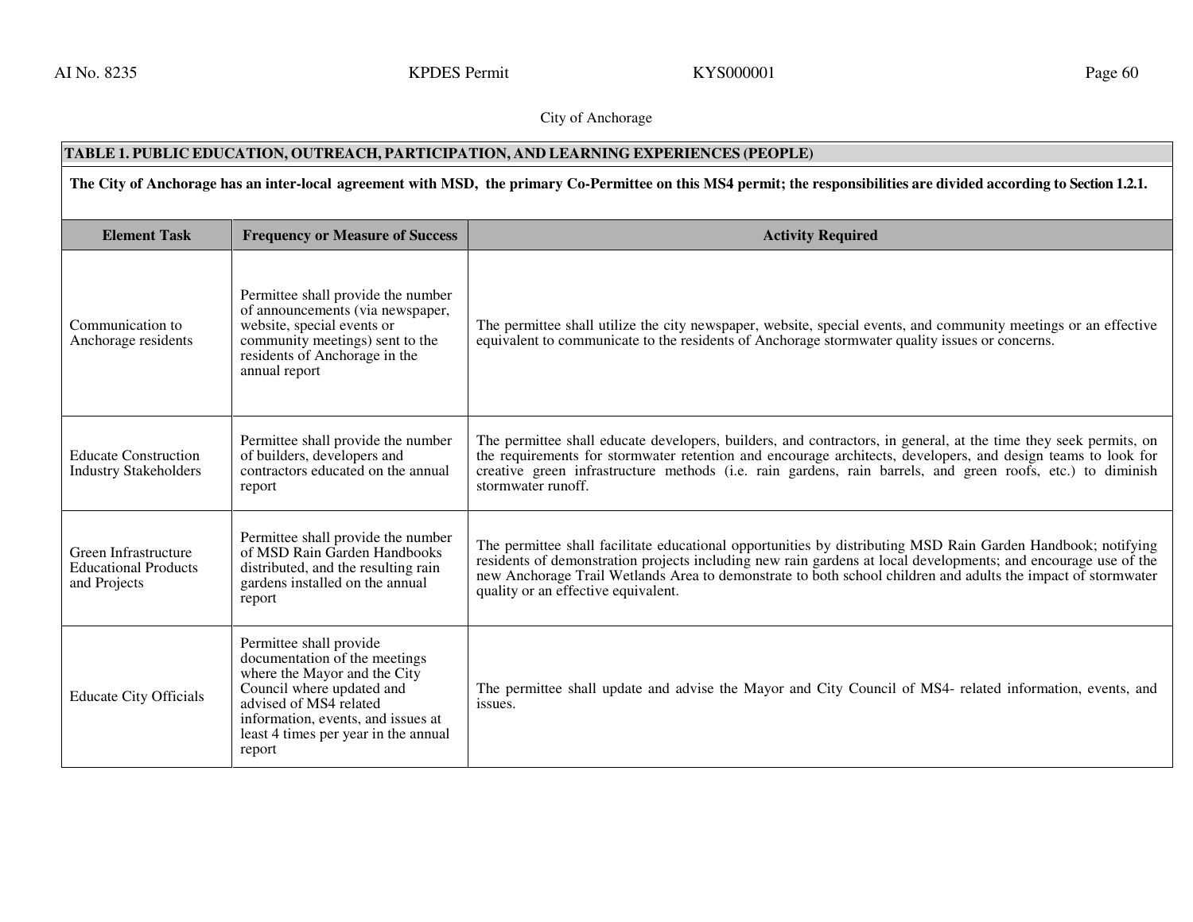City of Anchorage

**TABLE 1. PUBLIC EDUCATION, OUTREACH, PARTICIPATION, AND LEARNING EXPERIENCES (PEOPLE)**

**The City of Anchorage has an inter-local agreement with MSD, the primary Co-Permittee on this MS4 permit; the responsibilities are divided according to Section 1.2.1.**

| Element Task | Frequency or Measure of Success | Activity Required |
|---|---|---|
| Communication to Anchorage residents | Permittee shall provide the number of announcements (via newspaper, website, special events or community meetings) sent to the residents of Anchorage in the annual report | The permittee shall utilize the city newspaper, website, special events, and community meetings or an effective equivalent to communicate to the residents of Anchorage stormwater quality issues or concerns. |
| Educate Construction Industry Stakeholders | Permittee shall provide the number of builders, developers and contractors educated on the annual report | The permittee shall educate developers, builders, and contractors, in general, at the time they seek permits, on the requirements for stormwater retention and encourage architects, developers, and design teams to look for creative green infrastructure methods (i.e. rain gardens, rain barrels, and green roofs, etc.) to diminish stormwater runoff. |
| Green Infrastructure Educational Products and Projects | Permittee shall provide the number of MSD Rain Garden Handbooks distributed, and the resulting rain gardens installed on the annual report | The permittee shall facilitate educational opportunities by distributing MSD Rain Garden Handbook; notifying residents of demonstration projects including new rain gardens at local developments; and encourage use of the new Anchorage Trail Wetlands Area to demonstrate to both school children and adults the impact of stormwater quality or an effective equivalent. |
| Educate City Officials | Permittee shall provide documentation of the meetings where the Mayor and the City Council where updated and advised of MS4 related information, events, and issues at least 4 times per year in the annual report | The permittee shall update and advise the Mayor and City Council of MS4- related information, events, and issues. |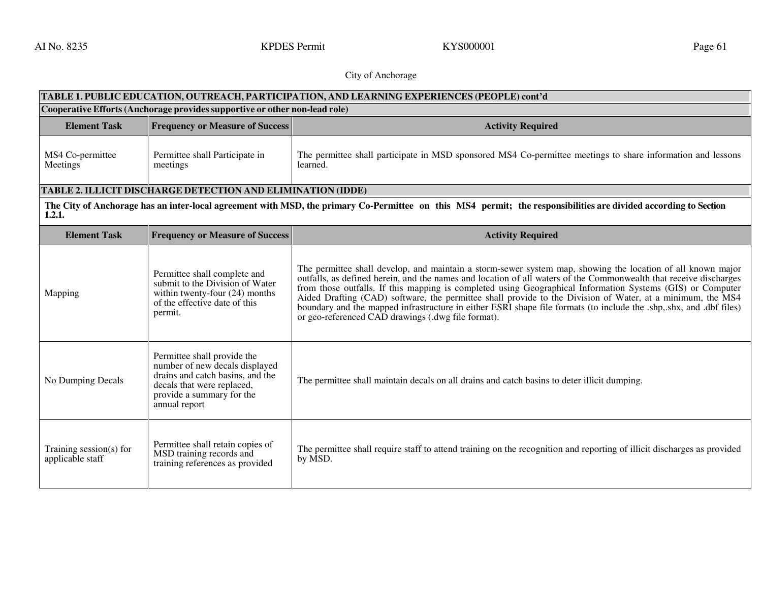City of Anchorage

| TABLE 1. PUBLIC EDUCATION, OUTREACH, PARTICIPATION, AND LEARNING EXPERIENCES (PEOPLE) cont'd | | |
|---|---|---|
| **Cooperative Efforts (Anchorage provides supportive or other non-lead role)** | | |
| **Element Task** | **Frequency or Measure of Success** | **Activity Required** |
| MS4 Co-permittee Meetings | Permittee shall Participate in meetings | The permittee shall participate in MSD sponsored MS4 Co-permittee meetings to share information and lessons learned. |

| TABLE 2. ILLICIT DISCHARGE DETECTION AND ELIMINATION (IDDE) | | |
|---|---|---|
| **The City of Anchorage has an inter-local agreement with MSD, the primary Co-Permittee on this MS4 permit; the responsibilities are divided according to Section 1.2.1.** | | |
| **Element Task** | **Frequency or Measure of Success** | **Activity Required** |
| Mapping | Permittee shall complete and submit to the Division of Water within twenty-four (24) months of the effective date of this permit. | The permittee shall develop, and maintain a storm-sewer system map, showing the location of all known major outfalls, as defined herein, and the names and location of all waters of the Commonwealth that receive discharges from those outfalls. If this mapping is completed using Geographical Information Systems (GIS) or Computer Aided Drafting (CAD) software, the permittee shall provide to the Division of Water, at a minimum, the MS4 boundary and the mapped infrastructure in either ESRI shape file formats (to include the .shp,.shx, and .dbf files) or geo-referenced CAD drawings (.dwg file format). |
| No Dumping Decals | Permittee shall provide the number of new decals displayed drains and catch basins, and the decals that were replaced, provide a summary for the annual report | The permittee shall maintain decals on all drains and catch basins to deter illicit dumping. |
| Training session(s) for applicable staff | Permittee shall retain copies of MSD training records and training references as provided | The permittee shall require staff to attend training on the recognition and reporting of illicit discharges as provided by MSD. |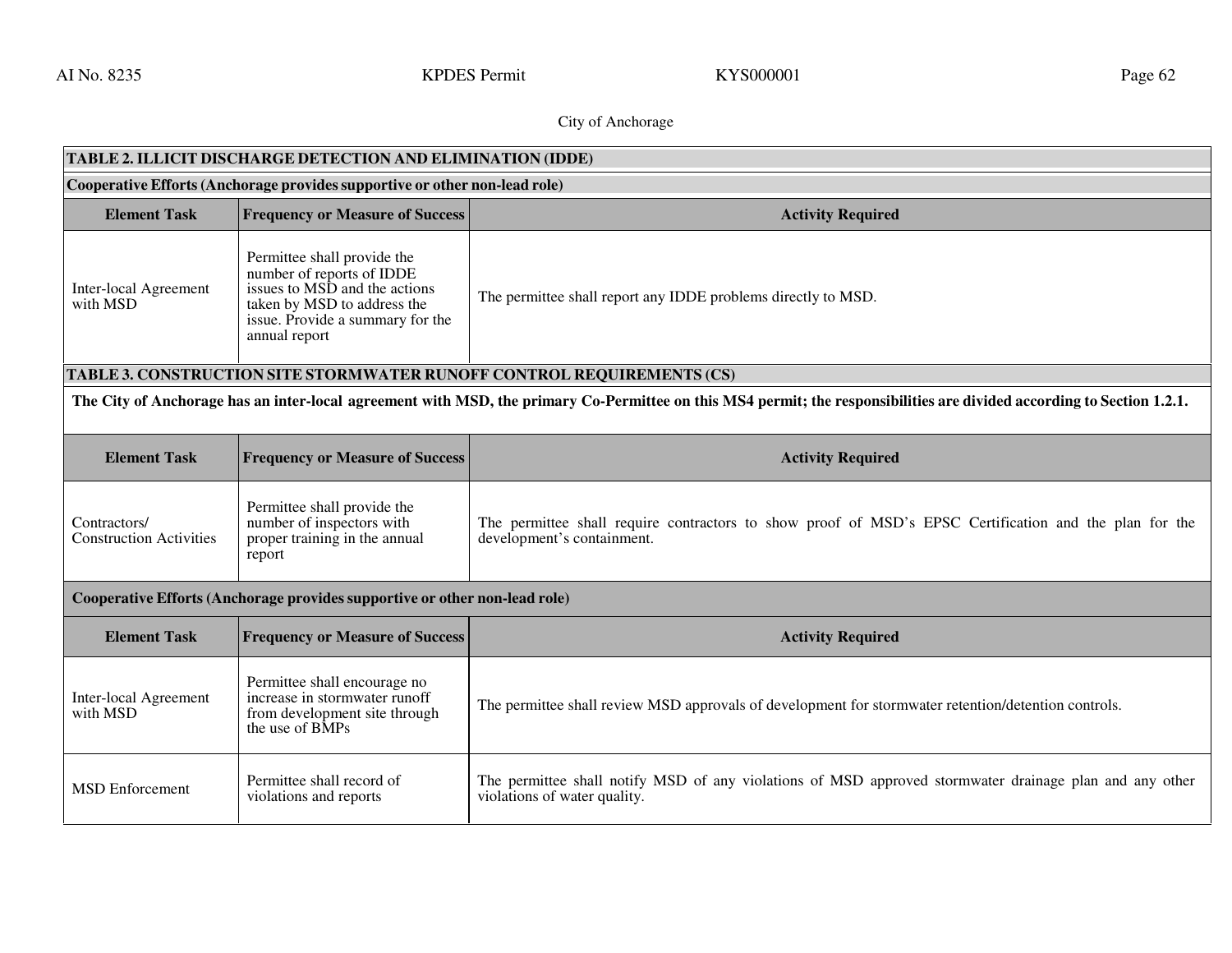City of Anchorage

| TABLE 2. ILLICIT DISCHARGE DETECTION AND ELIMINATION (IDDE) | | |
|---|---|---|
| **Cooperative Efforts (Anchorage provides supportive or other non-lead role)** | | |
| **Element Task** | **Frequency or Measure of Success** | **Activity Required** |
| Inter-local Agreement with MSD | Permittee shall provide the number of reports of IDDE issues to MSD and the actions taken by MSD to address the issue. Provide a summary for the annual report | The permittee shall report any IDDE problems directly to MSD. |

| TABLE 3. CONSTRUCTION SITE STORMWATER RUNOFF CONTROL REQUIREMENTS (CS) | | |
|---|---|---|
| **The City of Anchorage has an inter-local agreement with MSD, the primary Co-Permittee on this MS4 permit; the responsibilities are divided according to Section 1.2.1.** | | |
| **Element Task** | **Frequency or Measure of Success** | **Activity Required** |
| Contractors/ Construction Activities | Permittee shall provide the number of inspectors with proper training in the annual report | The permittee shall require contractors to show proof of MSD's EPSC Certification and the plan for the development's containment. |
| **Cooperative Efforts (Anchorage provides supportive or other non-lead role)** | | |
| **Element Task** | **Frequency or Measure of Success** | **Activity Required** |
| Inter-local Agreement with MSD | Permittee shall encourage no increase in stormwater runoff from development site through the use of BMPs | The permittee shall review MSD approvals of development for stormwater retention/detention controls. |
| MSD Enforcement | Permittee shall record of violations and reports | The permittee shall notify MSD of any violations of MSD approved stormwater drainage plan and any other violations of water quality. |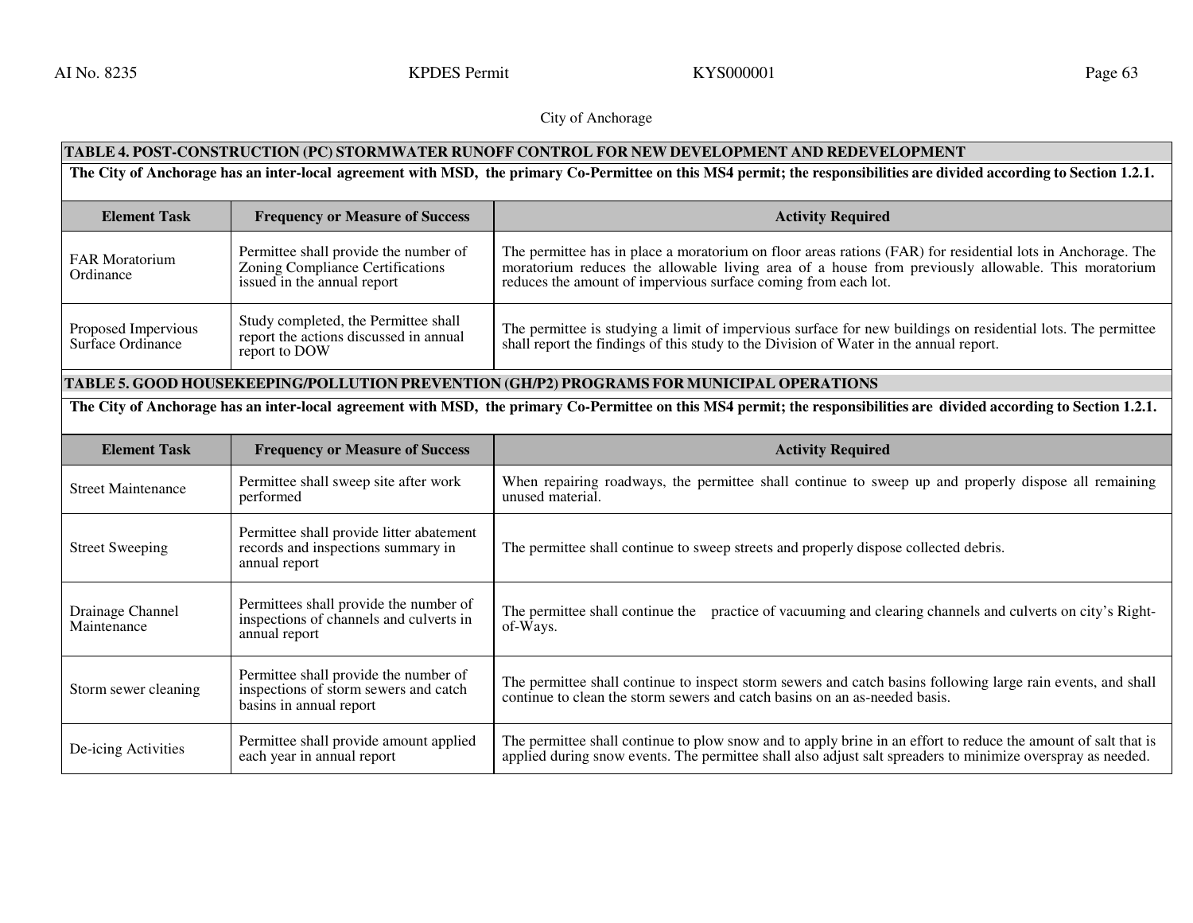City of Anchorage

| TABLE 4. POST-CONSTRUCTION (PC) STORMWATER RUNOFF CONTROL FOR NEW DEVELOPMENT AND REDEVELOPMENT | | |
|---|---|---|
| **The City of Anchorage has an inter-local agreement with MSD, the primary Co-Permittee on this MS4 permit; the responsibilities are divided according to Section 1.2.1.** | | |
| **Element Task** | **Frequency or Measure of Success** | **Activity Required** |
| FAR Moratorium Ordinance | Permittee shall provide the number of Zoning Compliance Certifications issued in the annual report | The permittee has in place a moratorium on floor areas rations (FAR) for residential lots in Anchorage. The moratorium reduces the allowable living area of a house from previously allowable. This moratorium reduces the amount of impervious surface coming from each lot. |
| Proposed Impervious Surface Ordinance | Study completed, the Permittee shall report the actions discussed in annual report to DOW | The permittee is studying a limit of impervious surface for new buildings on residential lots. The permittee shall report the findings of this study to the Division of Water in the annual report. |

| TABLE 5. GOOD HOUSEKEEPING/POLLUTION PREVENTION (GH/P2) PROGRAMS FOR MUNICIPAL OPERATIONS | | |
|---|---|---|
| **The City of Anchorage has an inter-local agreement with MSD, the primary Co-Permittee on this MS4 permit; the responsibilities are divided according to Section 1.2.1.** | | |
| **Element Task** | **Frequency or Measure of Success** | **Activity Required** |
| Street Maintenance | Permittee shall sweep site after work performed | When repairing roadways, the permittee shall continue to sweep up and properly dispose all remaining unused material. |
| Street Sweeping | Permittee shall provide litter abatement records and inspections summary in annual report | The permittee shall continue to sweep streets and properly dispose collected debris. |
| Drainage Channel Maintenance | Permittees shall provide the number of inspections of channels and culverts in annual report | The permittee shall continue the practice of vacuuming and clearing channels and culverts on city's Right-of-Ways. |
| Storm sewer cleaning | Permittee shall provide the number of inspections of storm sewers and catch basins in annual report | The permittee shall continue to inspect storm sewers and catch basins following large rain events, and shall continue to clean the storm sewers and catch basins on an as-needed basis. |
| De-icing Activities | Permittee shall provide amount applied each year in annual report | The permittee shall continue to plow snow and to apply brine in an effort to reduce the amount of salt that is applied during snow events. The permittee shall also adjust salt spreaders to minimize overspray as needed. |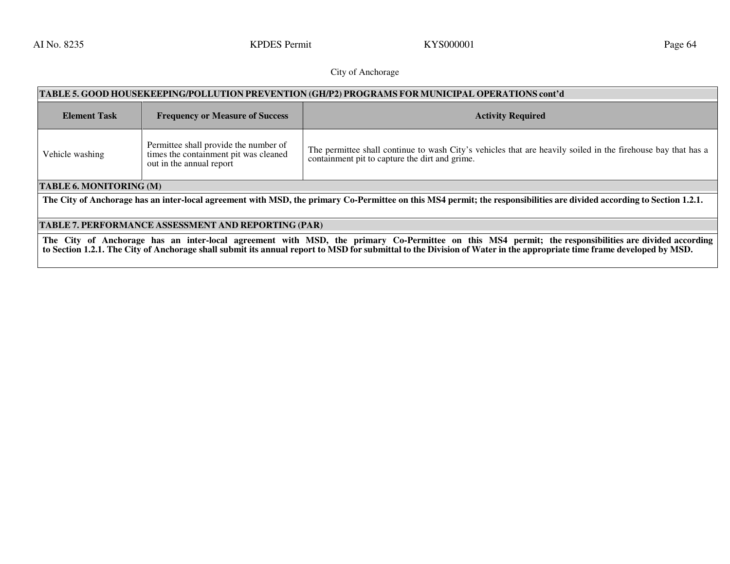City of Anchorage

**TABLE 5. GOOD HOUSEKEEPING/POLLUTION PREVENTION (GH/P2) PROGRAMS FOR MUNICIPAL OPERATIONS cont'd**

| Element Task | Frequency or Measure of Success | Activity Required |
|---|---|---|
| Vehicle washing | Permittee shall provide the number of times the containment pit was cleaned out in the annual report | The permittee shall continue to wash City's vehicles that are heavily soiled in the firehouse bay that has a containment pit to capture the dirt and grime. |

**TABLE 6. MONITORING (M)**

**The City of Anchorage has an inter-local agreement with MSD, the primary Co-Permittee on this MS4 permit; the responsibilities are divided according to Section 1.2.1.**

**TABLE 7. PERFORMANCE ASSESSMENT AND REPORTING (PAR)**

**The City of Anchorage has an inter-local agreement with MSD, the primary Co-Permittee on this MS4 permit; the responsibilities are divided according to Section 1.2.1. The City of Anchorage shall submit its annual report to MSD for submittal to the Division of Water in the appropriate time frame developed by MSD.**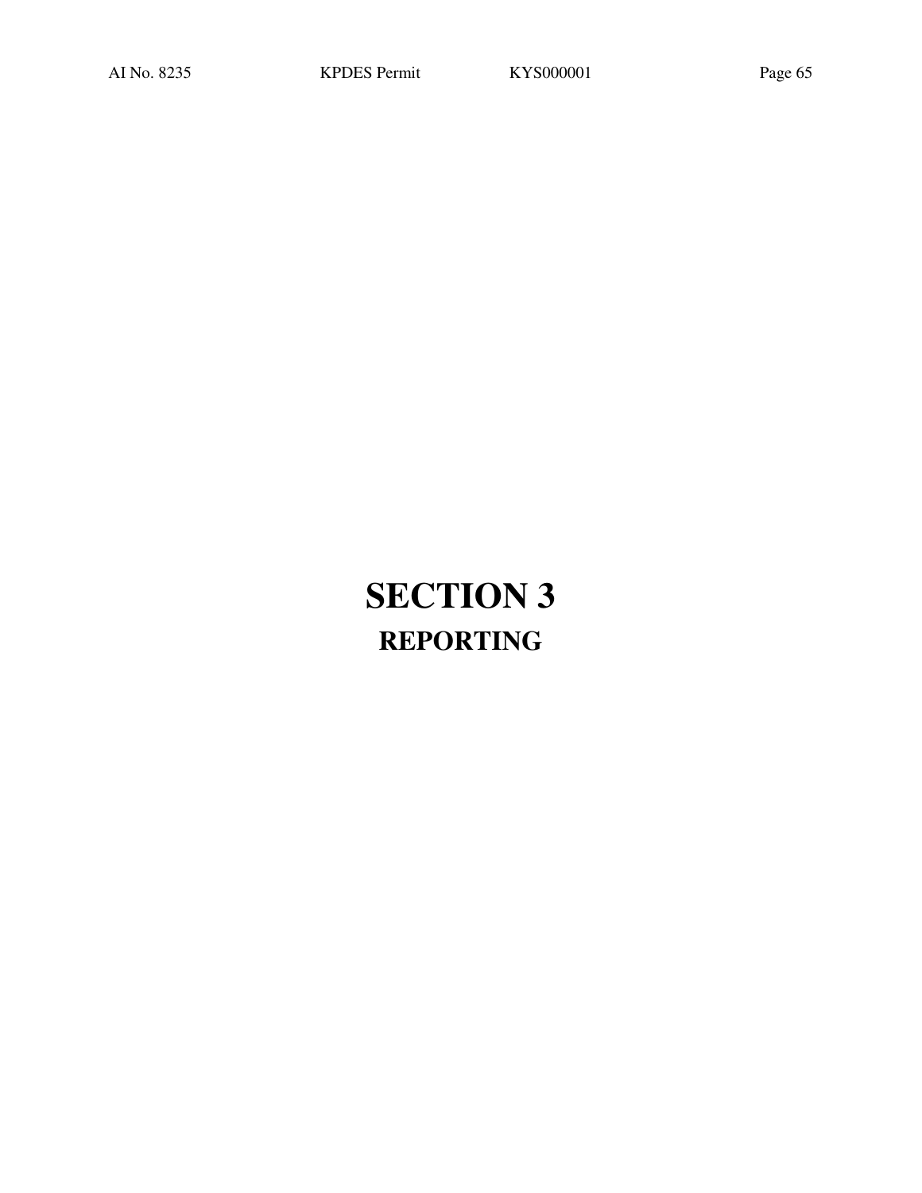# SECTION 3

## REPORTING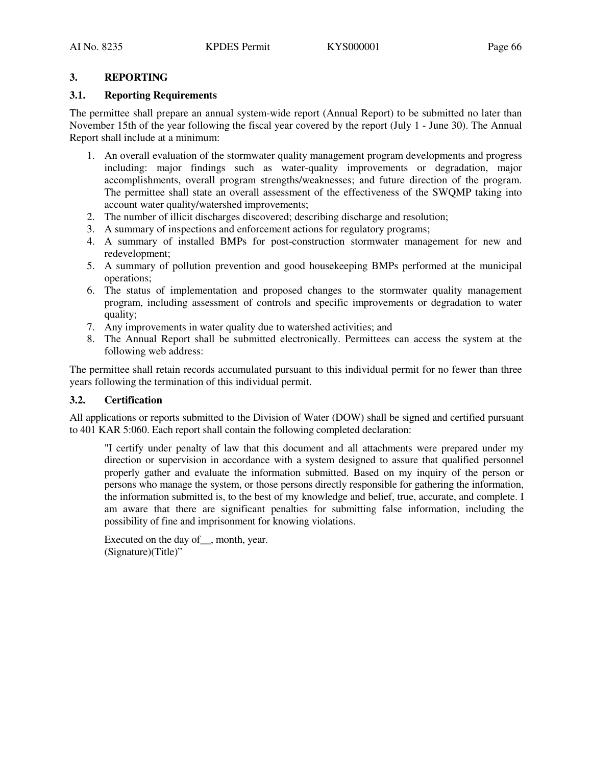### 3. REPORTING

#### 3.1. Reporting Requirements

The permittee shall prepare an annual system-wide report (Annual Report) to be submitted no later than November 15th of the year following the fiscal year covered by the report (July 1 - June 30). The Annual Report shall include at a minimum:

1. An overall evaluation of the stormwater quality management program developments and progress including: major findings such as water-quality improvements or degradation, major accomplishments, overall program strengths/weaknesses; and future direction of the program. The permittee shall state an overall assessment of the effectiveness of the SWQMP taking into account water quality/watershed improvements;
2. The number of illicit discharges discovered; describing discharge and resolution;
3. A summary of inspections and enforcement actions for regulatory programs;
4. A summary of installed BMPs for post-construction stormwater management for new and redevelopment;
5. A summary of pollution prevention and good housekeeping BMPs performed at the municipal operations;
6. The status of implementation and proposed changes to the stormwater quality management program, including assessment of controls and specific improvements or degradation to water quality;
7. Any improvements in water quality due to watershed activities; and
8. The Annual Report shall be submitted electronically. Permittees can access the system at the following web address:

The permittee shall retain records accumulated pursuant to this individual permit for no fewer than three years following the termination of this individual permit.

#### 3.2. Certification

All applications or reports submitted to the Division of Water (DOW) shall be signed and certified pursuant to 401 KAR 5:060. Each report shall contain the following completed declaration:

> "I certify under penalty of law that this document and all attachments were prepared under my direction or supervision in accordance with a system designed to assure that qualified personnel properly gather and evaluate the information submitted. Based on my inquiry of the person or persons who manage the system, or those persons directly responsible for gathering the information, the information submitted is, to the best of my knowledge and belief, true, accurate, and complete. I am aware that there are significant penalties for submitting false information, including the possibility of fine and imprisonment for knowing violations.
>
> Executed on the day of__, month, year.
> (Signature)(Title)"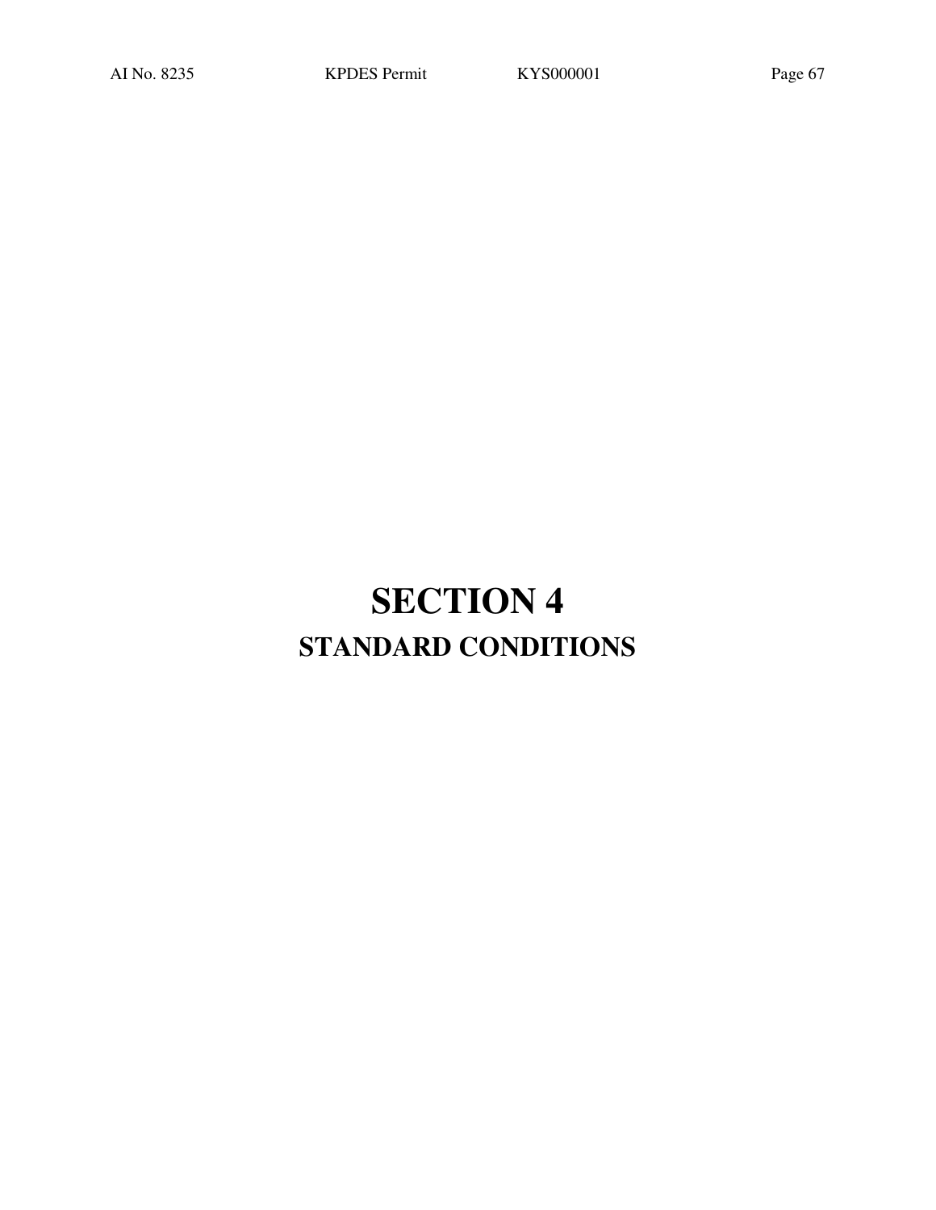# SECTION 4

## STANDARD CONDITIONS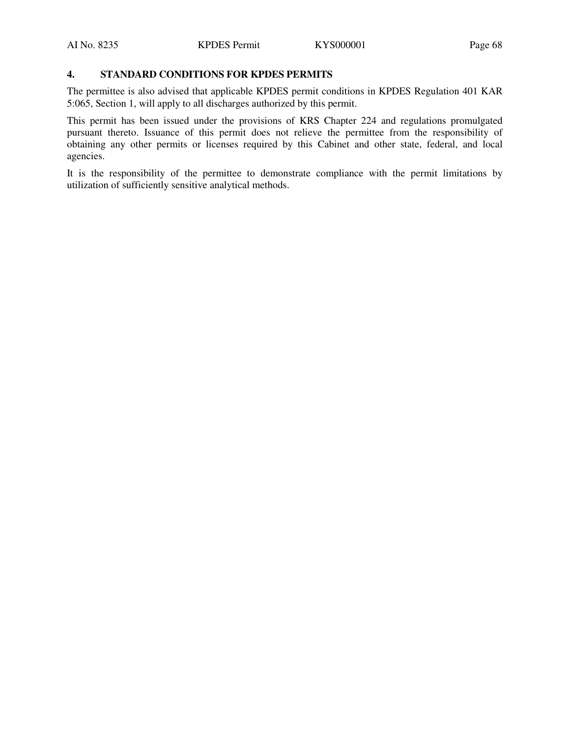## 4. STANDARD CONDITIONS FOR KPDES PERMITS

The permittee is also advised that applicable KPDES permit conditions in KPDES Regulation 401 KAR 5:065, Section 1, will apply to all discharges authorized by this permit.

This permit has been issued under the provisions of KRS Chapter 224 and regulations promulgated pursuant thereto. Issuance of this permit does not relieve the permittee from the responsibility of obtaining any other permits or licenses required by this Cabinet and other state, federal, and local agencies.

It is the responsibility of the permittee to demonstrate compliance with the permit limitations by utilization of sufficiently sensitive analytical methods.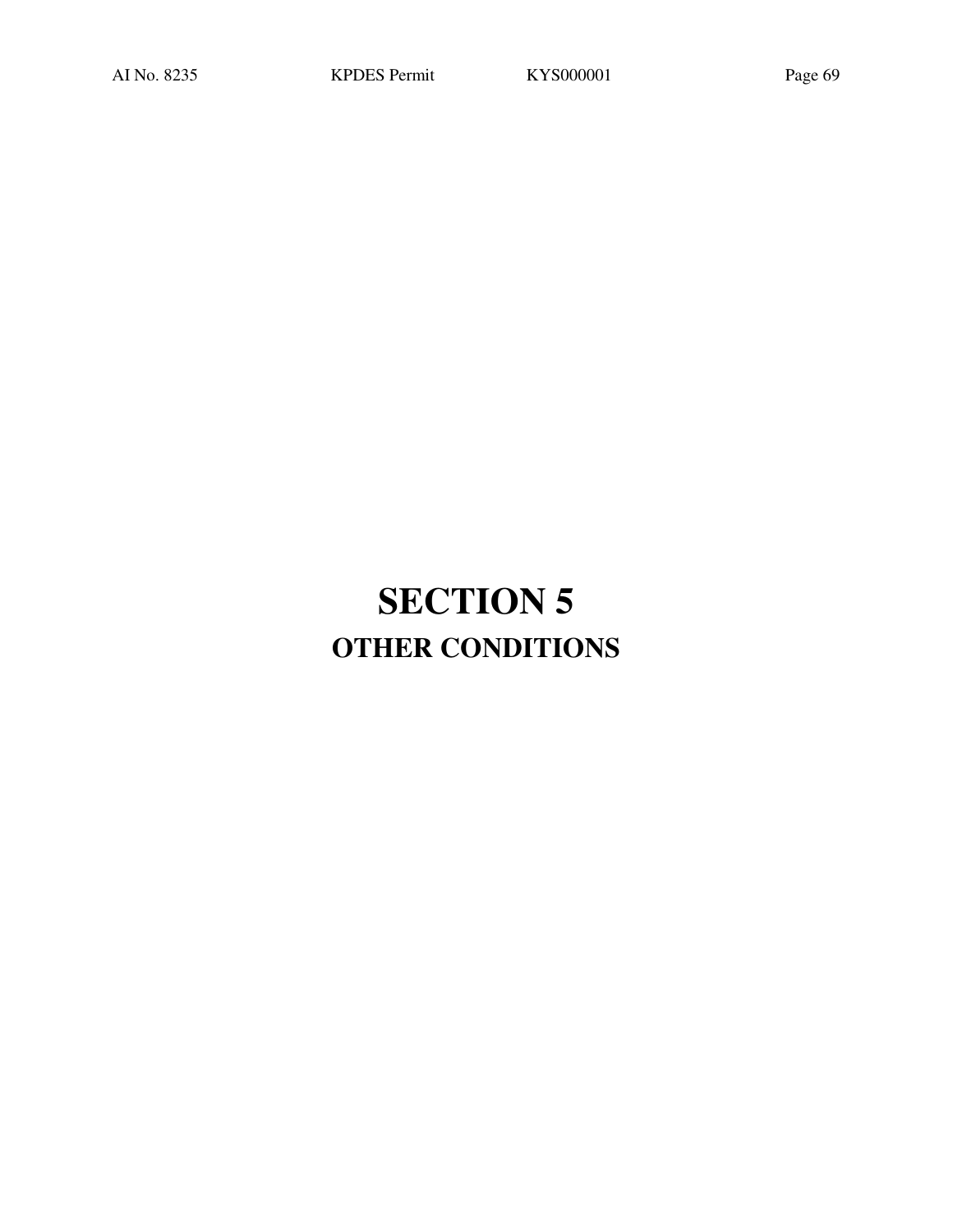# SECTION 5

## OTHER CONDITIONS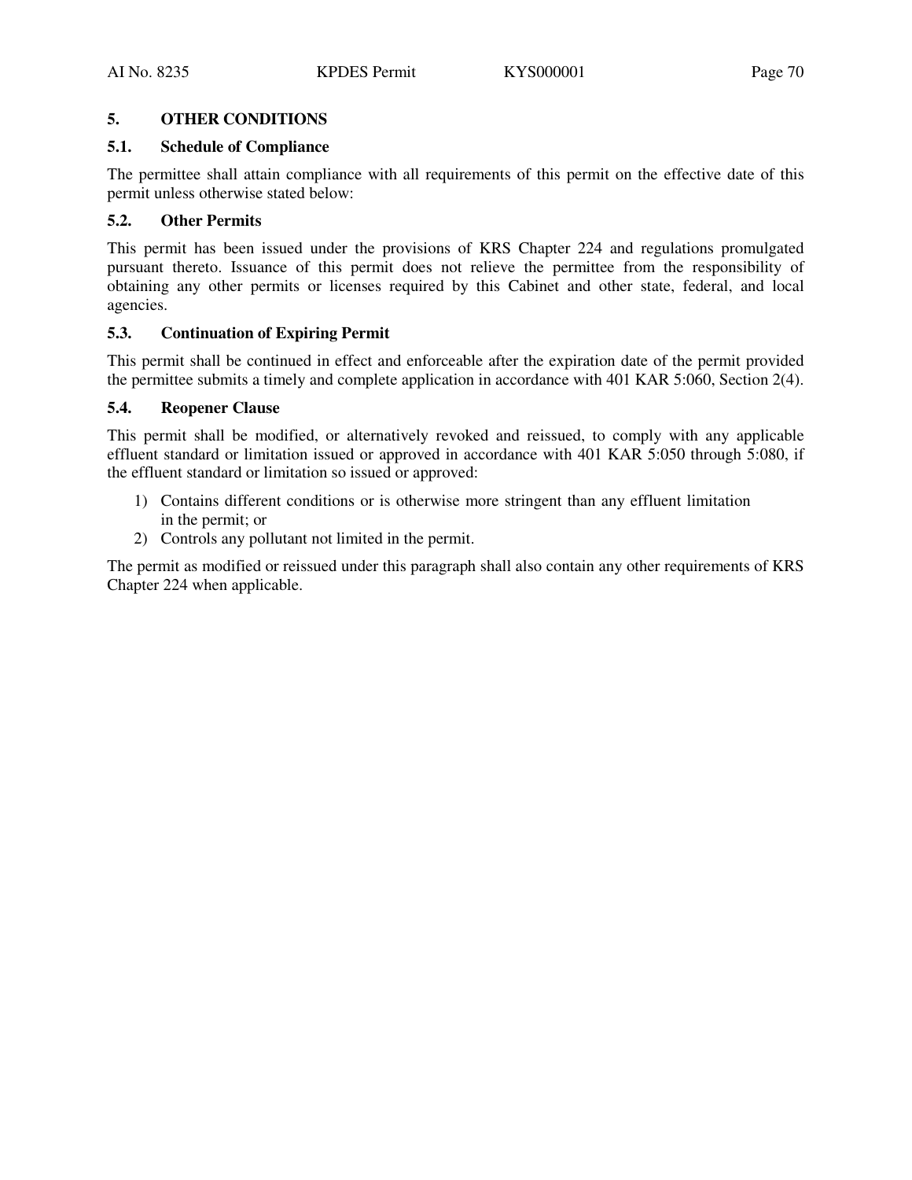## 5. OTHER CONDITIONS

### 5.1. Schedule of Compliance

The permittee shall attain compliance with all requirements of this permit on the effective date of this permit unless otherwise stated below:

### 5.2. Other Permits

This permit has been issued under the provisions of KRS Chapter 224 and regulations promulgated pursuant thereto. Issuance of this permit does not relieve the permittee from the responsibility of obtaining any other permits or licenses required by this Cabinet and other state, federal, and local agencies.

### 5.3. Continuation of Expiring Permit

This permit shall be continued in effect and enforceable after the expiration date of the permit provided the permittee submits a timely and complete application in accordance with 401 KAR 5:060, Section 2(4).

### 5.4. Reopener Clause

This permit shall be modified, or alternatively revoked and reissued, to comply with any applicable effluent standard or limitation issued or approved in accordance with 401 KAR 5:050 through 5:080, if the effluent standard or limitation so issued or approved:

1) Contains different conditions or is otherwise more stringent than any effluent limitation in the permit; or
2) Controls any pollutant not limited in the permit.

The permit as modified or reissued under this paragraph shall also contain any other requirements of KRS Chapter 224 when applicable.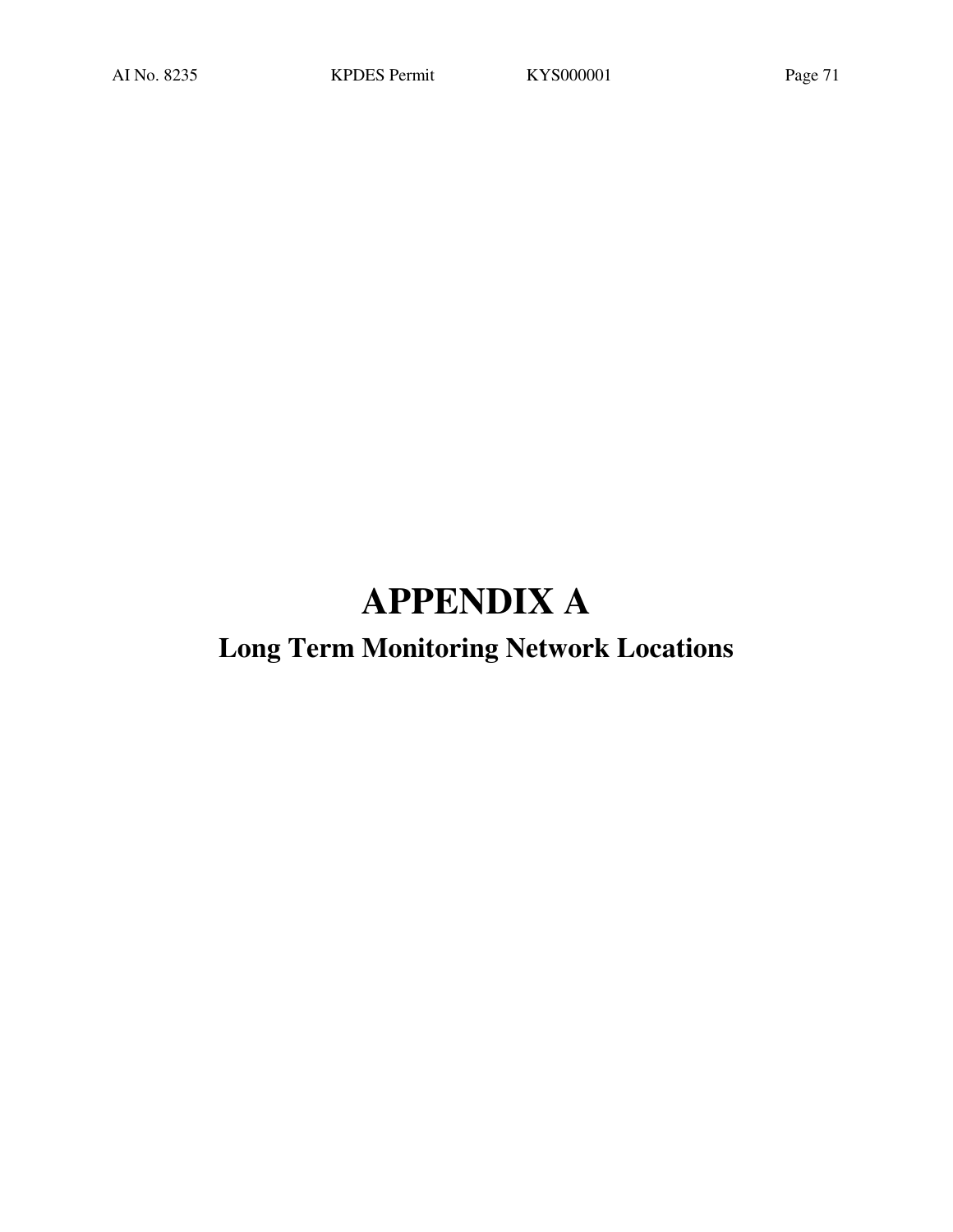# APPENDIX A

## Long Term Monitoring Network Locations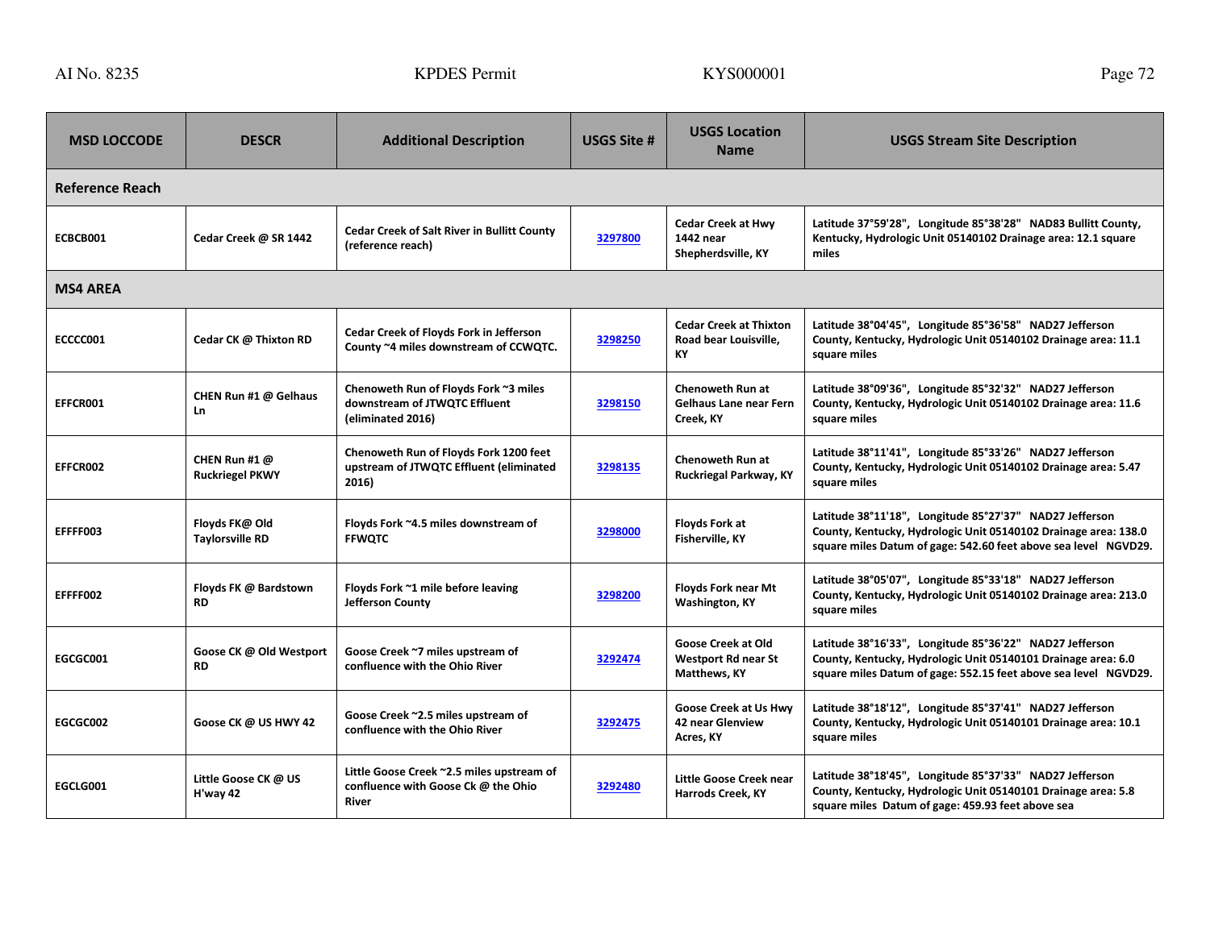| MSD LOCCODE | DESCR | Additional Description | USGS Site # | USGS Location Name | USGS Stream Site Description |
|---|---|---|---|---|---|
| **Reference Reach** | | | | | |
| ECBCB001 | Cedar Creek @ SR 1442 | Cedar Creek of Salt River in Bullitt County (reference reach) | 3297800 | Cedar Creek at Hwy 1442 near Shepherdsville, KY | Latitude 37°59'28", Longitude 85°38'28" NAD83 Bullitt County, Kentucky, Hydrologic Unit 05140102 Drainage area: 12.1 square miles |
| **MS4 AREA** | | | | | |
| ECCCC001 | Cedar CK @ Thixton RD | Cedar Creek of Floyds Fork in Jefferson County ~4 miles downstream of CCWQTC. | 3298250 | Cedar Creek at Thixton Road bear Louisville, KY | Latitude 38°04'45", Longitude 85°36'58" NAD27 Jefferson County, Kentucky, Hydrologic Unit 05140102 Drainage area: 11.1 square miles |
| EFFCR001 | CHEN Run #1 @ Gelhaus Ln | Chenoweth Run of Floyds Fork ~3 miles downstream of JTWQTC Effluent (eliminated 2016) | 3298150 | Chenoweth Run at Gelhaus Lane near Fern Creek, KY | Latitude 38°09'36", Longitude 85°32'32" NAD27 Jefferson County, Kentucky, Hydrologic Unit 05140102 Drainage area: 11.6 square miles |
| EFFCR002 | CHEN Run #1 @ Ruckriegel PKWY | Chenoweth Run of Floyds Fork 1200 feet upstream of JTWQTC Effluent (eliminated 2016) | 3298135 | Chenoweth Run at Ruckriegal Parkway, KY | Latitude 38°11'41", Longitude 85°33'26" NAD27 Jefferson County, Kentucky, Hydrologic Unit 05140102 Drainage area: 5.47 square miles |
| EFFFF003 | Floyds FK@ Old Taylorsville RD | Floyds Fork ~4.5 miles downstream of FFWQTC | 3298000 | Floyds Fork at Fisherville, KY | Latitude 38°11'18", Longitude 85°27'37" NAD27 Jefferson County, Kentucky, Hydrologic Unit 05140102 Drainage area: 138.0 square miles Datum of gage: 542.60 feet above sea level NGVD29. |
| EFFFF002 | Floyds FK @ Bardstown RD | Floyds Fork ~1 mile before leaving Jefferson County | 3298200 | Floyds Fork near Mt Washington, KY | Latitude 38°05'07", Longitude 85°33'18" NAD27 Jefferson County, Kentucky, Hydrologic Unit 05140102 Drainage area: 213.0 square miles |
| EGCGC001 | Goose CK @ Old Westport RD | Goose Creek ~7 miles upstream of confluence with the Ohio River | 3292474 | Goose Creek at Old Westport Rd near St Matthews, KY | Latitude 38°16'33", Longitude 85°36'22" NAD27 Jefferson County, Kentucky, Hydrologic Unit 05140101 Drainage area: 6.0 square miles Datum of gage: 552.15 feet above sea level NGVD29. |
| EGCGC002 | Goose CK @ US HWY 42 | Goose Creek ~2.5 miles upstream of confluence with the Ohio River | 3292475 | Goose Creek at Us Hwy 42 near Glenview Acres, KY | Latitude 38°18'12", Longitude 85°37'41" NAD27 Jefferson County, Kentucky, Hydrologic Unit 05140101 Drainage area: 10.1 square miles |
| EGCLG001 | Little Goose CK @ US H'way 42 | Little Goose Creek ~2.5 miles upstream of confluence with Goose Ck @ the Ohio River | 3292480 | Little Goose Creek near Harrods Creek, KY | Latitude 38°18'45", Longitude 85°37'33" NAD27 Jefferson County, Kentucky, Hydrologic Unit 05140101 Drainage area: 5.8 square miles Datum of gage: 459.93 feet above sea |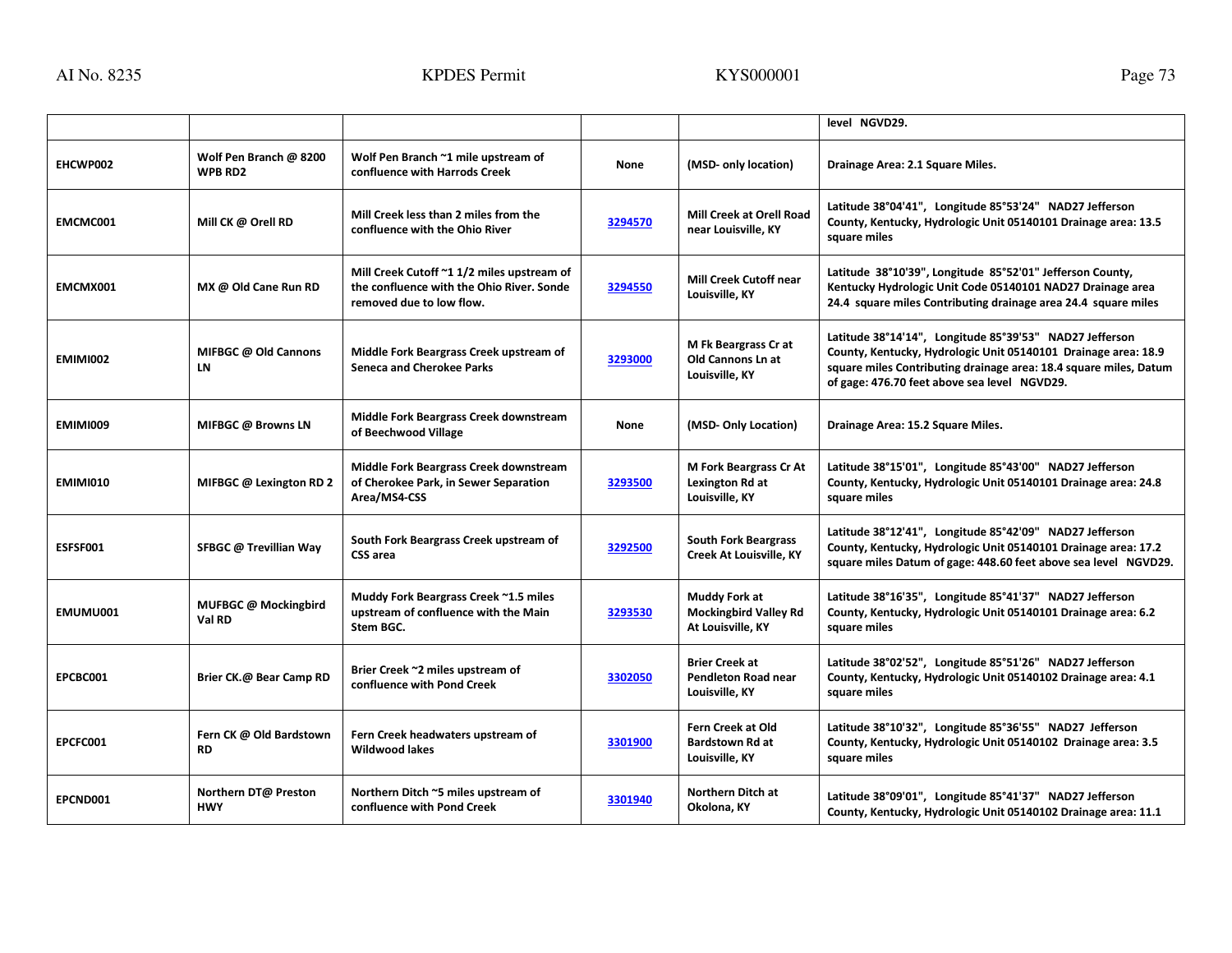| | | | | | level NGVD29. |
|---|---|---|---|---|---|
| EHCWP002 | Wolf Pen Branch @ 8200 WPB RD2 | Wolf Pen Branch ~1 mile upstream of confluence with Harrods Creek | None | (MSD- only location) | Drainage Area: 2.1 Square Miles. |
| EMCMC001 | Mill CK @ Orell RD | Mill Creek less than 2 miles from the confluence with the Ohio River | 3294570 | Mill Creek at Orell Road near Louisville, KY | Latitude 38°04'41", Longitude 85°53'24" NAD27 Jefferson County, Kentucky, Hydrologic Unit 05140101 Drainage area: 13.5 square miles |
| EMCMX001 | MX @ Old Cane Run RD | Mill Creek Cutoff ~1 1/2 miles upstream of the confluence with the Ohio River. Sonde removed due to low flow. | 3294550 | Mill Creek Cutoff near Louisville, KY | Latitude 38°10'39", Longitude 85°52'01" Jefferson County, Kentucky Hydrologic Unit Code 05140101 NAD27 Drainage area 24.4 square miles Contributing drainage area 24.4 square miles |
| EMIMI002 | MIFBGC @ Old Cannons LN | Middle Fork Beargrass Creek upstream of Seneca and Cherokee Parks | 3293000 | M Fk Beargrass Cr at Old Cannons Ln at Louisville, KY | Latitude 38°14'14", Longitude 85°39'53" NAD27 Jefferson County, Kentucky, Hydrologic Unit 05140101 Drainage area: 18.9 square miles Contributing drainage area: 18.4 square miles, Datum of gage: 476.70 feet above sea level NGVD29. |
| EMIMI009 | MIFBGC @ Browns LN | Middle Fork Beargrass Creek downstream of Beechwood Village | None | (MSD- Only Location) | Drainage Area: 15.2 Square Miles. |
| EMIMI010 | MIFBGC @ Lexington RD 2 | Middle Fork Beargrass Creek downstream of Cherokee Park, in Sewer Separation Area/MS4-CSS | 3293500 | M Fork Beargrass Cr At Lexington Rd at Louisville, KY | Latitude 38°15'01", Longitude 85°43'00" NAD27 Jefferson County, Kentucky, Hydrologic Unit 05140101 Drainage area: 24.8 square miles |
| ESFSF001 | SFBGC @ Trevillian Way | South Fork Beargrass Creek upstream of CSS area | 3292500 | South Fork Beargrass Creek At Louisville, KY | Latitude 38°12'41", Longitude 85°42'09" NAD27 Jefferson County, Kentucky, Hydrologic Unit 05140101 Drainage area: 17.2 square miles Datum of gage: 448.60 feet above sea level NGVD29. |
| EMUMU001 | MUFBGC @ Mockingbird Val RD | Muddy Fork Beargrass Creek ~1.5 miles upstream of confluence with the Main Stem BGC. | 3293530 | Muddy Fork at Mockingbird Valley Rd At Louisville, KY | Latitude 38°16'35", Longitude 85°41'37" NAD27 Jefferson County, Kentucky, Hydrologic Unit 05140101 Drainage area: 6.2 square miles |
| EPCBC001 | Brier CK.@ Bear Camp RD | Brier Creek ~2 miles upstream of confluence with Pond Creek | 3302050 | Brier Creek at Pendleton Road near Louisville, KY | Latitude 38°02'52", Longitude 85°51'26" NAD27 Jefferson County, Kentucky, Hydrologic Unit 05140102 Drainage area: 4.1 square miles |
| EPCFC001 | Fern CK @ Old Bardstown RD | Fern Creek headwaters upstream of Wildwood lakes | 3301900 | Fern Creek at Old Bardstown Rd at Louisville, KY | Latitude 38°10'32", Longitude 85°36'55" NAD27 Jefferson County, Kentucky, Hydrologic Unit 05140102 Drainage area: 3.5 square miles |
| EPCND001 | Northern DT@ Preston HWY | Northern Ditch ~5 miles upstream of confluence with Pond Creek | 3301940 | Northern Ditch at Okolona, KY | Latitude 38°09'01", Longitude 85°41'37" NAD27 Jefferson County, Kentucky, Hydrologic Unit 05140102 Drainage area: 11.1 |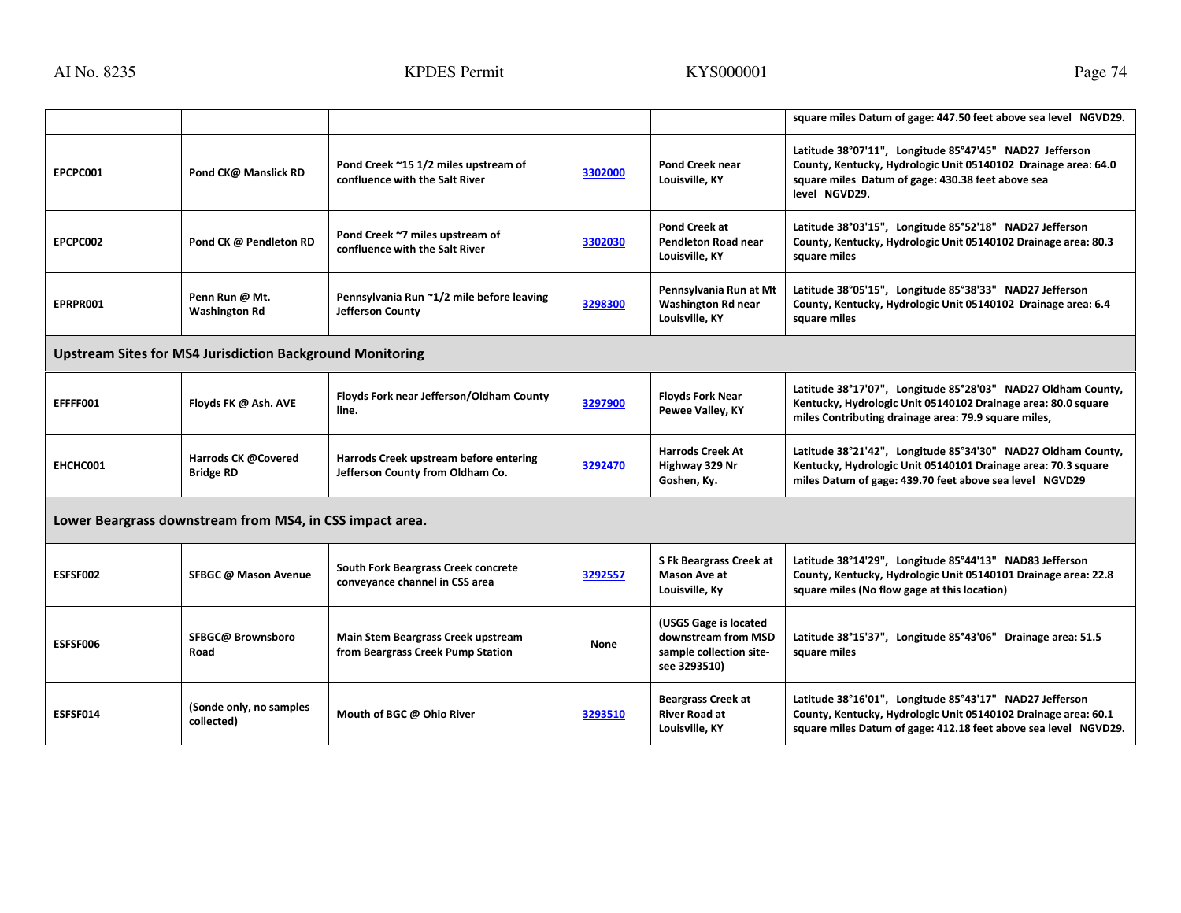| | | | | | |
|---|---|---|---|---|---|
| | | | | | square miles Datum of gage: 447.50 feet above sea level NGVD29. |
| EPCPC001 | Pond CK@ Manslick RD | Pond Creek ~15 1/2 miles upstream of confluence with the Salt River | 3302000 | Pond Creek near Louisville, KY | Latitude 38°07'11", Longitude 85°47'45" NAD27 Jefferson County, Kentucky, Hydrologic Unit 05140102 Drainage area: 64.0 square miles Datum of gage: 430.38 feet above sea level NGVD29. |
| EPCPC002 | Pond CK @ Pendleton RD | Pond Creek ~7 miles upstream of confluence with the Salt River | 3302030 | Pond Creek at Pendleton Road near Louisville, KY | Latitude 38°03'15", Longitude 85°52'18" NAD27 Jefferson County, Kentucky, Hydrologic Unit 05140102 Drainage area: 80.3 square miles |
| EPRPR001 | Penn Run @ Mt. Washington Rd | Pennsylvania Run ~1/2 mile before leaving Jefferson County | 3298300 | Pennsylvania Run at Mt Washington Rd near Louisville, KY | Latitude 38°05'15", Longitude 85°38'33" NAD27 Jefferson County, Kentucky, Hydrologic Unit 05140102 Drainage area: 6.4 square miles |
| **Upstream Sites for MS4 Jurisdiction Background Monitoring** | | | | | |
| EFFFF001 | Floyds FK @ Ash. AVE | Floyds Fork near Jefferson/Oldham County line. | 3297900 | Floyds Fork Near Pewee Valley, KY | Latitude 38°17'07", Longitude 85°28'03" NAD27 Oldham County, Kentucky, Hydrologic Unit 05140102 Drainage area: 80.0 square miles Contributing drainage area: 79.9 square miles, |
| EHCHC001 | Harrods CK @Covered Bridge RD | Harrods Creek upstream before entering Jefferson County from Oldham Co. | 3292470 | Harrods Creek At Highway 329 Nr Goshen, Ky. | Latitude 38°21'42", Longitude 85°34'30" NAD27 Oldham County, Kentucky, Hydrologic Unit 05140101 Drainage area: 70.3 square miles Datum of gage: 439.70 feet above sea level NGVD29 |
| **Lower Beargrass downstream from MS4, in CSS impact area.** | | | | | |
| ESFSF002 | SFBGC @ Mason Avenue | South Fork Beargrass Creek concrete conveyance channel in CSS area | 3292557 | S Fk Beargrass Creek at Mason Ave at Louisville, Ky | Latitude 38°14'29", Longitude 85°44'13" NAD83 Jefferson County, Kentucky, Hydrologic Unit 05140101 Drainage area: 22.8 square miles (No flow gage at this location) |
| ESFSF006 | SFBGC@ Brownsboro Road | Main Stem Beargrass Creek upstream from Beargrass Creek Pump Station | None | (USGS Gage is located downstream from MSD sample collection site- see 3293510) | Latitude 38°15'37", Longitude 85°43'06" Drainage area: 51.5 square miles |
| ESFSF014 | (Sonde only, no samples collected) | Mouth of BGC @ Ohio River | 3293510 | Beargrass Creek at River Road at Louisville, KY | Latitude 38°16'01", Longitude 85°43'17" NAD27 Jefferson County, Kentucky, Hydrologic Unit 05140102 Drainage area: 60.1 square miles Datum of gage: 412.18 feet above sea level NGVD29. |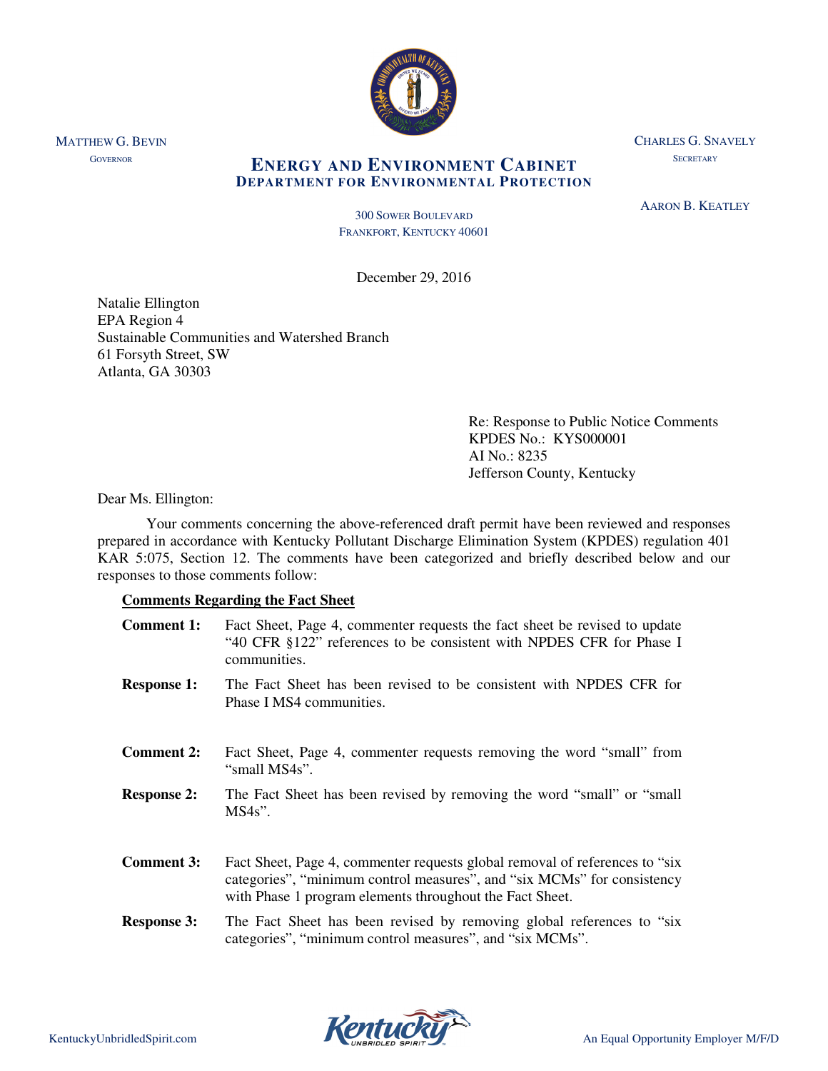MATTHEW G. BEVIN
GOVERNOR

**ENERGY AND ENVIRONMENT CABINET**
**DEPARTMENT FOR ENVIRONMENTAL PROTECTION**

CHARLES G. SNAVELY
SECRETARY

AARON B. KEATLEY

300 SOWER BOULEVARD
FRANKFORT, KENTUCKY 40601

December 29, 2016

Natalie Ellington
EPA Region 4
Sustainable Communities and Watershed Branch
61 Forsyth Street, SW
Atlanta, GA 30303

Re: Response to Public Notice Comments
KPDES No.: KYS000001
AI No.: 8235
Jefferson County, Kentucky

Dear Ms. Ellington:

Your comments concerning the above-referenced draft permit have been reviewed and responses prepared in accordance with Kentucky Pollutant Discharge Elimination System (KPDES) regulation 401 KAR 5:075, Section 12. The comments have been categorized and briefly described below and our responses to those comments follow:

**Comments Regarding the Fact Sheet**

**Comment 1:** Fact Sheet, Page 4, commenter requests the fact sheet be revised to update "40 CFR §122" references to be consistent with NPDES CFR for Phase I communities.

**Response 1:** The Fact Sheet has been revised to be consistent with NPDES CFR for Phase I MS4 communities.

**Comment 2:** Fact Sheet, Page 4, commenter requests removing the word "small" from "small MS4s".

**Response 2:** The Fact Sheet has been revised by removing the word "small" or "small MS4s".

**Comment 3:** Fact Sheet, Page 4, commenter requests global removal of references to "six categories", "minimum control measures", and "six MCMs" for consistency with Phase 1 program elements throughout the Fact Sheet.

**Response 3:** The Fact Sheet has been revised by removing global references to "six categories", "minimum control measures", and "six MCMs".

KentuckyUnbridledSpirit.com An Equal Opportunity Employer M/F/D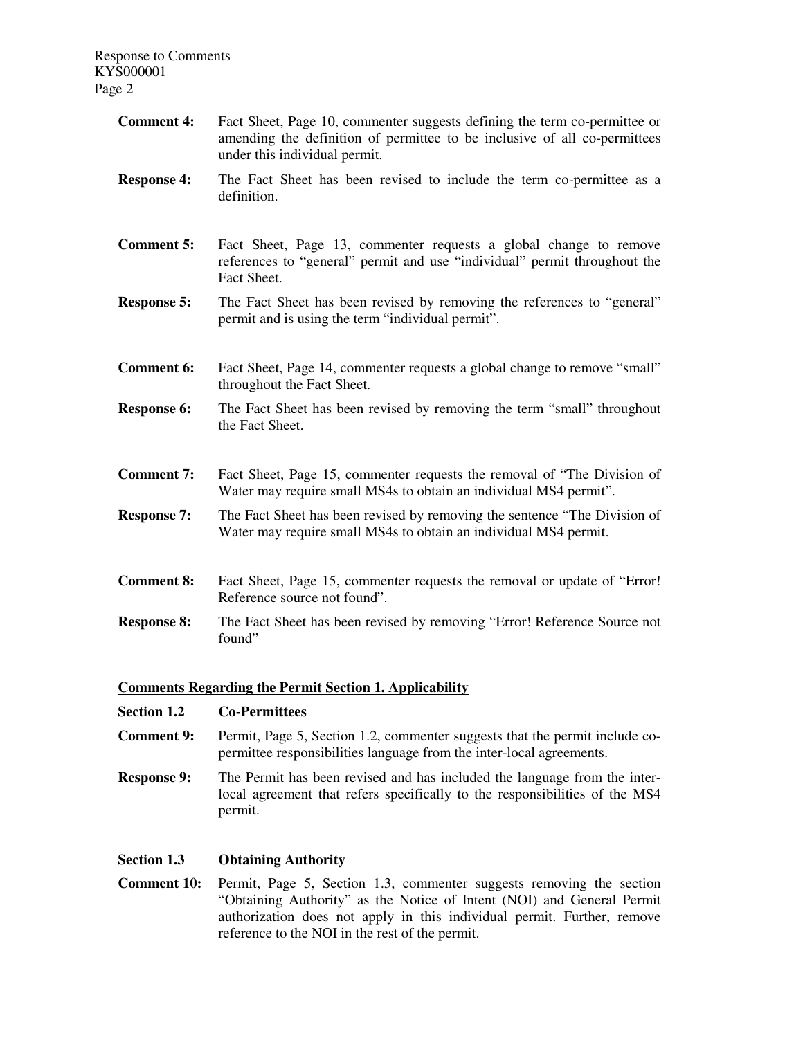**Comment 4:** Fact Sheet, Page 10, commenter suggests defining the term co-permittee or amending the definition of permittee to be inclusive of all co-permittees under this individual permit.

**Response 4:** The Fact Sheet has been revised to include the term co-permittee as a definition.

**Comment 5:** Fact Sheet, Page 13, commenter requests a global change to remove references to "general" permit and use "individual" permit throughout the Fact Sheet.

**Response 5:** The Fact Sheet has been revised by removing the references to "general" permit and is using the term "individual permit".

**Comment 6:** Fact Sheet, Page 14, commenter requests a global change to remove "small" throughout the Fact Sheet.

**Response 6:** The Fact Sheet has been revised by removing the term "small" throughout the Fact Sheet.

**Comment 7:** Fact Sheet, Page 15, commenter requests the removal of "The Division of Water may require small MS4s to obtain an individual MS4 permit".

**Response 7:** The Fact Sheet has been revised by removing the sentence "The Division of Water may require small MS4s to obtain an individual MS4 permit.

**Comment 8:** Fact Sheet, Page 15, commenter requests the removal or update of "Error! Reference source not found".

**Response 8:** The Fact Sheet has been revised by removing "Error! Reference Source not found"

## Comments Regarding the Permit Section 1. Applicability

### Section 1.2 Co-Permittees

**Comment 9:** Permit, Page 5, Section 1.2, commenter suggests that the permit include co-permittee responsibilities language from the inter-local agreements.

**Response 9:** The Permit has been revised and has included the language from the inter-local agreement that refers specifically to the responsibilities of the MS4 permit.

### Section 1.3 Obtaining Authority

**Comment 10:** Permit, Page 5, Section 1.3, commenter suggests removing the section "Obtaining Authority" as the Notice of Intent (NOI) and General Permit authorization does not apply in this individual permit. Further, remove reference to the NOI in the rest of the permit.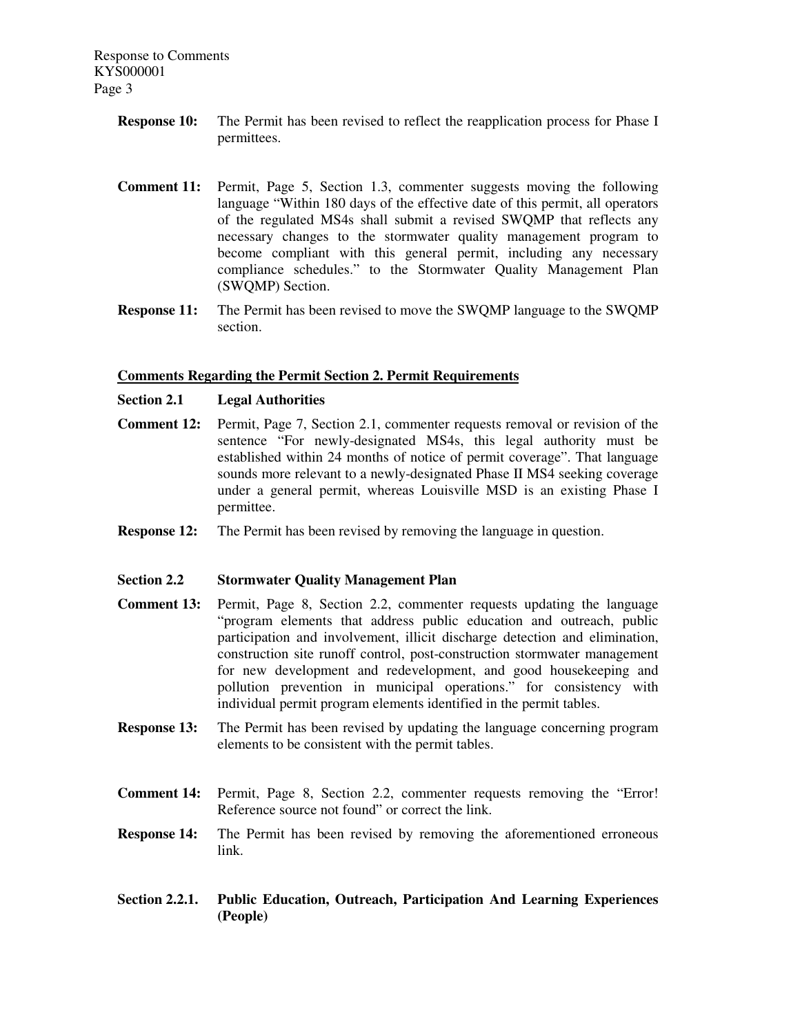**Response 10:** The Permit has been revised to reflect the reapplication process for Phase I permittees.

**Comment 11:** Permit, Page 5, Section 1.3, commenter suggests moving the following language "Within 180 days of the effective date of this permit, all operators of the regulated MS4s shall submit a revised SWQMP that reflects any necessary changes to the stormwater quality management program to become compliant with this general permit, including any necessary compliance schedules." to the Stormwater Quality Management Plan (SWQMP) Section.

**Response 11:** The Permit has been revised to move the SWQMP language to the SWQMP section.

## Comments Regarding the Permit Section 2. Permit Requirements

### Section 2.1 Legal Authorities

**Comment 12:** Permit, Page 7, Section 2.1, commenter requests removal or revision of the sentence "For newly-designated MS4s, this legal authority must be established within 24 months of notice of permit coverage". That language sounds more relevant to a newly-designated Phase II MS4 seeking coverage under a general permit, whereas Louisville MSD is an existing Phase I permittee.

**Response 12:** The Permit has been revised by removing the language in question.

### Section 2.2 Stormwater Quality Management Plan

**Comment 13:** Permit, Page 8, Section 2.2, commenter requests updating the language "program elements that address public education and outreach, public participation and involvement, illicit discharge detection and elimination, construction site runoff control, post-construction stormwater management for new development and redevelopment, and good housekeeping and pollution prevention in municipal operations." for consistency with individual permit program elements identified in the permit tables.

**Response 13:** The Permit has been revised by updating the language concerning program elements to be consistent with the permit tables.

**Comment 14:** Permit, Page 8, Section 2.2, commenter requests removing the "Error! Reference source not found" or correct the link.

**Response 14:** The Permit has been revised by removing the aforementioned erroneous link.

### Section 2.2.1. Public Education, Outreach, Participation And Learning Experiences (People)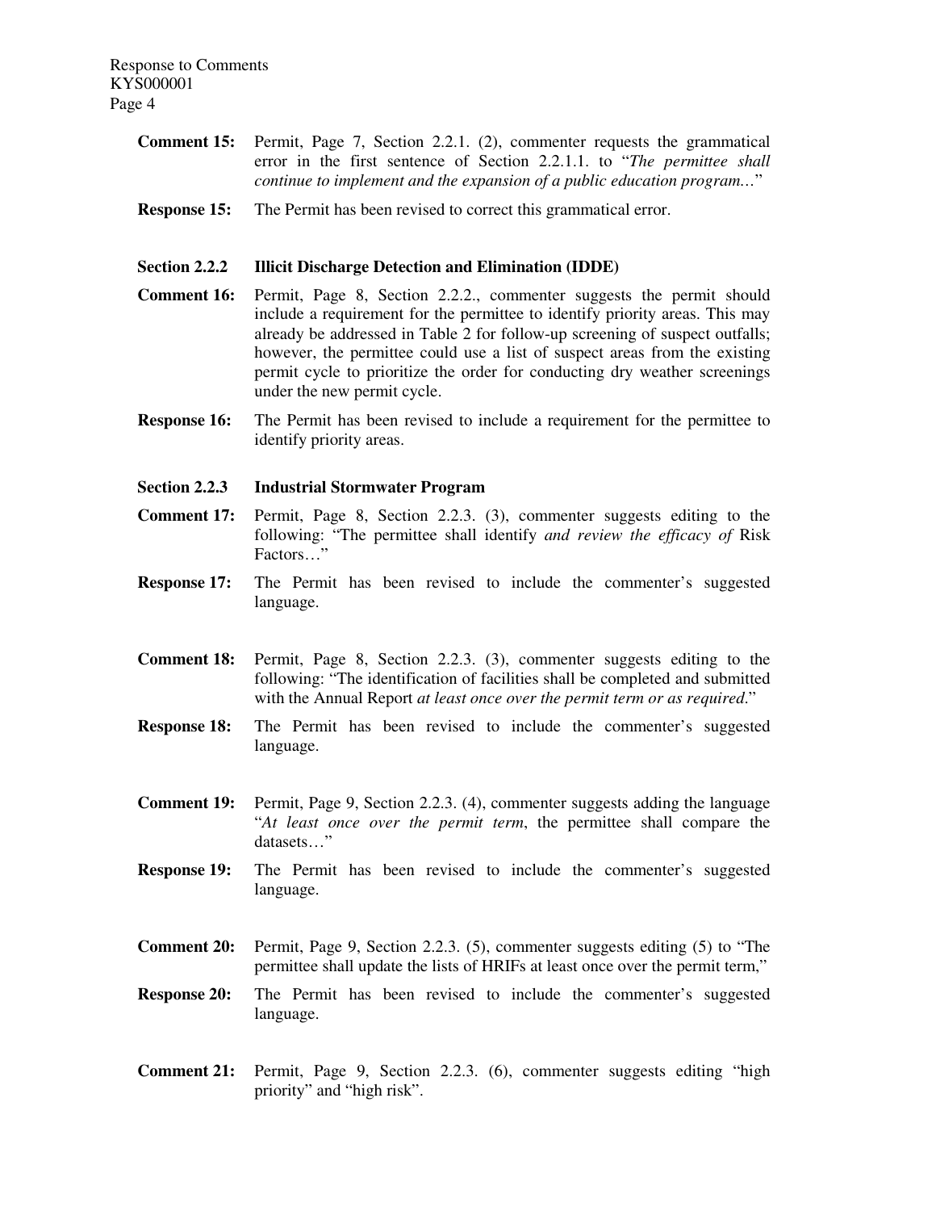**Comment 15:** Permit, Page 7, Section 2.2.1. (2), commenter requests the grammatical error in the first sentence of Section 2.2.1.1. to "*The permittee shall continue to implement and the expansion of a public education program…*"

**Response 15:** The Permit has been revised to correct this grammatical error.

**Section 2.2.2 Illicit Discharge Detection and Elimination (IDDE)**

**Comment 16:** Permit, Page 8, Section 2.2.2., commenter suggests the permit should include a requirement for the permittee to identify priority areas. This may already be addressed in Table 2 for follow-up screening of suspect outfalls; however, the permittee could use a list of suspect areas from the existing permit cycle to prioritize the order for conducting dry weather screenings under the new permit cycle.

**Response 16:** The Permit has been revised to include a requirement for the permittee to identify priority areas.

**Section 2.2.3 Industrial Stormwater Program**

**Comment 17:** Permit, Page 8, Section 2.2.3. (3), commenter suggests editing to the following: "The permittee shall identify *and review the efficacy of* Risk Factors…"

**Response 17:** The Permit has been revised to include the commenter's suggested language.

**Comment 18:** Permit, Page 8, Section 2.2.3. (3), commenter suggests editing to the following: "The identification of facilities shall be completed and submitted with the Annual Report *at least once over the permit term or as required*."

**Response 18:** The Permit has been revised to include the commenter's suggested language.

**Comment 19:** Permit, Page 9, Section 2.2.3. (4), commenter suggests adding the language "*At least once over the permit term*, the permittee shall compare the datasets…"

**Response 19:** The Permit has been revised to include the commenter's suggested language.

**Comment 20:** Permit, Page 9, Section 2.2.3. (5), commenter suggests editing (5) to "The permittee shall update the lists of HRIFs at least once over the permit term,"

**Response 20:** The Permit has been revised to include the commenter's suggested language.

**Comment 21:** Permit, Page 9, Section 2.2.3. (6), commenter suggests editing "high priority" and "high risk".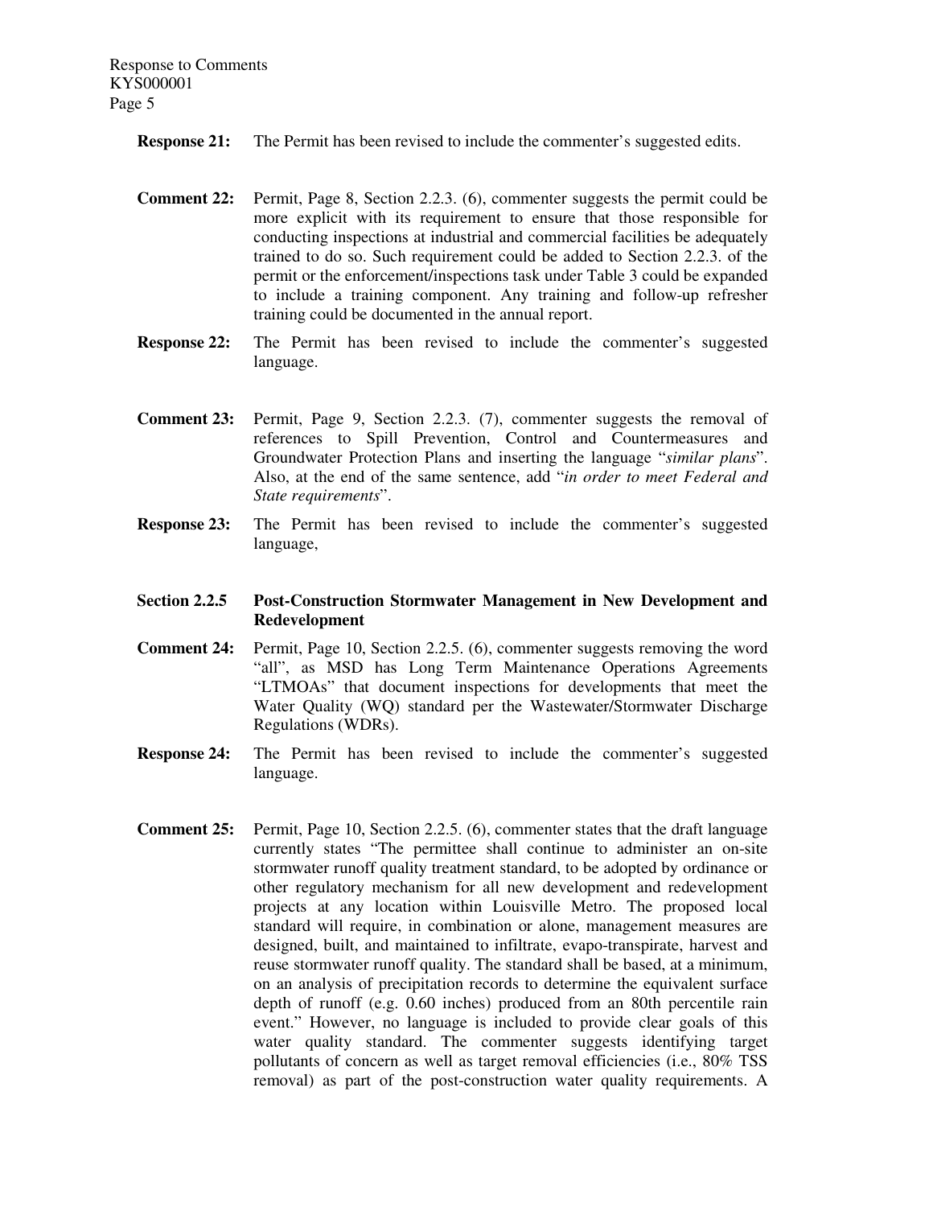**Response 21:** The Permit has been revised to include the commenter's suggested edits.

**Comment 22:** Permit, Page 8, Section 2.2.3. (6), commenter suggests the permit could be more explicit with its requirement to ensure that those responsible for conducting inspections at industrial and commercial facilities be adequately trained to do so. Such requirement could be added to Section 2.2.3. of the permit or the enforcement/inspections task under Table 3 could be expanded to include a training component. Any training and follow-up refresher training could be documented in the annual report.

**Response 22:** The Permit has been revised to include the commenter's suggested language.

**Comment 23:** Permit, Page 9, Section 2.2.3. (7), commenter suggests the removal of references to Spill Prevention, Control and Countermeasures and Groundwater Protection Plans and inserting the language "*similar plans*". Also, at the end of the same sentence, add "*in order to meet Federal and State requirements*".

**Response 23:** The Permit has been revised to include the commenter's suggested language,

**Section 2.2.5 Post-Construction Stormwater Management in New Development and Redevelopment**

**Comment 24:** Permit, Page 10, Section 2.2.5. (6), commenter suggests removing the word "all", as MSD has Long Term Maintenance Operations Agreements "LTMOAs" that document inspections for developments that meet the Water Quality (WQ) standard per the Wastewater/Stormwater Discharge Regulations (WDRs).

**Response 24:** The Permit has been revised to include the commenter's suggested language.

**Comment 25:** Permit, Page 10, Section 2.2.5. (6), commenter states that the draft language currently states "The permittee shall continue to administer an on-site stormwater runoff quality treatment standard, to be adopted by ordinance or other regulatory mechanism for all new development and redevelopment projects at any location within Louisville Metro. The proposed local standard will require, in combination or alone, management measures are designed, built, and maintained to infiltrate, evapo-transpirate, harvest and reuse stormwater runoff quality. The standard shall be based, at a minimum, on an analysis of precipitation records to determine the equivalent surface depth of runoff (e.g. 0.60 inches) produced from an 80th percentile rain event." However, no language is included to provide clear goals of this water quality standard. The commenter suggests identifying target pollutants of concern as well as target removal efficiencies (i.e., 80% TSS removal) as part of the post-construction water quality requirements. A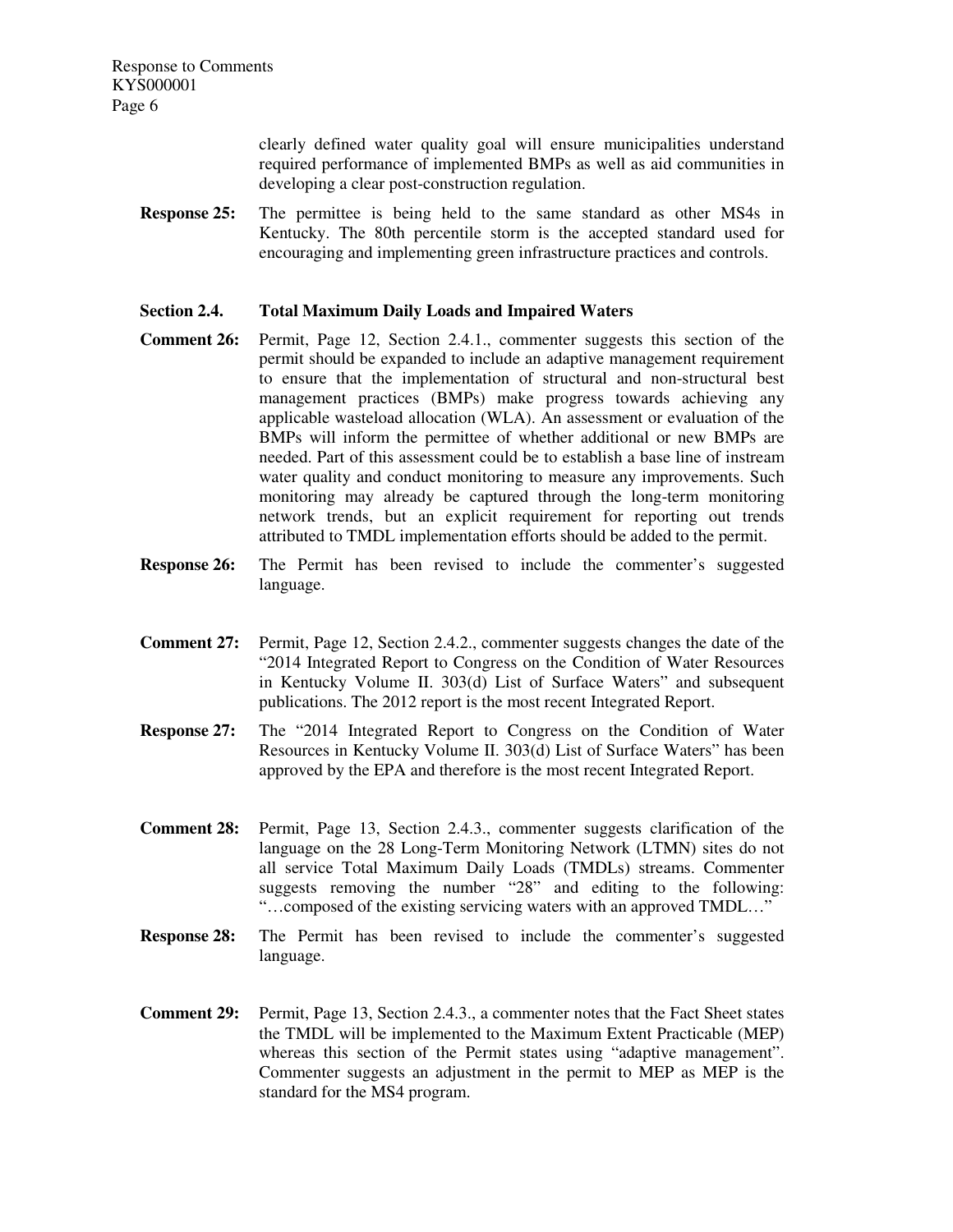clearly defined water quality goal will ensure municipalities understand required performance of implemented BMPs as well as aid communities in developing a clear post-construction regulation.

**Response 25:** The permittee is being held to the same standard as other MS4s in Kentucky. The 80th percentile storm is the accepted standard used for encouraging and implementing green infrastructure practices and controls.

### Section 2.4. Total Maximum Daily Loads and Impaired Waters

**Comment 26:** Permit, Page 12, Section 2.4.1., commenter suggests this section of the permit should be expanded to include an adaptive management requirement to ensure that the implementation of structural and non-structural best management practices (BMPs) make progress towards achieving any applicable wasteload allocation (WLA). An assessment or evaluation of the BMPs will inform the permittee of whether additional or new BMPs are needed. Part of this assessment could be to establish a base line of instream water quality and conduct monitoring to measure any improvements. Such monitoring may already be captured through the long-term monitoring network trends, but an explicit requirement for reporting out trends attributed to TMDL implementation efforts should be added to the permit.

**Response 26:** The Permit has been revised to include the commenter's suggested language.

**Comment 27:** Permit, Page 12, Section 2.4.2., commenter suggests changes the date of the "2014 Integrated Report to Congress on the Condition of Water Resources in Kentucky Volume II. 303(d) List of Surface Waters" and subsequent publications. The 2012 report is the most recent Integrated Report.

**Response 27:** The "2014 Integrated Report to Congress on the Condition of Water Resources in Kentucky Volume II. 303(d) List of Surface Waters" has been approved by the EPA and therefore is the most recent Integrated Report.

**Comment 28:** Permit, Page 13, Section 2.4.3., commenter suggests clarification of the language on the 28 Long-Term Monitoring Network (LTMN) sites do not all service Total Maximum Daily Loads (TMDLs) streams. Commenter suggests removing the number "28" and editing to the following: "…composed of the existing servicing waters with an approved TMDL…"

**Response 28:** The Permit has been revised to include the commenter's suggested language.

**Comment 29:** Permit, Page 13, Section 2.4.3., a commenter notes that the Fact Sheet states the TMDL will be implemented to the Maximum Extent Practicable (MEP) whereas this section of the Permit states using "adaptive management". Commenter suggests an adjustment in the permit to MEP as MEP is the standard for the MS4 program.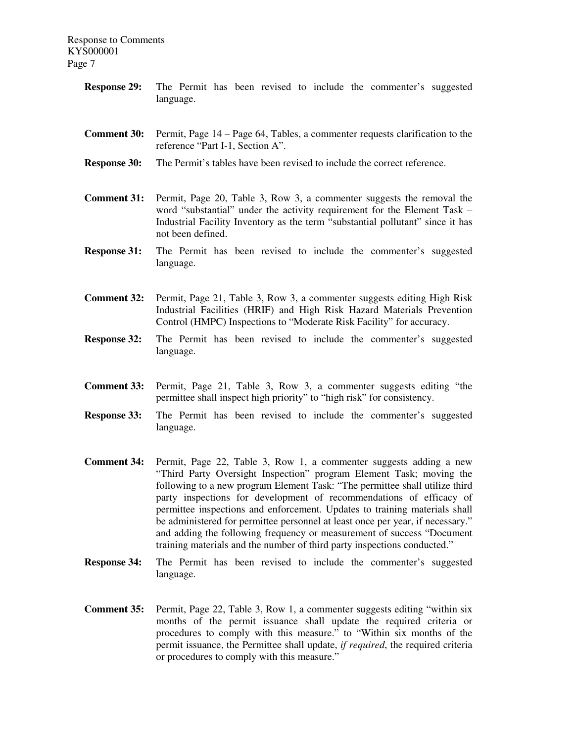**Response 29:** The Permit has been revised to include the commenter's suggested language.

**Comment 30:** Permit, Page 14 – Page 64, Tables, a commenter requests clarification to the reference "Part I-1, Section A".

**Response 30:** The Permit's tables have been revised to include the correct reference.

**Comment 31:** Permit, Page 20, Table 3, Row 3, a commenter suggests the removal the word "substantial" under the activity requirement for the Element Task – Industrial Facility Inventory as the term "substantial pollutant" since it has not been defined.

**Response 31:** The Permit has been revised to include the commenter's suggested language.

**Comment 32:** Permit, Page 21, Table 3, Row 3, a commenter suggests editing High Risk Industrial Facilities (HRIF) and High Risk Hazard Materials Prevention Control (HMPC) Inspections to "Moderate Risk Facility" for accuracy.

**Response 32:** The Permit has been revised to include the commenter's suggested language.

**Comment 33:** Permit, Page 21, Table 3, Row 3, a commenter suggests editing "the permittee shall inspect high priority" to "high risk" for consistency.

**Response 33:** The Permit has been revised to include the commenter's suggested language.

**Comment 34:** Permit, Page 22, Table 3, Row 1, a commenter suggests adding a new "Third Party Oversight Inspection" program Element Task; moving the following to a new program Element Task: "The permittee shall utilize third party inspections for development of recommendations of efficacy of permittee inspections and enforcement. Updates to training materials shall be administered for permittee personnel at least once per year, if necessary." and adding the following frequency or measurement of success "Document training materials and the number of third party inspections conducted."

**Response 34:** The Permit has been revised to include the commenter's suggested language.

**Comment 35:** Permit, Page 22, Table 3, Row 1, a commenter suggests editing "within six months of the permit issuance shall update the required criteria or procedures to comply with this measure." to "Within six months of the permit issuance, the Permittee shall update, *if required*, the required criteria or procedures to comply with this measure."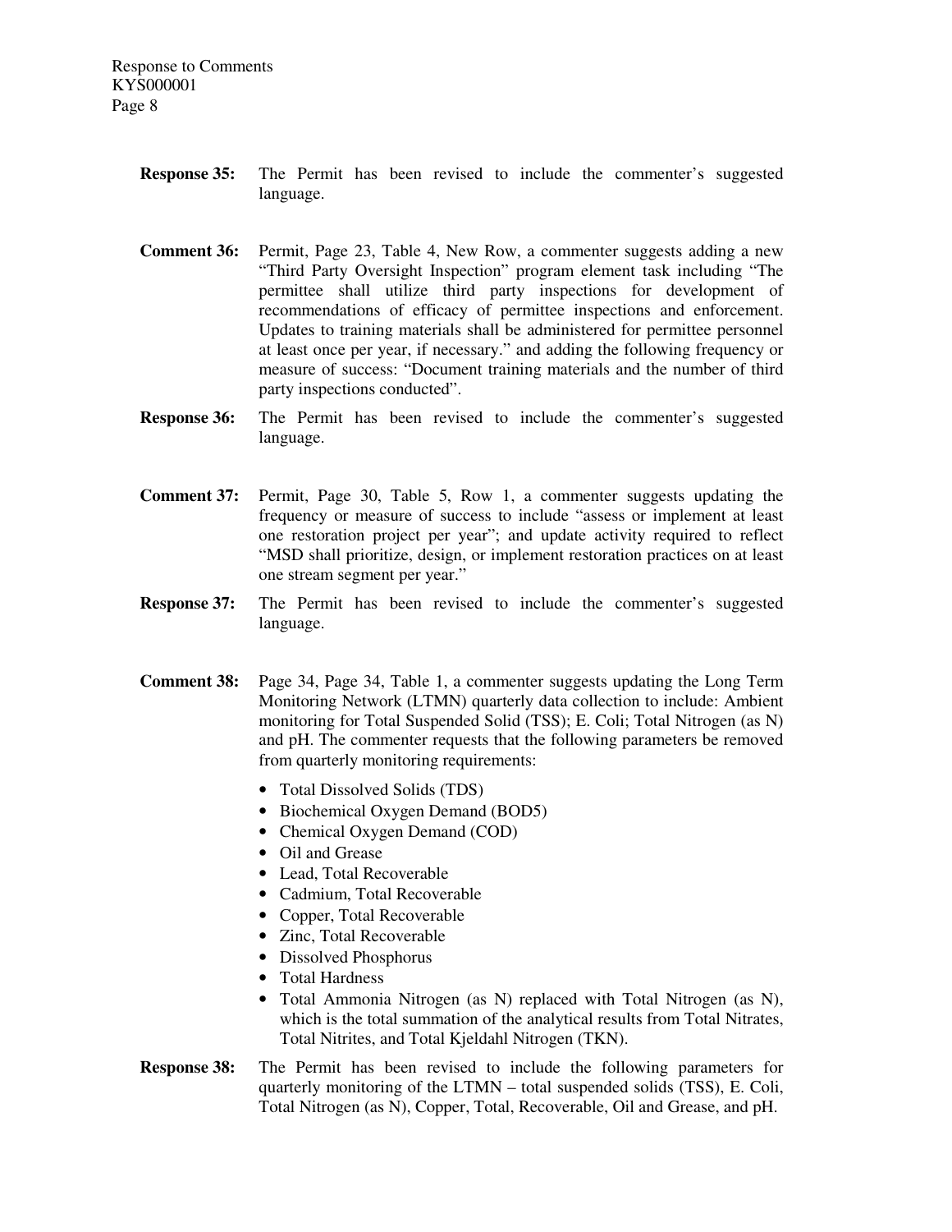**Response 35:** The Permit has been revised to include the commenter's suggested language.

**Comment 36:** Permit, Page 23, Table 4, New Row, a commenter suggests adding a new "Third Party Oversight Inspection" program element task including "The permittee shall utilize third party inspections for development of recommendations of efficacy of permittee inspections and enforcement. Updates to training materials shall be administered for permittee personnel at least once per year, if necessary." and adding the following frequency or measure of success: "Document training materials and the number of third party inspections conducted".

**Response 36:** The Permit has been revised to include the commenter's suggested language.

**Comment 37:** Permit, Page 30, Table 5, Row 1, a commenter suggests updating the frequency or measure of success to include "assess or implement at least one restoration project per year"; and update activity required to reflect "MSD shall prioritize, design, or implement restoration practices on at least one stream segment per year."

**Response 37:** The Permit has been revised to include the commenter's suggested language.

**Comment 38:** Page 34, Page 34, Table 1, a commenter suggests updating the Long Term Monitoring Network (LTMN) quarterly data collection to include: Ambient monitoring for Total Suspended Solid (TSS); E. Coli; Total Nitrogen (as N) and pH. The commenter requests that the following parameters be removed from quarterly monitoring requirements:

- Total Dissolved Solids (TDS)
- Biochemical Oxygen Demand (BOD5)
- Chemical Oxygen Demand (COD)
- Oil and Grease
- Lead, Total Recoverable
- Cadmium, Total Recoverable
- Copper, Total Recoverable
- Zinc, Total Recoverable
- Dissolved Phosphorus
- Total Hardness
- Total Ammonia Nitrogen (as N) replaced with Total Nitrogen (as N), which is the total summation of the analytical results from Total Nitrates, Total Nitrites, and Total Kjeldahl Nitrogen (TKN).

**Response 38:** The Permit has been revised to include the following parameters for quarterly monitoring of the LTMN – total suspended solids (TSS), E. Coli, Total Nitrogen (as N), Copper, Total, Recoverable, Oil and Grease, and pH.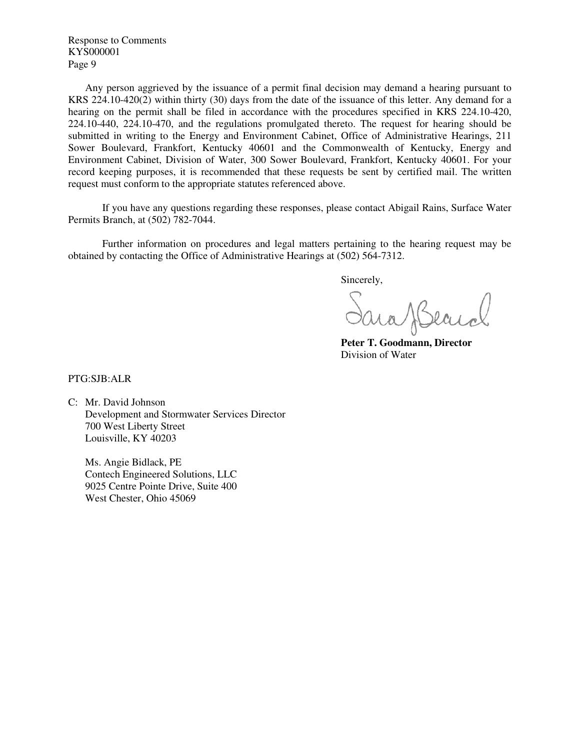Response to Comments
KYS000001
Page 9

Any person aggrieved by the issuance of a permit final decision may demand a hearing pursuant to KRS 224.10-420(2) within thirty (30) days from the date of the issuance of this letter. Any demand for a hearing on the permit shall be filed in accordance with the procedures specified in KRS 224.10-420, 224.10-440, 224.10-470, and the regulations promulgated thereto. The request for hearing should be submitted in writing to the Energy and Environment Cabinet, Office of Administrative Hearings, 211 Sower Boulevard, Frankfort, Kentucky 40601 and the Commonwealth of Kentucky, Energy and Environment Cabinet, Division of Water, 300 Sower Boulevard, Frankfort, Kentucky 40601. For your record keeping purposes, it is recommended that these requests be sent by certified mail. The written request must conform to the appropriate statutes referenced above.

If you have any questions regarding these responses, please contact Abigail Rains, Surface Water Permits Branch, at (502) 782-7044.

Further information on procedures and legal matters pertaining to the hearing request may be obtained by contacting the Office of Administrative Hearings at (502) 564-7312.

Sincerely,

Sara J Beard

**Peter T. Goodmann, Director**
Division of Water

PTG:SJB:ALR

C: Mr. David Johnson
Development and Stormwater Services Director
700 West Liberty Street
Louisville, KY 40203

Ms. Angie Bidlack, PE
Contech Engineered Solutions, LLC
9025 Centre Pointe Drive, Suite 400
West Chester, Ohio 45069